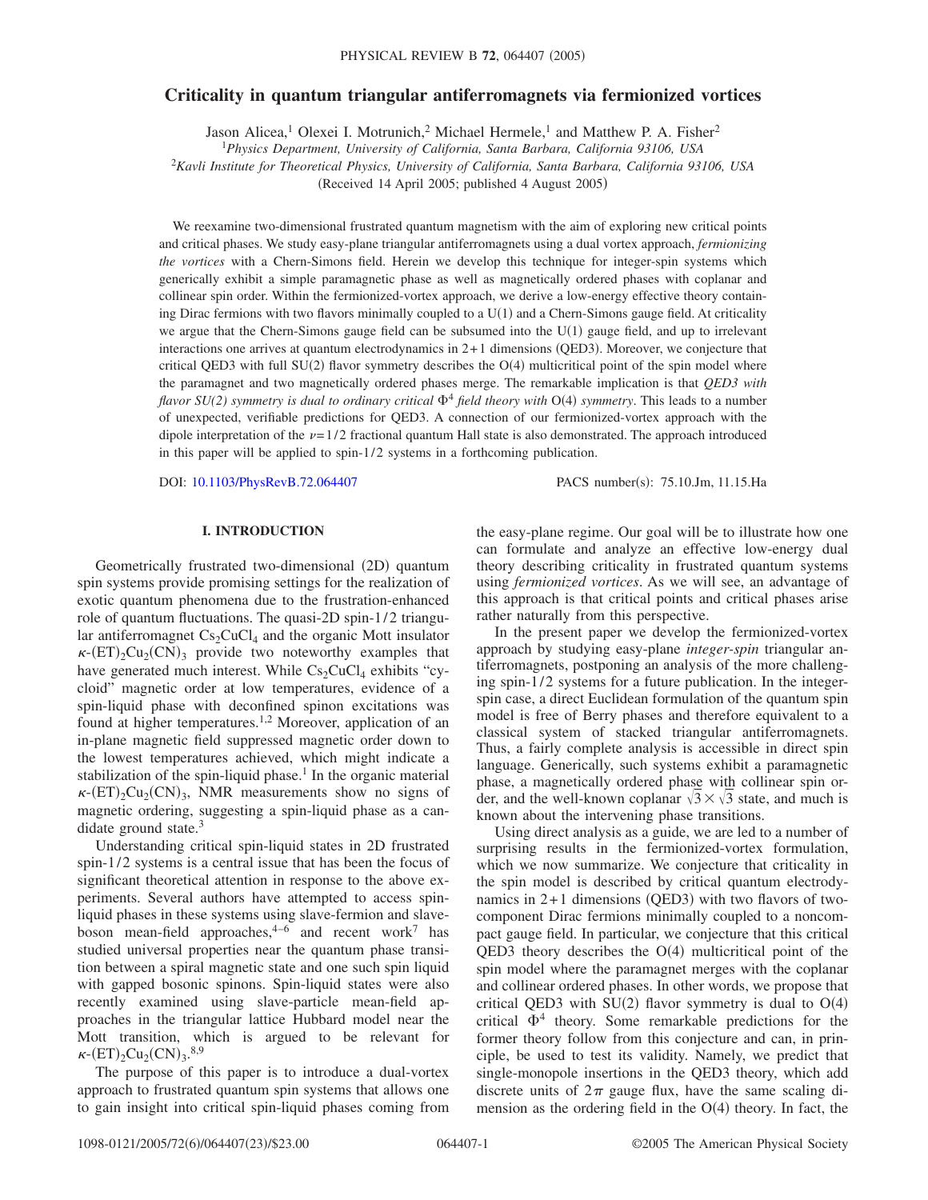# Criticality in quantum triangular antiferromagnets via fermionized vortices

Jason Alicea,[1] Olexei I. Motrunich,[2] Michael Hermele,[1] and Matthew P. A. Fisher[2]

[1]*Physics Department, University of California, Santa Barbara, California 93106, USA*

[2]*Kavli Institute for Theoretical Physics, University of California, Santa Barbara, California 93106, USA*

(Received 14 April 2005; published 4 August 2005)

We reexamine two-dimensional frustrated quantum magnetism with the aim of exploring new critical points and critical phases. We study easy-plane triangular antiferromagnets using a dual vortex approach, *fermionizing the vortices* with a Chern-Simons field. Herein we develop this technique for integer-spin systems which generically exhibit a simple paramagnetic phase as well as magnetically ordered phases with coplanar and collinear spin order. Within the fermionized-vortex approach, we derive a low-energy effective theory containing Dirac fermions with two flavors minimally coupled to a U(1) and a Chern-Simons gauge field. At criticality we argue that the Chern-Simons gauge field can be subsumed into the U(1) gauge field, and up to irrelevant interactions one arrives at quantum electrodynamics in 2+1 dimensions (QED3). Moreover, we conjecture that critical QED3 with full SU(2) flavor symmetry describes the O(4) multicritical point of the spin model where the paramagnet and two magnetically ordered phases merge. The remarkable implication is that *QED3 with flavor SU(2) symmetry is dual to ordinary critical $\Phi^4$ field theory with* O(4) *symmetry*. This leads to a number of unexpected, verifiable predictions for QED3. A connection of our fermionized-vortex approach with the dipole interpretation of the $\nu=1/2$ fractional quantum Hall state is also demonstrated. The approach introduced in this paper will be applied to spin-1/2 systems in a forthcoming publication.

DOI: 10.1103/PhysRevB.72.064407 PACS number(s): 75.10.Jm, 11.15.Ha

## I. INTRODUCTION

Geometrically frustrated two-dimensional (2D) quantum spin systems provide promising settings for the realization of exotic quantum phenomena due to the frustration-enhanced role of quantum fluctuations. The quasi-2D spin-1/2 triangular antiferromagnet $Cs_2CuCl_4$ and the organic Mott insulator $\kappa$-$(ET)_2Cu_2(CN)_3$ provide two noteworthy examples that have generated much interest. While $Cs_2CuCl_4$ exhibits "cycloid" magnetic order at low temperatures, evidence of a spin-liquid phase with deconfined spinon excitations was found at higher temperatures.[1,2] Moreover, application of an in-plane magnetic field suppressed magnetic order down to the lowest temperatures achieved, which might indicate a stabilization of the spin-liquid phase.[1] In the organic material $\kappa$-$(ET)_2Cu_2(CN)_3$, NMR measurements show no signs of magnetic ordering, suggesting a spin-liquid phase as a candidate ground state.[3]

Understanding critical spin-liquid states in 2D frustrated spin-1/2 systems is a central issue that has been the focus of significant theoretical attention in response to the above experiments. Several authors have attempted to access spin-liquid phases in these systems using slave-fermion and slave-boson mean-field approaches,[4–6] and recent work[7] has studied universal properties near the quantum phase transition between a spiral magnetic state and one such spin liquid with gapped bosonic spinons. Spin-liquid states were also recently examined using slave-particle mean-field approaches in the triangular lattice Hubbard model near the Mott transition, which is argued to be relevant for $\kappa$-$(ET)_2Cu_2(CN)_3$.[8,9]

The purpose of this paper is to introduce a dual-vortex approach to frustrated quantum spin systems that allows one to gain insight into critical spin-liquid phases coming from the easy-plane regime. Our goal will be to illustrate how one can formulate and analyze an effective low-energy dual theory describing criticality in frustrated quantum systems using *fermionized vortices*. As we will see, an advantage of this approach is that critical points and critical phases arise rather naturally from this perspective.

In the present paper we develop the fermionized-vortex approach by studying easy-plane *integer-spin* triangular antiferromagnets, postponing an analysis of the more challenging spin-1/2 systems for a future publication. In the integer-spin case, a direct Euclidean formulation of the quantum spin model is free of Berry phases and therefore equivalent to a classical system of stacked triangular antiferromagnets. Thus, a fairly complete analysis is accessible in direct spin language. Generically, such systems exhibit a paramagnetic phase, a magnetically ordered phase with collinear spin order, and the well-known coplanar $\sqrt{3}\times\sqrt{3}$ state, and much is known about the intervening phase transitions.

Using direct analysis as a guide, we are led to a number of surprising results in the fermionized-vortex formulation, which we now summarize. We conjecture that criticality in the spin model is described by critical quantum electrodynamics in 2+1 dimensions (QED3) with two flavors of two-component Dirac fermions minimally coupled to a noncompact gauge field. In particular, we conjecture that this critical QED3 theory describes the O(4) multicritical point of the spin model where the paramagnet merges with the coplanar and collinear ordered phases. In other words, we propose that critical QED3 with SU(2) flavor symmetry is dual to O(4) critical $\Phi^4$ theory. Some remarkable predictions for the former theory follow from this conjecture and can, in principle, be used to test its validity. Namely, we predict that single-monopole insertions in the QED3 theory, which add discrete units of $2\pi$ gauge flux, have the same scaling dimension as the ordering field in the O(4) theory. In fact, the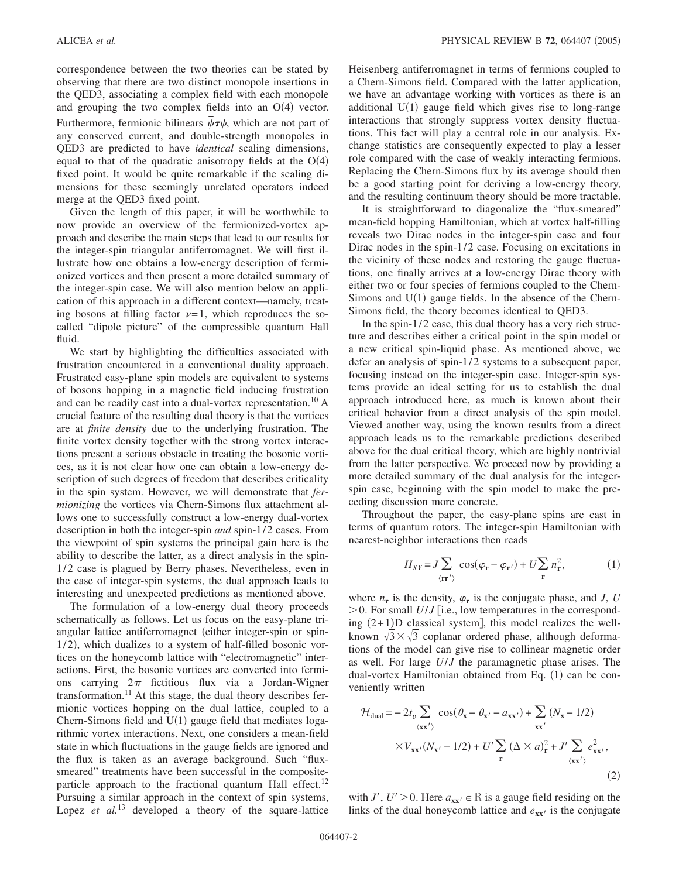correspondence between the two theories can be stated by observing that there are two distinct monopole insertions in the QED3, associating a complex field with each monopole and grouping the two complex fields into an O(4) vector. Furthermore, fermionic bilinears $\bar{\psi}\boldsymbol{\tau}\psi$, which are not part of any conserved current, and double-strength monopoles in QED3 are predicted to have *identical* scaling dimensions, equal to that of the quadratic anisotropy fields at the O(4) fixed point. It would be quite remarkable if the scaling dimensions for these seemingly unrelated operators indeed merge at the QED3 fixed point.

Given the length of this paper, it will be worthwhile to now provide an overview of the fermionized-vortex approach and describe the main steps that lead to our results for the integer-spin triangular antiferromagnet. We will first illustrate how one obtains a low-energy description of fermionized vortices and then present a more detailed summary of the integer-spin case. We will also mention below an application of this approach in a different context—namely, treating bosons at filling factor $\nu=1$, which reproduces the so-called "dipole picture" of the compressible quantum Hall fluid.

We start by highlighting the difficulties associated with frustration encountered in a conventional duality approach. Frustrated easy-plane spin models are equivalent to systems of bosons hopping in a magnetic field inducing frustration and can be readily cast into a dual-vortex representation.[10] A crucial feature of the resulting dual theory is that the vortices are at *finite density* due to the underlying frustration. The finite vortex density together with the strong vortex interactions present a serious obstacle in treating the bosonic vortices, as it is not clear how one can obtain a low-energy description of such degrees of freedom that describes criticality in the spin system. However, we will demonstrate that *fermionizing* the vortices via Chern-Simons flux attachment allows one to successfully construct a low-energy dual-vortex description in both the integer-spin *and* spin-1/2 cases. From the viewpoint of spin systems the principal gain here is the ability to describe the latter, as a direct analysis in the spin-1/2 case is plagued by Berry phases. Nevertheless, even in the case of integer-spin systems, the dual approach leads to interesting and unexpected predictions as mentioned above.

The formulation of a low-energy dual theory proceeds schematically as follows. Let us focus on the easy-plane triangular lattice antiferromagnet (either integer-spin or spin-1/2), which dualizes to a system of half-filled bosonic vortices on the honeycomb lattice with "electromagnetic" interactions. First, the bosonic vortices are converted into fermions carrying $2\pi$ fictitious flux via a Jordan-Wigner transformation.[11] At this stage, the dual theory describes fermionic vortices hopping on the dual lattice, coupled to a Chern-Simons field and U(1) gauge field that mediates logarithmic vortex interactions. Next, one considers a mean-field state in which fluctuations in the gauge fields are ignored and the flux is taken as an average background. Such "flux-smeared" treatments have been successful in the composite-particle approach to the fractional quantum Hall effect.[12] Pursuing a similar approach in the context of spin systems, Lopez *et al.*[13] developed a theory of the square-lattice Heisenberg antiferromagnet in terms of fermions coupled to a Chern-Simons field. Compared with the latter application, we have an advantage working with vortices as there is an additional U(1) gauge field which gives rise to long-range interactions that strongly suppress vortex density fluctuations. This fact will play a central role in our analysis. Exchange statistics are consequently expected to play a lesser role compared with the case of weakly interacting fermions. Replacing the Chern-Simons flux by its average should then be a good starting point for deriving a low-energy theory, and the resulting continuum theory should be more tractable.

It is straightforward to diagonalize the "flux-smeared" mean-field hopping Hamiltonian, which at vortex half-filling reveals two Dirac nodes in the integer-spin case and four Dirac nodes in the spin-1/2 case. Focusing on excitations in the vicinity of these nodes and restoring the gauge fluctuations, one finally arrives at a low-energy Dirac theory with either two or four species of fermions coupled to the Chern-Simons and U(1) gauge fields. In the absence of the Chern-Simons field, the theory becomes identical to QED3.

In the spin-1/2 case, this dual theory has a very rich structure and describes either a critical point in the spin model or a new critical spin-liquid phase. As mentioned above, we defer an analysis of spin-1/2 systems to a subsequent paper, focusing instead on the integer-spin case. Integer-spin systems provide an ideal setting for us to establish the dual approach introduced here, as much is known about their critical behavior from a direct analysis of the spin model. Viewed another way, using the known results from a direct approach leads us to the remarkable predictions described above for the dual critical theory, which are highly nontrivial from the latter perspective. We proceed now by providing a more detailed summary of the dual analysis for the integer-spin case, beginning with the spin model to make the preceding discussion more concrete.

Throughout the paper, the easy-plane spins are cast in terms of quantum rotors. The integer-spin Hamiltonian with nearest-neighbor interactions then reads

$$H_{XY} = J\sum_{\langle \mathbf{r}\mathbf{r}'\rangle} \cos(\varphi_{\mathbf{r}} - \varphi_{\mathbf{r}'}) + U\sum_{\mathbf{r}} n_{\mathbf{r}}^2, \tag{1}$$

where $n_{\mathbf{r}}$ is the density, $\varphi_{\mathbf{r}}$ is the conjugate phase, and $J$, $U > 0$. For small $U/J$ [i.e., low temperatures in the corresponding (2+1)D classical system], this model realizes the well-known $\sqrt{3}\times\sqrt{3}$ coplanar ordered phase, although deformations of the model can give rise to collinear magnetic order as well. For large $U/J$ the paramagnetic phase arises. The dual-vortex Hamiltonian obtained from Eq. (1) can be conveniently written

$$\begin{aligned}\mathcal{H}_{\text{dual}} = &-2t_v\sum_{\langle \mathbf{x}\mathbf{x}'\rangle} \cos(\theta_{\mathbf{x}} - \theta_{\mathbf{x}'} - a_{\mathbf{x}\mathbf{x}'}) + \sum_{\mathbf{x}\mathbf{x}'} (N_{\mathbf{x}} - 1/2) \\ &\times V_{\mathbf{x}\mathbf{x}'}(N_{\mathbf{x}'} - 1/2) + U'\sum_{\mathbf{r}} (\Delta\times a)_{\mathbf{r}}^2 + J'\sum_{\langle \mathbf{x}\mathbf{x}'\rangle} e_{\mathbf{x}\mathbf{x}'}^2,\end{aligned} \tag{2}$$

with $J'$, $U' > 0$. Here $a_{\mathbf{x}\mathbf{x}'} \in \mathbb{R}$ is a gauge field residing on the links of the dual honeycomb lattice and $e_{\mathbf{x}\mathbf{x}'}$ is the conjugate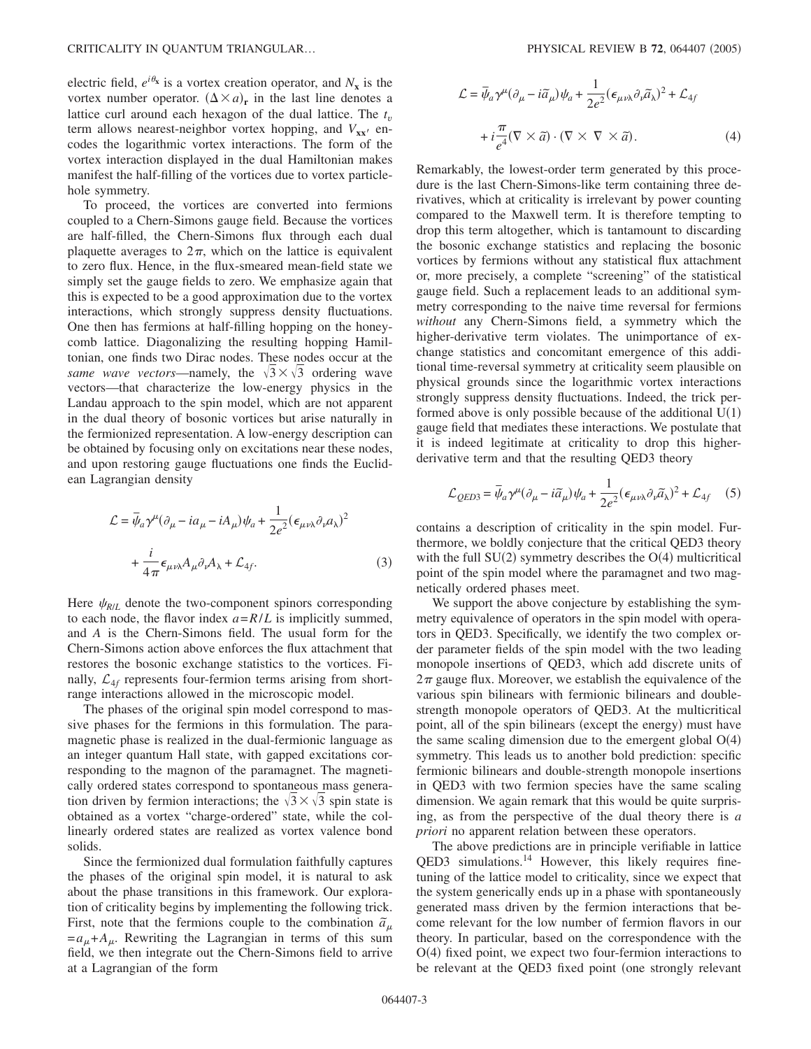electric field, $e^{i\theta_{\mathbf{x}}}$ is a vortex creation operator, and $N_{\mathbf{x}}$ is the vortex number operator. $(\Delta\times a)_{\mathbf{r}}$ in the last line denotes a lattice curl around each hexagon of the dual lattice. The $t_v$ term allows nearest-neighbor vortex hopping, and $V_{\mathbf{x}\mathbf{x}'}$ encodes the logarithmic vortex interactions. The form of the vortex interaction displayed in the dual Hamiltonian makes manifest the half-filling of the vortices due to vortex particle-hole symmetry.

To proceed, the vortices are converted into fermions coupled to a Chern-Simons gauge field. Because the vortices are half-filled, the Chern-Simons flux through each dual plaquette averages to $2\pi$, which on the lattice is equivalent to zero flux. Hence, in the flux-smeared mean-field state we simply set the gauge fields to zero. We emphasize again that this is expected to be a good approximation due to the vortex interactions, which strongly suppress density fluctuations. One then has fermions at half-filling hopping on the honeycomb lattice. Diagonalizing the resulting hopping Hamiltonian, one finds two Dirac nodes. These nodes occur at the *same wave vectors*—namely, the $\sqrt{3}\times\sqrt{3}$ ordering wave vectors—that characterize the low-energy physics in the Landau approach to the spin model, which are not apparent in the dual theory of bosonic vortices but arise naturally in the fermionized representation. A low-energy description can be obtained by focusing only on excitations near these nodes, and upon restoring gauge fluctuations one finds the Euclidean Lagrangian density

$$\mathcal{L} = \bar{\psi}_a\gamma^\mu(\partial_\mu - ia_\mu - iA_\mu)\psi_a + \frac{1}{2e^2}(\epsilon_{\mu\nu\lambda}\partial_\nu a_\lambda)^2 + \frac{i}{4\pi}\epsilon_{\mu\nu\lambda}A_\mu\partial_\nu A_\lambda + \mathcal{L}_{4f}. \quad (3)$$

Here $\psi_{R/L}$ denote the two-component spinors corresponding to each node, the flavor index $a=R/L$ is implicitly summed, and $A$ is the Chern-Simons field. The usual form for the Chern-Simons action above enforces the flux attachment that restores the bosonic exchange statistics to the vortices. Finally, $\mathcal{L}_{4f}$ represents four-fermion terms arising from short-range interactions allowed in the microscopic model.

The phases of the original spin model correspond to massive phases for the fermions in this formulation. The paramagnetic phase is realized in the dual-fermionic language as an integer quantum Hall state, with gapped excitations corresponding to the magnon of the paramagnet. The magnetically ordered states correspond to spontaneous mass generation driven by fermion interactions; the $\sqrt{3}\times\sqrt{3}$ spin state is obtained as a vortex "charge-ordered" state, while the collinearly ordered states are realized as vortex valence bond solids.

Since the fermionized dual formulation faithfully captures the phases of the original spin model, it is natural to ask about the phase transitions in this framework. Our exploration of criticality begins by implementing the following trick. First, note that the fermions couple to the combination $\tilde{a}_\mu = a_\mu + A_\mu$. Rewriting the Lagrangian in terms of this sum field, we then integrate out the Chern-Simons field to arrive at a Lagrangian of the form

$$\mathcal{L} = \bar{\psi}_a\gamma^\mu(\partial_\mu - i\tilde{a}_\mu)\psi_a + \frac{1}{2e^2}(\epsilon_{\mu\nu\lambda}\partial_\nu\tilde{a}_\lambda)^2 + \mathcal{L}_{4f} + i\frac{\pi}{e^4}(\nabla\times\tilde{a})\cdot(\nabla\times\nabla\times\tilde{a}). \quad (4)$$

Remarkably, the lowest-order term generated by this procedure is the last Chern-Simons-like term containing three derivatives, which at criticality is irrelevant by power counting compared to the Maxwell term. It is therefore tempting to drop this term altogether, which is tantamount to discarding the bosonic exchange statistics and replacing the bosonic vortices by fermions without any statistical flux attachment or, more precisely, a complete "screening" of the statistical gauge field. Such a replacement leads to an additional symmetry corresponding to the naive time reversal for fermions *without* any Chern-Simons field, a symmetry which the higher-derivative term violates. The unimportance of exchange statistics and concomitant emergence of this additional time-reversal symmetry at criticality seem plausible on physical grounds since the logarithmic vortex interactions strongly suppress density fluctuations. Indeed, the trick performed above is only possible because of the additional U(1) gauge field that mediates these interactions. We postulate that it is indeed legitimate at criticality to drop this higher-derivative term and that the resulting QED3 theory

$$\mathcal{L}_{QED3} = \bar{\psi}_a\gamma^\mu(\partial_\mu - i\tilde{a}_\mu)\psi_a + \frac{1}{2e^2}(\epsilon_{\mu\nu\lambda}\partial_\nu\tilde{a}_\lambda)^2 + \mathcal{L}_{4f} \quad (5)$$

contains a description of criticality in the spin model. Furthermore, we boldly conjecture that the critical QED3 theory with the full SU(2) symmetry describes the O(4) multicritical point of the spin model where the paramagnet and two magnetically ordered phases meet.

We support the above conjecture by establishing the symmetry equivalence of operators in the spin model with operators in QED3. Specifically, we identify the two complex order parameter fields of the spin model with the two leading monopole insertions of QED3, which add discrete units of $2\pi$ gauge flux. Moreover, we establish the equivalence of the various spin bilinears with fermionic bilinears and double-strength monopole operators of QED3. At the multicritical point, all of the spin bilinears (except the energy) must have the same scaling dimension due to the emergent global O(4) symmetry. This leads us to another bold prediction: specific fermionic bilinears and double-strength monopole insertions in QED3 with two fermion species have the same scaling dimension. We again remark that this would be quite surprising, as from the perspective of the dual theory there is *a priori* no apparent relation between these operators.

The above predictions are in principle verifiable in lattice QED3 simulations.[14] However, this likely requires fine-tuning of the lattice model to criticality, since we expect that the system generically ends up in a phase with spontaneously generated mass driven by the fermion interactions that become relevant for the low number of fermion flavors in our theory. In particular, based on the correspondence with the O(4) fixed point, we expect two four-fermion interactions to be relevant at the QED3 fixed point (one strongly relevant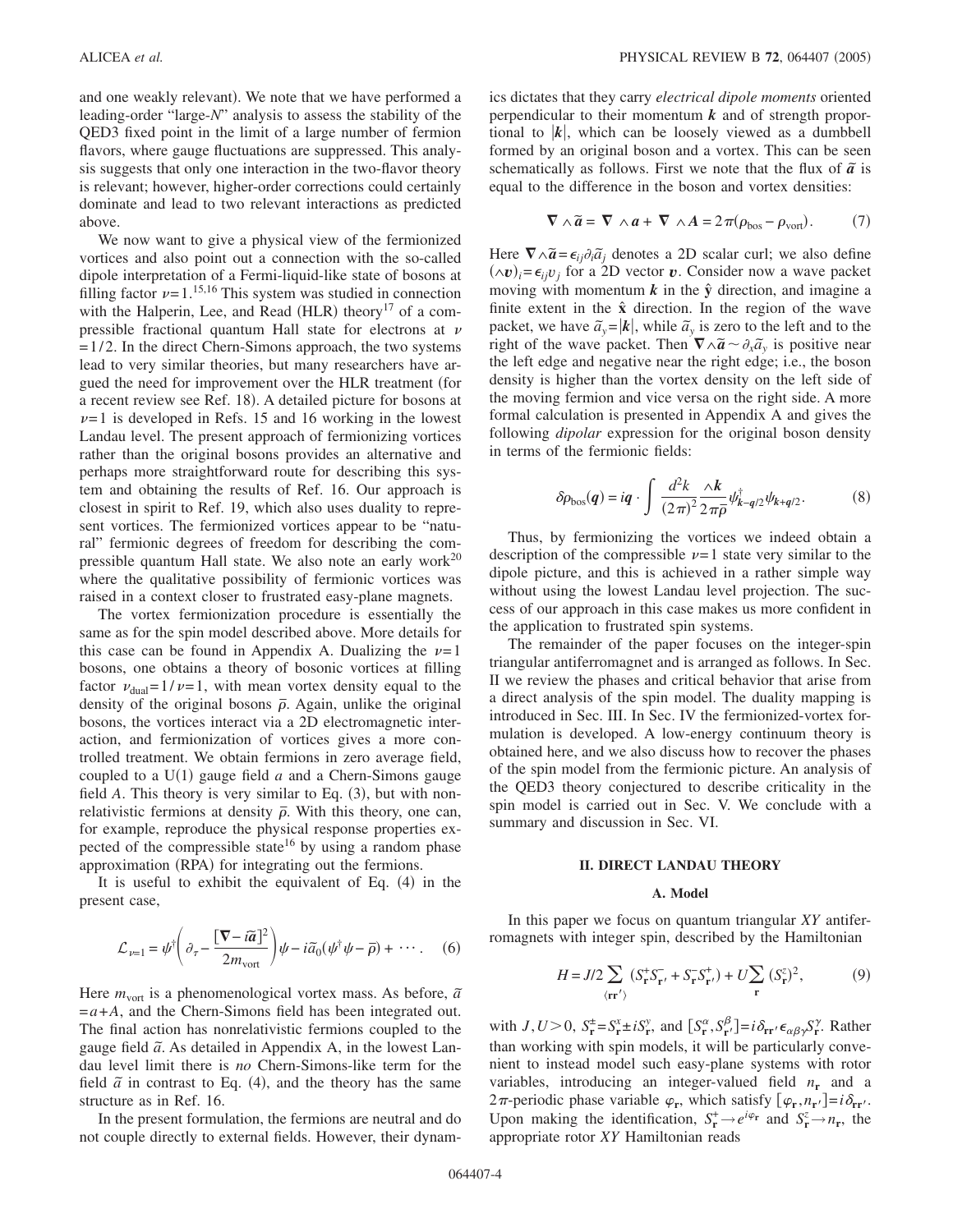and one weakly relevant). We note that we have performed a leading-order "large-$N$" analysis to assess the stability of the QED3 fixed point in the limit of a large number of fermion flavors, where gauge fluctuations are suppressed. This analysis suggests that only one interaction in the two-flavor theory is relevant; however, higher-order corrections could certainly dominate and lead to two relevant interactions as predicted above.

We now want to give a physical view of the fermionized vortices and also point out a connection with the so-called dipole interpretation of a Fermi-liquid-like state of bosons at filling factor $\nu=1$.[15,16] This system was studied in connection with the Halperin, Lee, and Read (HLR) theory[17] of a compressible fractional quantum Hall state for electrons at $\nu=1/2$. In the direct Chern-Simons approach, the two systems lead to very similar theories, but many researchers have argued the need for improvement over the HLR treatment (for a recent review see Ref. 18). A detailed picture for bosons at $\nu=1$ is developed in Refs. 15 and 16 working in the lowest Landau level. The present approach of fermionizing vortices rather than the original bosons provides an alternative and perhaps more straightforward route for describing this system and obtaining the results of Ref. 16. Our approach is closest in spirit to Ref. 19, which also uses duality to represent vortices. The fermionized vortices appear to be "natural" fermionic degrees of freedom for describing the compressible quantum Hall state. We also note an early work[20] where the qualitative possibility of fermionic vortices was raised in a context closer to frustrated easy-plane magnets.

The vortex fermionization procedure is essentially the same as for the spin model described above. More details for this case can be found in Appendix A. Dualizing the $\nu=1$ bosons, one obtains a theory of bosonic vortices at filling factor $\nu_{\rm dual}=1/\nu=1$, with mean vortex density equal to the density of the original bosons $\bar{\rho}$. Again, unlike the original bosons, the vortices interact via a 2D electromagnetic interaction, and fermionization of vortices gives a more controlled treatment. We obtain fermions in zero average field, coupled to a U(1) gauge field $a$ and a Chern-Simons gauge field $A$. This theory is very similar to Eq. (3), but with nonrelativistic fermions at density $\bar{\rho}$. With this theory, one can, for example, reproduce the physical response properties expected of the compressible state[16] by using a random phase approximation (RPA) for integrating out the fermions.

It is useful to exhibit the equivalent of Eq. (4) in the present case,

$$\mathcal{L}_{\nu=1} = \psi^\dagger\left(\partial_\tau - \frac{[\nabla - i\tilde{a}]^2}{2m_{\rm vort}}\right)\psi - i\tilde{a}_0(\psi^\dagger\psi - \bar{\rho}) + \cdots . \quad (6)$$

Here $m_{\rm vort}$ is a phenomenological vortex mass. As before, $\tilde{a}=a+A$, and the Chern-Simons field has been integrated out. The final action has nonrelativistic fermions coupled to the gauge field $\tilde{a}$. As detailed in Appendix A, in the lowest Landau level limit there is *no* Chern-Simons-like term for the field $\tilde{a}$ in contrast to Eq. (4), and the theory has the same structure as in Ref. 16.

In the present formulation, the fermions are neutral and do not couple directly to external fields. However, their dynamics dictates that they carry *electrical dipole moments* oriented perpendicular to their momentum $\boldsymbol{k}$ and of strength proportional to $|\boldsymbol{k}|$, which can be loosely viewed as a dumbbell formed by an original boson and a vortex. This can be seen schematically as follows. First we note that the flux of $\tilde{\boldsymbol{a}}$ is equal to the difference in the boson and vortex densities:

$$\nabla \wedge \tilde{\boldsymbol{a}} = \nabla \wedge \boldsymbol{a} + \nabla \wedge \boldsymbol{A} = 2\pi(\rho_{\rm bos} - \rho_{\rm vort}). \quad (7)$$

Here $\nabla\wedge\tilde{\boldsymbol{a}} = \epsilon_{ij}\partial_i\tilde{a}_j$ denotes a 2D scalar curl; we also define $(\wedge \boldsymbol{v})_i = \epsilon_{ij}v_j$ for a 2D vector $\boldsymbol{v}$. Consider now a wave packet moving with momentum $\boldsymbol{k}$ in the $\hat{\mathbf{y}}$ direction, and imagine a finite extent in the $\hat{\mathbf{x}}$ direction. In the region of the wave packet, we have $\tilde{a}_y = |\boldsymbol{k}|$, while $\tilde{a}_y$ is zero to the left and to the right of the wave packet. Then $\nabla\wedge\tilde{\boldsymbol{a}} \sim \partial_x\tilde{a}_y$ is positive near the left edge and negative near the right edge; i.e., the boson density is higher than the vortex density on the left side of the moving fermion and vice versa on the right side. A more formal calculation is presented in Appendix A and gives the following *dipolar* expression for the original boson density in terms of the fermionic fields:

$$\delta\rho_{\rm bos}(\boldsymbol{q}) = i\boldsymbol{q}\cdot\int \frac{d^2k}{(2\pi)^2}\frac{\wedge\boldsymbol{k}}{2\pi\bar{\rho}}\psi^\dagger_{\boldsymbol{k}-\boldsymbol{q}/2}\psi_{\boldsymbol{k}+\boldsymbol{q}/2}. \quad (8)$$

Thus, by fermionizing the vortices we indeed obtain a description of the compressible $\nu=1$ state very similar to the dipole picture, and this is achieved in a rather simple way without using the lowest Landau level projection. The success of our approach in this case makes us more confident in the application to frustrated spin systems.

The remainder of the paper focuses on the integer-spin triangular antiferromagnet and is arranged as follows. In Sec. II we review the phases and critical behavior that arise from a direct analysis of the spin model. The duality mapping is introduced in Sec. III. In Sec. IV the fermionized-vortex formulation is developed. A low-energy continuum theory is obtained here, and we also discuss how to recover the phases of the spin model from the fermionic picture. An analysis of the QED3 theory conjectured to describe criticality in the spin model is carried out in Sec. V. We conclude with a summary and discussion in Sec. VI.

## II. DIRECT LANDAU THEORY

### A. Model

In this paper we focus on quantum triangular $XY$ antiferromagnets with integer spin, described by the Hamiltonian

$$H = J/2\sum_{\langle\mathbf{rr}'\rangle}(S^+_{\mathbf{r}}S^-_{\mathbf{r}'} + S^-_{\mathbf{r}}S^+_{\mathbf{r}'}) + U\sum_{\mathbf{r}}(S^z_{\mathbf{r}})^2, \quad (9)$$

with $J,U>0$, $S^\pm_{\mathbf{r}} = S^x_{\mathbf{r}} \pm iS^y_{\mathbf{r}}$, and $[S^\alpha_{\mathbf{r}}, S^\beta_{\mathbf{r}'}] = i\delta_{\mathbf{rr}'}\epsilon_{\alpha\beta\gamma}S^\gamma_{\mathbf{r}}$. Rather than working with spin models, it will be particularly convenient to instead model such easy-plane systems with rotor variables, introducing an integer-valued field $n_{\mathbf{r}}$ and a $2\pi$-periodic phase variable $\varphi_{\mathbf{r}}$, which satisfy $[\varphi_{\mathbf{r}}, n_{\mathbf{r}'}] = i\delta_{\mathbf{rr}'}$. Upon making the identification, $S^+_{\mathbf{r}} \to e^{i\varphi_{\mathbf{r}}}$ and $S^z_{\mathbf{r}} \to n_{\mathbf{r}}$, the appropriate rotor $XY$ Hamiltonian reads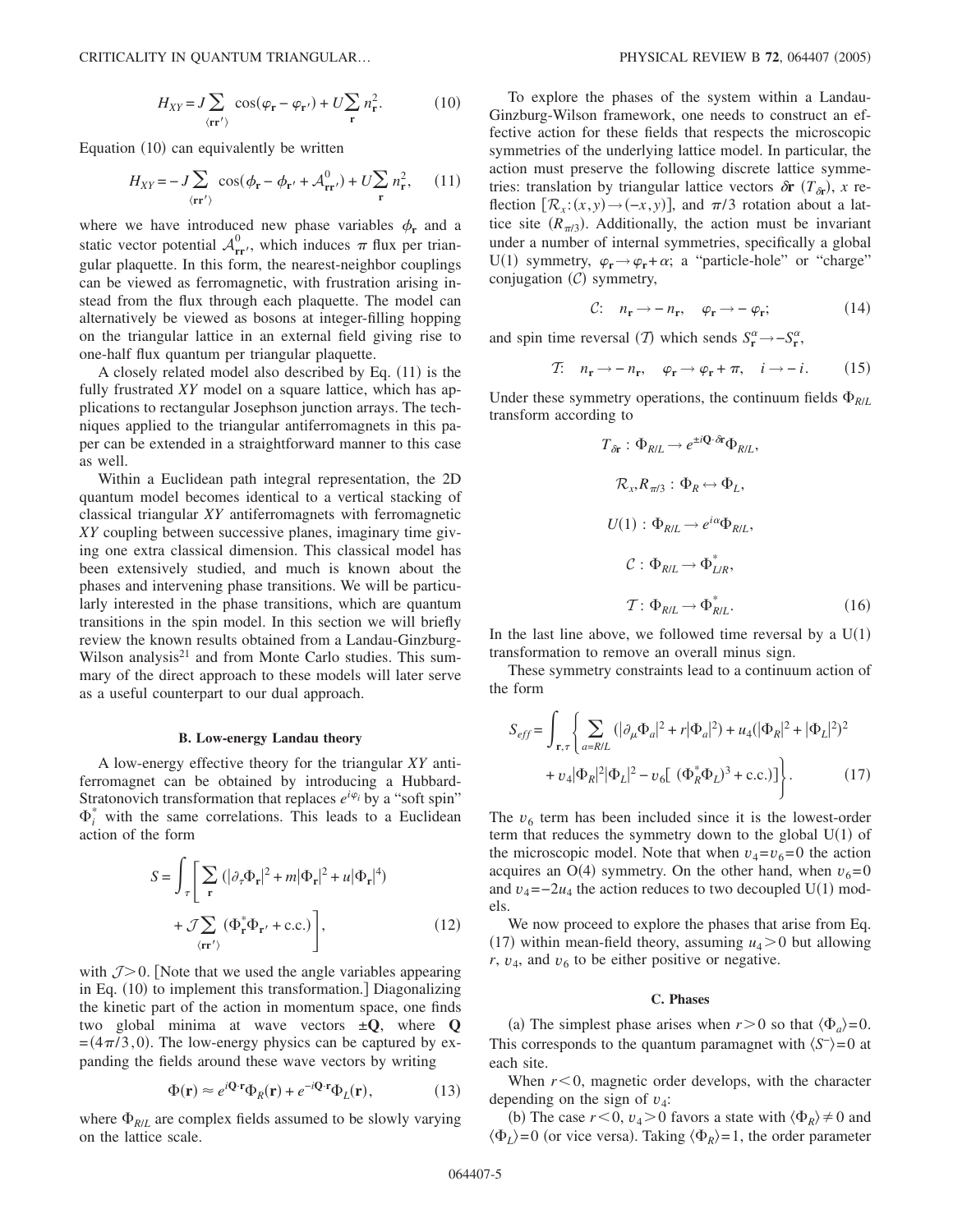$$H_{XY} = J\sum_{\langle \mathbf{r}\mathbf{r}'\rangle} \cos(\varphi_{\mathbf{r}} - \varphi_{\mathbf{r}'}) + U\sum_{\mathbf{r}} n_{\mathbf{r}}^2. \tag{10}$$

Equation (10) can equivalently be written

$$H_{XY} = -J\sum_{\langle \mathbf{r}\mathbf{r}'\rangle} \cos(\phi_{\mathbf{r}} - \phi_{\mathbf{r}'} + \mathcal{A}^0_{\mathbf{r}\mathbf{r}'}) + U\sum_{\mathbf{r}} n_{\mathbf{r}}^2, \tag{11}$$

where we have introduced new phase variables $\phi_{\mathbf{r}}$ and a static vector potential $\mathcal{A}^0_{\mathbf{r}\mathbf{r}'}$, which induces $\pi$ flux per triangular plaquette. In this form, the nearest-neighbor couplings can be viewed as ferromagnetic, with frustration arising instead from the flux through each plaquette. The model can alternatively be viewed as bosons at integer-filling hopping on the triangular lattice in an external field giving rise to one-half flux quantum per triangular plaquette.

A closely related model also described by Eq. (11) is the fully frustrated $XY$ model on a square lattice, which has applications to rectangular Josephson junction arrays. The techniques applied to the triangular antiferromagnets in this paper can be extended in a straightforward manner to this case as well.

Within a Euclidean path integral representation, the 2D quantum model becomes identical to a vertical stacking of classical triangular $XY$ antiferromagnets with ferromagnetic $XY$ coupling between successive planes, imaginary time giving one extra classical dimension. This classical model has been extensively studied, and much is known about the phases and intervening phase transitions. We will be particularly interested in the phase transitions, which are quantum transitions in the spin model. In this section we will briefly review the known results obtained from a Landau-Ginzburg-Wilson analysis[21] and from Monte Carlo studies. This summary of the direct approach to these models will later serve as a useful counterpart to our dual approach.

### B. Low-energy Landau theory

A low-energy effective theory for the triangular $XY$ antiferromagnet can be obtained by introducing a Hubbard-Stratonovich transformation that replaces $e^{i\varphi_i}$ by a "soft spin" $\Phi_i^*$ with the same correlations. This leads to a Euclidean action of the form

$$S = \int_\tau \left[ \sum_{\mathbf{r}} (|\partial_\tau \Phi_{\mathbf{r}}|^2 + m|\Phi_{\mathbf{r}}|^2 + u|\Phi_{\mathbf{r}}|^4) + \mathcal{J}\sum_{\langle \mathbf{r}\mathbf{r}'\rangle} (\Phi_{\mathbf{r}}^* \Phi_{\mathbf{r}'} + \text{c.c.}) \right], \tag{12}$$

with $\mathcal{J}>0$. [Note that we used the angle variables appearing in Eq. (10) to implement this transformation.] Diagonalizing the kinetic part of the action in momentum space, one finds two global minima at wave vectors $\pm\mathbf{Q}$, where $\mathbf{Q} = (4\pi/3, 0)$. The low-energy physics can be captured by expanding the fields around these wave vectors by writing

$$\Phi(\mathbf{r}) \approx e^{i\mathbf{Q}\cdot\mathbf{r}}\Phi_R(\mathbf{r}) + e^{-i\mathbf{Q}\cdot\mathbf{r}}\Phi_L(\mathbf{r}), \tag{13}$$

where $\Phi_{R/L}$ are complex fields assumed to be slowly varying on the lattice scale.

To explore the phases of the system within a Landau-Ginzburg-Wilson framework, one needs to construct an effective action for these fields that respects the microscopic symmetries of the underlying lattice model. In particular, the action must preserve the following discrete lattice symmetries: translation by triangular lattice vectors $\delta\mathbf{r}$ ($T_{\delta\mathbf{r}}$), $x$ reflection [$\mathcal{R}_x:(x,y)\to(-x,y)$], and $\pi/3$ rotation about a lattice site ($R_{\pi/3}$). Additionally, the action must be invariant under a number of internal symmetries, specifically a global U(1) symmetry, $\varphi_{\mathbf{r}} \to \varphi_{\mathbf{r}} + \alpha$; a "particle-hole" or "charge" conjugation ($\mathcal{C}$) symmetry,

$$\mathcal{C}: \quad n_{\mathbf{r}} \to -n_{\mathbf{r}}, \quad \varphi_{\mathbf{r}} \to -\varphi_{\mathbf{r}}; \tag{14}$$

and spin time reversal ($\mathcal{T}$) which sends $S^\alpha_{\mathbf{r}} \to -S^\alpha_{\mathbf{r}}$,

$$\mathcal{T}: \quad n_{\mathbf{r}} \to -n_{\mathbf{r}}, \quad \varphi_{\mathbf{r}} \to \varphi_{\mathbf{r}} + \pi, \quad i \to -i. \tag{15}$$

Under these symmetry operations, the continuum fields $\Phi_{R/L}$ transform according to

$$\begin{aligned}
T_{\delta\mathbf{r}} &: \Phi_{R/L} \to e^{\pm i\mathbf{Q}\cdot\delta\mathbf{r}}\Phi_{R/L}, \\
\mathcal{R}_x, R_{\pi/3} &: \Phi_R \leftrightarrow \Phi_L, \\
U(1) &: \Phi_{R/L} \to e^{i\alpha}\Phi_{R/L}, \\
\mathcal{C} &: \Phi_{R/L} \to \Phi^*_{L/R}, \\
\mathcal{T} &: \Phi_{R/L} \to \Phi^*_{R/L}.
\end{aligned} \tag{16}$$

In the last line above, we followed time reversal by a U(1) transformation to remove an overall minus sign.

These symmetry constraints lead to a continuum action of the form

$$S_{eff} = \int_{\mathbf{r},\tau} \left\{ \sum_{a=R/L} (|\partial_\mu \Phi_a|^2 + r|\Phi_a|^2) + u_4(|\Phi_R|^2 + |\Phi_L|^2)^2 + v_4|\Phi_R|^2|\Phi_L|^2 - v_6[(\Phi_R^*\Phi_L)^3 + \text{c.c.})] \right\}. \tag{17}$$

The $v_6$ term has been included since it is the lowest-order term that reduces the symmetry down to the global U(1) of the microscopic model. Note that when $v_4 = v_6 = 0$ the action acquires an O(4) symmetry. On the other hand, when $v_6 = 0$ and $v_4 = -2u_4$ the action reduces to two decoupled U(1) models.

We now proceed to explore the phases that arise from Eq. (17) within mean-field theory, assuming $u_4 > 0$ but allowing $r$, $v_4$, and $v_6$ to be either positive or negative.

### C. Phases

(a) The simplest phase arises when $r > 0$ so that $\langle\Phi_a\rangle = 0$. This corresponds to the quantum paramagnet with $\langle S^-\rangle = 0$ at each site.

When $r < 0$, magnetic order develops, with the character depending on the sign of $v_4$:

(b) The case $r < 0$, $v_4 > 0$ favors a state with $\langle\Phi_R\rangle \neq 0$ and $\langle\Phi_L\rangle = 0$ (or vice versa). Taking $\langle\Phi_R\rangle = 1$, the order parameter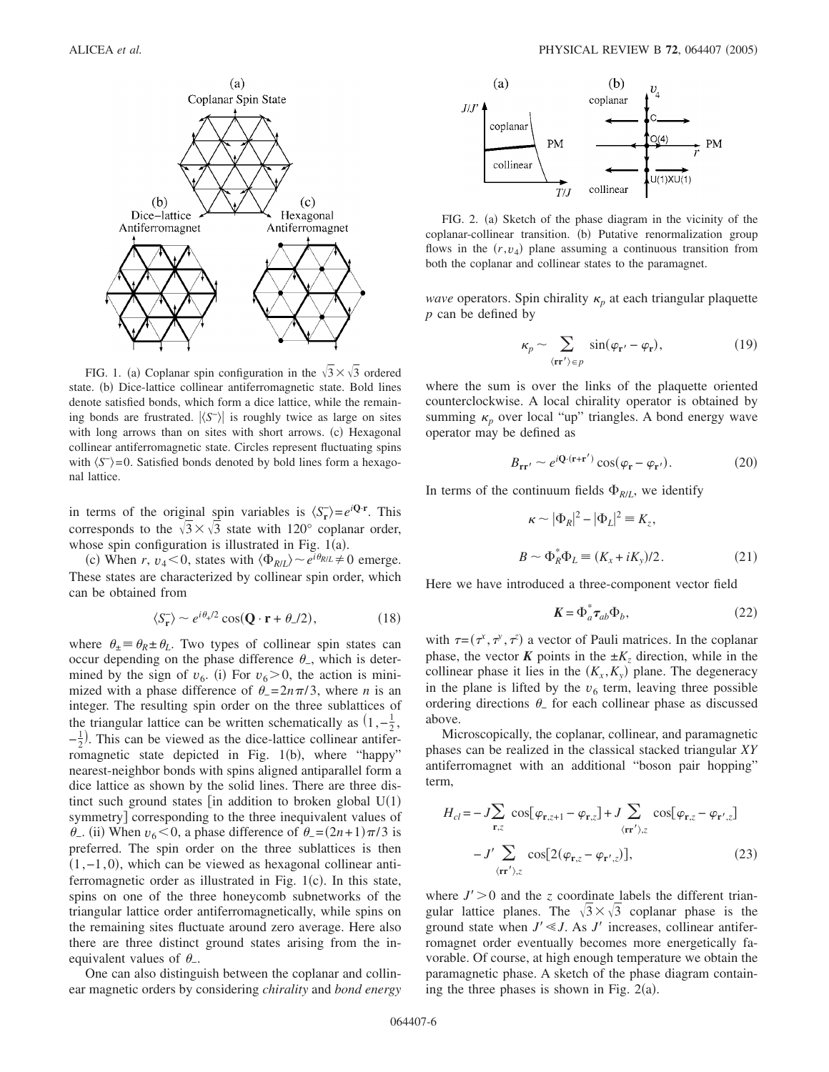FIG. 1. (a) Coplanar spin configuration in the $\sqrt{3}\times\sqrt{3}$ ordered state. (b) Dice-lattice collinear antiferromagnetic state. Bold lines denote satisfied bonds, which form a dice lattice, while the remaining bonds are frustrated. $|\langle S^- \rangle|$ is roughly twice as large on sites with long arrows than on sites with short arrows. (c) Hexagonal collinear antiferromagnetic state. Circles represent fluctuating spins with $\langle S^- \rangle = 0$. Satisfied bonds denoted by bold lines form a hexagonal lattice.

in terms of the original spin variables is $\langle S_{\mathbf{r}}^- \rangle = e^{i\mathbf{Q}\cdot\mathbf{r}}$. This corresponds to the $\sqrt{3}\times\sqrt{3}$ state with 120° coplanar order, whose spin configuration is illustrated in Fig. 1(a).

(c) When $r$, $v_4 < 0$, states with $\langle \Phi_{R/L} \rangle \sim e^{i\theta_{R/L}} \neq 0$ emerge. These states are characterized by collinear spin order, which can be obtained from

$$\langle S_{\mathbf{r}}^- \rangle \sim e^{i\theta_+/2} \cos(\mathbf{Q}\cdot\mathbf{r} + \theta_-/2), \tag{18}$$

where $\theta_\pm \equiv \theta_R \pm \theta_L$. Two types of collinear spin states can occur depending on the phase difference $\theta_-$, which is determined by the sign of $v_6$. (i) For $v_6 > 0$, the action is minimized with a phase difference of $\theta_- = 2n\pi/3$, where $n$ is an integer. The resulting spin order on the three sublattices of the triangular lattice can be written schematically as $(1, -\frac{1}{2}, -\frac{1}{2})$. This can be viewed as the dice-lattice collinear antiferromagnetic state depicted in Fig. 1(b), where "happy" nearest-neighbor bonds with spins aligned antiparallel form a dice lattice as shown by the solid lines. There are three distinct such ground states [in addition to broken global U(1) symmetry] corresponding to the three inequivalent values of $\theta_-$. (ii) When $v_6 < 0$, a phase difference of $\theta_- = (2n+1)\pi/3$ is preferred. The spin order on the three sublattices is then $(1, -1, 0)$, which can be viewed as hexagonal collinear antiferromagnetic order as illustrated in Fig. 1(c). In this state, spins on one of the three honeycomb subnetworks of the triangular lattice order antiferromagnetically, while spins on the remaining sites fluctuate around zero average. Here also there are three distinct ground states arising from the inequivalent values of $\theta_-$.

One can also distinguish between the coplanar and collinear magnetic orders by considering *chirality* and *bond energy wave* operators. Spin chirality $\kappa_p$ at each triangular plaquette $p$ can be defined by

FIG. 2. (a) Sketch of the phase diagram in the vicinity of the coplanar-collinear transition. (b) Putative renormalization group flows in the $(r, v_4)$ plane assuming a continuous transition from both the coplanar and collinear states to the paramagnet.

$$\kappa_p \sim \sum_{\langle \mathbf{r}\mathbf{r}' \rangle \in p} \sin(\varphi_{\mathbf{r}'} - \varphi_{\mathbf{r}}), \tag{19}$$

where the sum is over the links of the plaquette oriented counterclockwise. A local chirality operator is obtained by summing $\kappa_p$ over local "up" triangles. A bond energy wave operator may be defined as

$$B_{\mathbf{r}\mathbf{r}'} \sim e^{i\mathbf{Q}\cdot(\mathbf{r}+\mathbf{r}')} \cos(\varphi_{\mathbf{r}} - \varphi_{\mathbf{r}'}). \tag{20}$$

In terms of the continuum fields $\Phi_{R/L}$, we identify

$$\kappa \sim |\Phi_R|^2 - |\Phi_L|^2 \equiv K_z,$$

$$B \sim \Phi_R^* \Phi_L \equiv (K_x + iK_y)/2. \tag{21}$$

Here we have introduced a three-component vector field

$$\boldsymbol{K} = \Phi_a^* \boldsymbol{\tau}_{ab} \Phi_b, \tag{22}$$

with $\tau = (\tau^x, \tau^y, \tau^z)$ a vector of Pauli matrices. In the coplanar phase, the vector $\boldsymbol{K}$ points in the $\pm K_z$ direction, while in the collinear phase it lies in the $(K_x, K_y)$ plane. The degeneracy in the plane is lifted by the $v_6$ term, leaving three possible ordering directions $\theta_-$ for each collinear phase as discussed above.

Microscopically, the coplanar, collinear, and paramagnetic phases can be realized in the classical stacked triangular *XY* antiferromagnet with an additional "boson pair hopping" term,

$$H_{cl} = -J \sum_{\mathbf{r},z} \cos[\varphi_{\mathbf{r},z+1} - \varphi_{\mathbf{r},z}] + J \sum_{\langle \mathbf{r}\mathbf{r}' \rangle, z} \cos[\varphi_{\mathbf{r},z} - \varphi_{\mathbf{r}',z}]$$
$$- J' \sum_{\langle \mathbf{r}\mathbf{r}' \rangle, z} \cos[2(\varphi_{\mathbf{r},z} - \varphi_{\mathbf{r}',z})], \tag{23}$$

where $J' > 0$ and the $z$ coordinate labels the different triangular lattice planes. The $\sqrt{3}\times\sqrt{3}$ coplanar phase is the ground state when $J' \ll J$. As $J'$ increases, collinear antiferromagnet order eventually becomes more energetically favorable. Of course, at high enough temperature we obtain the paramagnetic phase. A sketch of the phase diagram containing the three phases is shown in Fig. 2(a).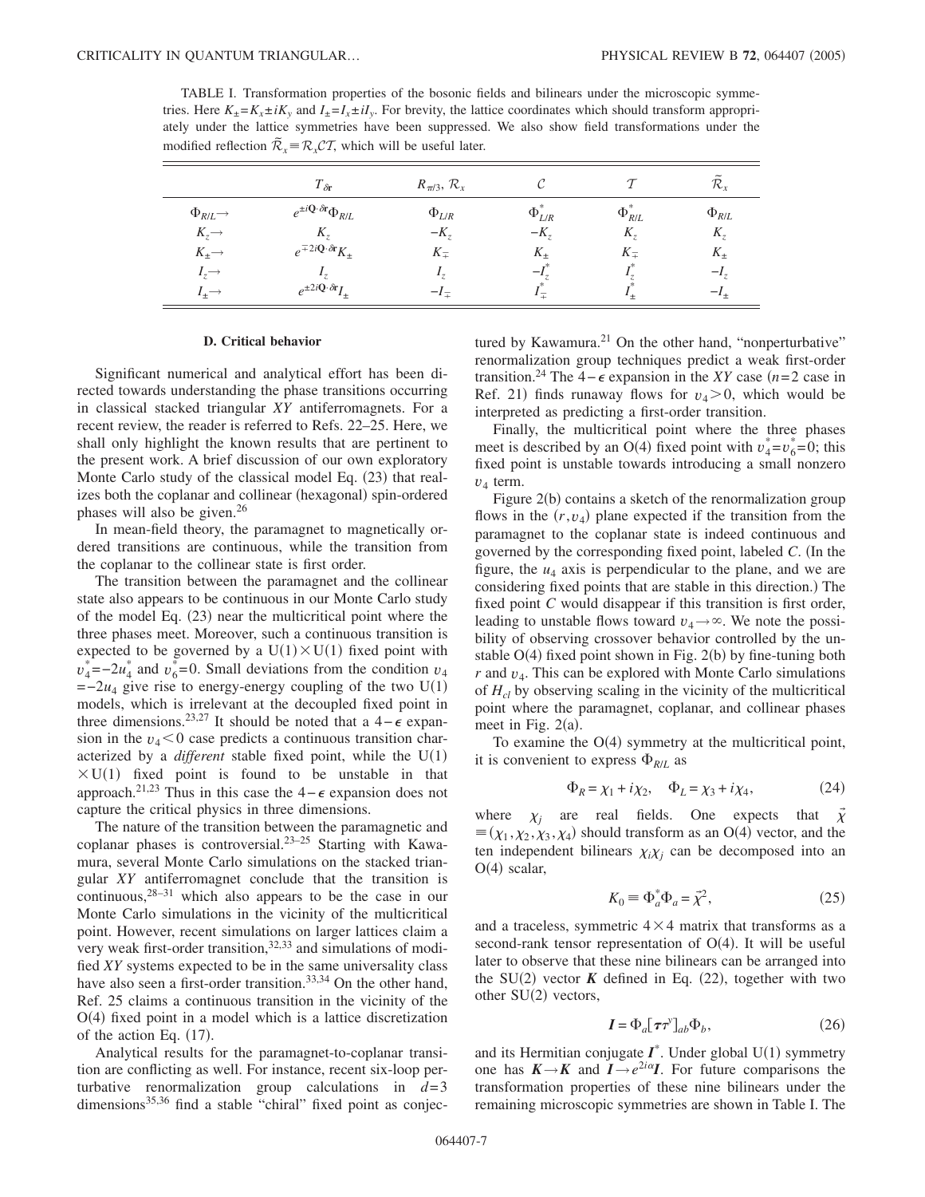TABLE I. Transformation properties of the bosonic fields and bilinears under the microscopic symmetries. Here $K_{\pm}=K_x\pm iK_y$ and $I_{\pm}=I_x\pm iI_y$. For brevity, the lattice coordinates which should transform appropriately under the lattice symmetries have been suppressed. We also show field transformations under the modified reflection $\widetilde{\mathcal{R}}_x \equiv \mathcal{R}_x\mathcal{CT}$, which will be useful later.

| | $T_{\delta\mathbf{r}}$ | $R_{\pi/3}$, $\mathcal{R}_x$ | $\mathcal{C}$ | $\mathcal{T}$ | $\widetilde{\mathcal{R}}_x$ |
|---|---|---|---|---|---|
| $\Phi_{R/L}\rightarrow$ | $e^{\pm i\mathbf{Q}\cdot\delta\mathbf{r}}\Phi_{R/L}$ | $\Phi_{L/R}$ | $\Phi^*_{L/R}$ | $\Phi^*_{R/L}$ | $\Phi_{R/L}$ |
| $K_z\rightarrow$ | $K_z$ | $-K_z$ | $-K_z$ | $K_z$ | $K_z$ |
| $K_{\pm}\rightarrow$ | $e^{\mp 2i\mathbf{Q}\cdot\delta\mathbf{r}}K_{\pm}$ | $K_{\mp}$ | $K_{\pm}$ | $K_{\mp}$ | $K_{\pm}$ |
| $I_z\rightarrow$ | $I_z$ | $I_z$ | $-I^*_z$ | $I^*_z$ | $-I_z$ |
| $I_{\pm}\rightarrow$ | $e^{\pm 2i\mathbf{Q}\cdot\delta\mathbf{r}}I_{\pm}$ | $-I_{\mp}$ | $I^*_{\mp}$ | $I^*_{\pm}$ | $-I_{\pm}$ |

### D. Critical behavior

Significant numerical and analytical effort has been directed towards understanding the phase transitions occurring in classical stacked triangular *XY* antiferromagnets. For a recent review, the reader is referred to Refs. 22–25. Here, we shall only highlight the known results that are pertinent to the present work. A brief discussion of our own exploratory Monte Carlo study of the classical model Eq. (23) that realizes both the coplanar and collinear (hexagonal) spin-ordered phases will also be given.[26]

In mean-field theory, the paramagnet to magnetically ordered transitions are continuous, while the transition from the coplanar to the collinear state is first order.

The transition between the paramagnet and the collinear state also appears to be continuous in our Monte Carlo study of the model Eq. (23) near the multicritical point where the three phases meet. Moreover, such a continuous transition is expected to be governed by a $\mathrm{U}(1)\times\mathrm{U}(1)$ fixed point with $v_4^*=-2u_4^*$ and $v_6^*=0$. Small deviations from the condition $v_4=-2u_4$ give rise to energy-energy coupling of the two U(1) models, which is irrelevant at the decoupled fixed point in three dimensions.[23,27] It should be noted that a $4-\epsilon$ expansion in the $v_4<0$ case predicts a continuous transition characterized by a *different* stable fixed point, while the $\mathrm{U}(1)\times\mathrm{U}(1)$ fixed point is found to be unstable in that approach.[21,23] Thus in this case the $4-\epsilon$ expansion does not capture the critical physics in three dimensions.

The nature of the transition between the paramagnetic and coplanar phases is controversial.[23–25] Starting with Kawamura, several Monte Carlo simulations on the stacked triangular *XY* antiferromagnet conclude that the transition is continuous,[28–31] which also appears to be the case in our Monte Carlo simulations in the vicinity of the multicritical point. However, recent simulations on larger lattices claim a very weak first-order transition,[32,33] and simulations of modified *XY* systems expected to be in the same universality class have also seen a first-order transition.[33,34] On the other hand, Ref. 25 claims a continuous transition in the vicinity of the O(4) fixed point in a model which is a lattice discretization of the action Eq. (17).

Analytical results for the paramagnet-to-coplanar transition are conflicting as well. For instance, recent six-loop perturbative renormalization group calculations in $d=3$ dimensions[35,36] find a stable "chiral" fixed point as conjectured by Kawamura.[21] On the other hand, "nonperturbative" renormalization group techniques predict a weak first-order transition.[24] The $4-\epsilon$ expansion in the *XY* case ($n=2$ case in Ref. 21) finds runaway flows for $v_4>0$, which would be interpreted as predicting a first-order transition.

Finally, the multicritical point where the three phases meet is described by an O(4) fixed point with $v_4^*=v_6^*=0$; this fixed point is unstable towards introducing a small nonzero $v_4$ term.

Figure 2(b) contains a sketch of the renormalization group flows in the $(r,v_4)$ plane expected if the transition from the paramagnet to the coplanar state is indeed continuous and governed by the corresponding fixed point, labeled *C*. (In the figure, the $u_4$ axis is perpendicular to the plane, and we are considering fixed points that are stable in this direction.) The fixed point *C* would disappear if this transition is first order, leading to unstable flows toward $v_4\rightarrow\infty$. We note the possibility of observing crossover behavior controlled by the unstable O(4) fixed point shown in Fig. 2(b) by fine-tuning both $r$ and $v_4$. This can be explored with Monte Carlo simulations of $H_{cl}$ by observing scaling in the vicinity of the multicritical point where the paramagnet, coplanar, and collinear phases meet in Fig. 2(a).

To examine the O(4) symmetry at the multicritical point, it is convenient to express $\Phi_{R/L}$ as

$$\Phi_R=\chi_1+i\chi_2, \quad \Phi_L=\chi_3+i\chi_4, \tag{24}$$

where $\chi_j$ are real fields. One expects that $\vec{\chi}\equiv(\chi_1,\chi_2,\chi_3,\chi_4)$ should transform as an O(4) vector, and the ten independent bilinears $\chi_i\chi_j$ can be decomposed into an O(4) scalar,

$$K_0\equiv\Phi^*_a\Phi_a=\vec{\chi}^2, \tag{25}$$

and a traceless, symmetric $4\times4$ matrix that transforms as a second-rank tensor representation of O(4). It will be useful later to observe that these nine bilinears can be arranged into the SU(2) vector $\boldsymbol{K}$ defined in Eq. (22), together with two other SU(2) vectors,

$$\boldsymbol{I}=\Phi_a[\boldsymbol{\tau}\tau^y]_{ab}\Phi_b, \tag{26}$$

and its Hermitian conjugate $\boldsymbol{I}^*$. Under global U(1) symmetry one has $\boldsymbol{K}\rightarrow\boldsymbol{K}$ and $\boldsymbol{I}\rightarrow e^{2i\alpha}\boldsymbol{I}$. For future comparisons the transformation properties of these nine bilinears under the remaining microscopic symmetries are shown in Table I. The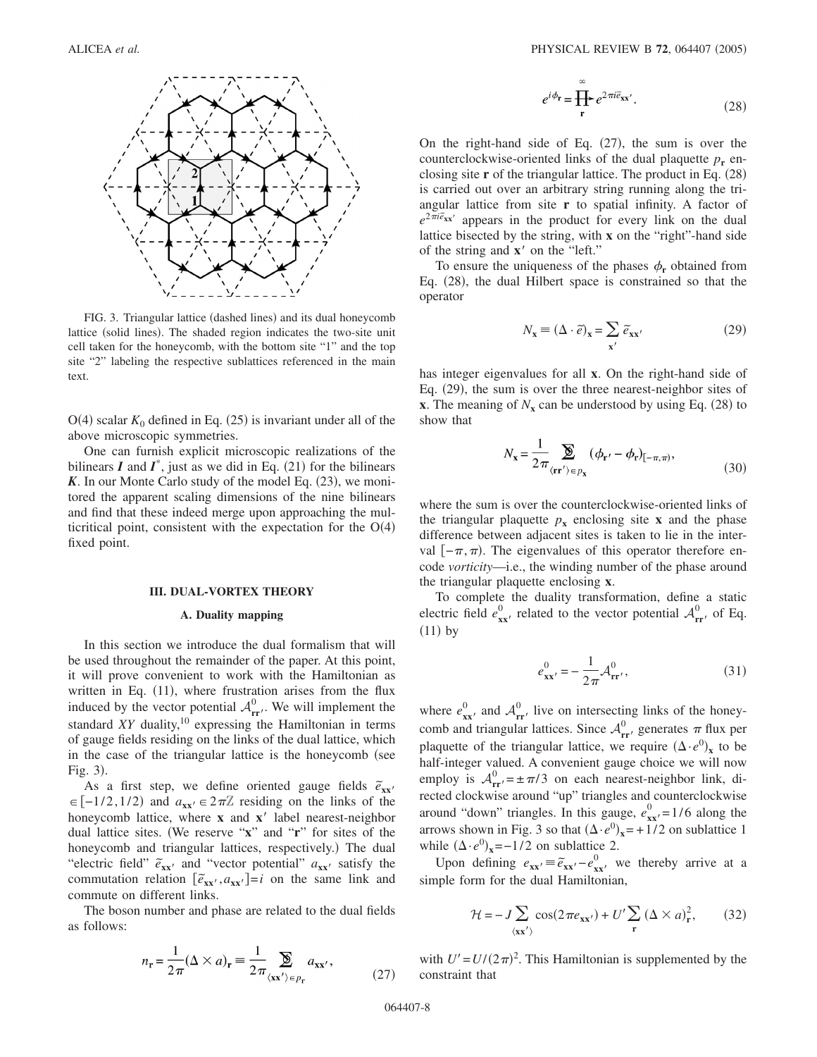FIG. 3. Triangular lattice (dashed lines) and its dual honeycomb lattice (solid lines). The shaded region indicates the two-site unit cell taken for the honeycomb, with the bottom site "1" and the top site "2" labeling the respective sublattices referenced in the main text.

O(4) scalar $K_0$ defined in Eq. (25) is invariant under all of the above microscopic symmetries.

One can furnish explicit microscopic realizations of the bilinears $\boldsymbol{I}$ and $\boldsymbol{I}^*$, just as we did in Eq. (21) for the bilinears $\boldsymbol{K}$. In our Monte Carlo study of the model Eq. (23), we monitored the apparent scaling dimensions of the nine bilinears and find that these indeed merge upon approaching the multicritical point, consistent with the expectation for the O(4) fixed point.

## III. DUAL-VORTEX THEORY

### A. Duality mapping

In this section we introduce the dual formalism that will be used throughout the remainder of the paper. At this point, it will prove convenient to work with the Hamiltonian as written in Eq. (11), where frustration arises from the flux induced by the vector potential $\mathcal{A}^0_{\mathbf{rr}'}$. We will implement the standard *XY* duality,[10] expressing the Hamiltonian in terms of gauge fields residing on the links of the dual lattice, which in the case of the triangular lattice is the honeycomb (see Fig. 3).

As a first step, we define oriented gauge fields $\tilde{e}_{\mathbf{xx}'} \in [-1/2, 1/2)$ and $a_{\mathbf{xx}'} \in 2\pi\mathbb{Z}$ residing on the links of the honeycomb lattice, where $\mathbf{x}$ and $\mathbf{x}'$ label nearest-neighbor dual lattice sites. (We reserve "$\mathbf{x}$" and "$\mathbf{r}$" for sites of the honeycomb and triangular lattices, respectively.) The dual "electric field" $\tilde{e}_{\mathbf{xx}'}$ and "vector potential" $a_{\mathbf{xx}'}$ satisfy the commutation relation $[\tilde{e}_{\mathbf{xx}'}, a_{\mathbf{xx}'}] = i$ on the same link and commute on different links.

The boson number and phase are related to the dual fields as follows:

$$n_{\mathbf{r}} = \frac{1}{2\pi}(\Delta \times a)_{\mathbf{r}} \equiv \frac{1}{2\pi} \circlearrowleft\!\!\!\!\!\!\sum_{\langle \mathbf{xx}' \rangle \in p_{\mathbf{r}}} a_{\mathbf{xx}'}, \tag{27}$$

$$e^{i\phi_{\mathbf{r}}} = \prod_{\mathbf{r}}^{\infty} e^{2\pi i \tilde{e}_{\mathbf{xx}'}}. \tag{28}$$

On the right-hand side of Eq. (27), the sum is over the counterclockwise-oriented links of the dual plaquette $p_{\mathbf{r}}$ enclosing site $\mathbf{r}$ of the triangular lattice. The product in Eq. (28) is carried out over an arbitrary string running along the triangular lattice from site $\mathbf{r}$ to spatial infinity. A factor of $e^{2\pi i \tilde{e}_{\mathbf{xx}'}}$ appears in the product for every link on the dual lattice bisected by the string, with $\mathbf{x}$ on the "right"-hand side of the string and $\mathbf{x}'$ on the "left."

To ensure the uniqueness of the phases $\phi_{\mathbf{r}}$ obtained from Eq. (28), the dual Hilbert space is constrained so that the operator

$$N_{\mathbf{x}} \equiv (\Delta \cdot \tilde{e})_{\mathbf{x}} = \sum_{\mathbf{x}'} \tilde{e}_{\mathbf{xx}'} \tag{29}$$

has integer eigenvalues for all $\mathbf{x}$. On the right-hand side of Eq. (29), the sum is over the three nearest-neighbor sites of $\mathbf{x}$. The meaning of $N_{\mathbf{x}}$ can be understood by using Eq. (28) to show that

$$N_{\mathbf{x}} = \frac{1}{2\pi} \circlearrowleft\!\!\!\!\!\!\sum_{\langle \mathbf{rr}' \rangle \in p_{\mathbf{x}}} (\phi_{\mathbf{r}'} - \phi_{\mathbf{r}})_{[-\pi,\pi)}, \tag{30}$$

where the sum is over the counterclockwise-oriented links of the triangular plaquette $p_{\mathbf{x}}$ enclosing site $\mathbf{x}$ and the phase difference between adjacent sites is taken to lie in the interval $[-\pi, \pi)$. The eigenvalues of this operator therefore encode *vorticity*—i.e., the winding number of the phase around the triangular plaquette enclosing $\mathbf{x}$.

To complete the duality transformation, define a static electric field $e^0_{\mathbf{xx}'}$ related to the vector potential $\mathcal{A}^0_{\mathbf{rr}'}$ of Eq. (11) by

$$e^0_{\mathbf{xx}'} = -\frac{1}{2\pi}\mathcal{A}^0_{\mathbf{rr}'}, \tag{31}$$

where $e^0_{\mathbf{xx}'}$ and $\mathcal{A}^0_{\mathbf{rr}'}$ live on intersecting links of the honeycomb and triangular lattices. Since $\mathcal{A}^0_{\mathbf{rr}'}$ generates $\pi$ flux per plaquette of the triangular lattice, we require $(\Delta \cdot e^0)_{\mathbf{x}}$ to be half-integer valued. A convenient gauge choice we will now employ is $\mathcal{A}^0_{\mathbf{rr}'} = \pm\pi/3$ on each nearest-neighbor link, directed clockwise around "up" triangles and counterclockwise around "down" triangles. In this gauge, $e^0_{\mathbf{xx}'} = 1/6$ along the arrows shown in Fig. 3 so that $(\Delta \cdot e^0)_{\mathbf{x}} = +1/2$ on sublattice 1 while $(\Delta \cdot e^0)_{\mathbf{x}} = -1/2$ on sublattice 2.

Upon defining $e_{\mathbf{xx}'} \equiv \tilde{e}_{\mathbf{xx}'} - e^0_{\mathbf{xx}'}$ we thereby arrive at a simple form for the dual Hamiltonian,

$$\mathcal{H} = -J\sum_{\langle \mathbf{xx}' \rangle} \cos(2\pi e_{\mathbf{xx}'}) + U' \sum_{\mathbf{r}} (\Delta \times a)^2_{\mathbf{r}}, \tag{32}$$

with $U' = U/(2\pi)^2$. This Hamiltonian is supplemented by the constraint that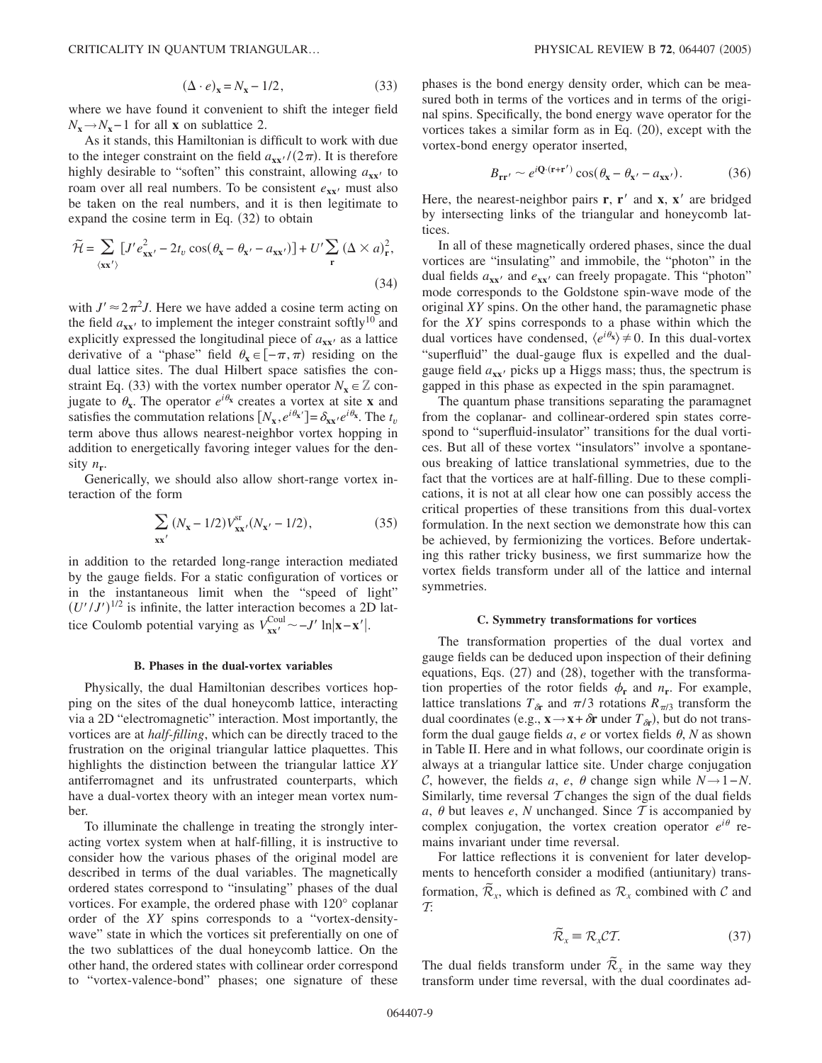$$(\Delta \cdot e)_{\mathbf{x}} = N_{\mathbf{x}} - 1/2, \tag{33}$$

where we have found it convenient to shift the integer field $N_{\mathbf{x}} \to N_{\mathbf{x}} - 1$ for all $\mathbf{x}$ on sublattice 2.

As it stands, this Hamiltonian is difficult to work with due to the integer constraint on the field $a_{\mathbf{xx}'}/(2\pi)$. It is therefore highly desirable to "soften" this constraint, allowing $a_{\mathbf{xx}'}$ to roam over all real numbers. To be consistent $e_{\mathbf{xx}'}$ must also be taken on the real numbers, and it is then legitimate to expand the cosine term in Eq. (32) to obtain

$$\tilde{\mathcal{H}} = \sum_{\langle \mathbf{xx}' \rangle} [J' e_{\mathbf{xx}'}^2 - 2t_v \cos(\theta_{\mathbf{x}} - \theta_{\mathbf{x}'} - a_{\mathbf{xx}'})] + U' \sum_{\mathbf{r}} (\Delta \times a)_{\mathbf{r}}^2, \tag{34}$$

with $J' \approx 2\pi^2 J$. Here we have added a cosine term acting on the field $a_{\mathbf{xx}'}$ to implement the integer constraint softly[10] and explicitly expressed the longitudinal piece of $a_{\mathbf{xx}'}$ as a lattice derivative of a "phase" field $\theta_{\mathbf{x}} \in [-\pi, \pi)$ residing on the dual lattice sites. The dual Hilbert space satisfies the constraint Eq. (33) with the vortex number operator $N_{\mathbf{x}} \in \mathbb{Z}$ conjugate to $\theta_{\mathbf{x}}$. The operator $e^{i\theta_{\mathbf{x}}}$ creates a vortex at site $\mathbf{x}$ and satisfies the commutation relations $[N_{\mathbf{x}}, e^{i\theta_{\mathbf{x}'}}] = \delta_{\mathbf{xx}'} e^{i\theta_{\mathbf{x}}}$. The $t_v$ term above thus allows nearest-neighbor vortex hopping in addition to energetically favoring integer values for the density $n_{\mathbf{r}}$.

Generically, we should also allow short-range vortex interaction of the form

$$\sum_{\mathbf{xx}'} (N_{\mathbf{x}} - 1/2) V_{\mathbf{xx}'}^{\mathrm{sr}} (N_{\mathbf{x}'} - 1/2), \tag{35}$$

in addition to the retarded long-range interaction mediated by the gauge fields. For a static configuration of vortices or in the instantaneous limit when the "speed of light" $(U'/J')^{1/2}$ is infinite, the latter interaction becomes a 2D lattice Coulomb potential varying as $V_{\mathbf{xx}'}^{\mathrm{Coul}} \sim -J' \ln|\mathbf{x} - \mathbf{x}'|$.

### B. Phases in the dual-vortex variables

Physically, the dual Hamiltonian describes vortices hopping on the sites of the dual honeycomb lattice, interacting via a 2D "electromagnetic" interaction. Most importantly, the vortices are at *half-filling*, which can be directly traced to the frustration on the original triangular lattice plaquettes. This highlights the distinction between the triangular lattice *XY* antiferromagnet and its unfrustrated counterparts, which have a dual-vortex theory with an integer mean vortex number.

To illuminate the challenge in treating the strongly interacting vortex system when at half-filling, it is instructive to consider how the various phases of the original model are described in terms of the dual variables. The magnetically ordered states correspond to "insulating" phases of the dual vortices. For example, the ordered phase with 120° coplanar order of the *XY* spins corresponds to a "vortex-density-wave" state in which the vortices sit preferentially on one of the two sublattices of the dual honeycomb lattice. On the other hand, the ordered states with collinear order correspond to "vortex-valence-bond" phases; one signature of these phases is the bond energy density order, which can be measured both in terms of the vortices and in terms of the original spins. Specifically, the bond energy wave operator for the vortices takes a similar form as in Eq. (20), except with the vortex-bond energy operator inserted,

$$B_{\mathbf{rr}'} \sim e^{i\mathbf{Q}\cdot(\mathbf{r}+\mathbf{r}')} \cos(\theta_{\mathbf{x}} - \theta_{\mathbf{x}'} - a_{\mathbf{xx}'}). \tag{36}$$

Here, the nearest-neighbor pairs $\mathbf{r}$, $\mathbf{r}'$ and $\mathbf{x}$, $\mathbf{x}'$ are bridged by intersecting links of the triangular and honeycomb lattices.

In all of these magnetically ordered phases, since the dual vortices are "insulating" and immobile, the "photon" in the dual fields $a_{\mathbf{xx}'}$ and $e_{\mathbf{xx}'}$ can freely propagate. This "photon" mode corresponds to the Goldstone spin-wave mode of the original *XY* spins. On the other hand, the paramagnetic phase for the *XY* spins corresponds to a phase within which the dual vortices have condensed, $\langle e^{i\theta_{\mathbf{x}}} \rangle \neq 0$. In this dual-vortex "superfluid" the dual-gauge flux is expelled and the dual-gauge field $a_{\mathbf{xx}'}$ picks up a Higgs mass; thus, the spectrum is gapped in this phase as expected in the spin paramagnet.

The quantum phase transitions separating the paramagnet from the coplanar- and collinear-ordered spin states correspond to "superfluid-insulator" transitions for the dual vortices. But all of these vortex "insulators" involve a spontaneous breaking of lattice translational symmetries, due to the fact that the vortices are at half-filling. Due to these complications, it is not at all clear how one can possibly access the critical properties of these transitions from this dual-vortex formulation. In the next section we demonstrate how this can be achieved, by fermionizing the vortices. Before undertaking this rather tricky business, we first summarize how the vortex fields transform under all of the lattice and internal symmetries.

### C. Symmetry transformations for vortices

The transformation properties of the dual vortex and gauge fields can be deduced upon inspection of their defining equations, Eqs. (27) and (28), together with the transformation properties of the rotor fields $\phi_{\mathbf{r}}$ and $n_{\mathbf{r}}$. For example, lattice translations $T_{\delta\mathbf{r}}$ and $\pi/3$ rotations $R_{\pi/3}$ transform the dual coordinates (e.g., $\mathbf{x} \to \mathbf{x} + \delta\mathbf{r}$ under $T_{\delta\mathbf{r}}$), but do not transform the dual gauge fields $a$, $e$ or vortex fields $\theta$, $N$ as shown in Table II. Here and in what follows, our coordinate origin is always at a triangular lattice site. Under charge conjugation $\mathcal{C}$, however, the fields $a$, $e$, $\theta$ change sign while $N \to 1 - N$. Similarly, time reversal $\mathcal{T}$ changes the sign of the dual fields $a$, $\theta$ but leaves $e$, $N$ unchanged. Since $\mathcal{T}$ is accompanied by complex conjugation, the vortex creation operator $e^{i\theta}$ remains invariant under time reversal.

For lattice reflections it is convenient for later developments to henceforth consider a modified (antiunitary) transformation, $\tilde{\mathcal{R}}_x$, which is defined as $\mathcal{R}_x$ combined with $\mathcal{C}$ and $\mathcal{T}$:

$$\tilde{\mathcal{R}}_x \equiv \mathcal{R}_x \mathcal{C} \mathcal{T}. \tag{37}$$

The dual fields transform under $\tilde{\mathcal{R}}_x$ in the same way they transform under time reversal, with the dual coordinates ad-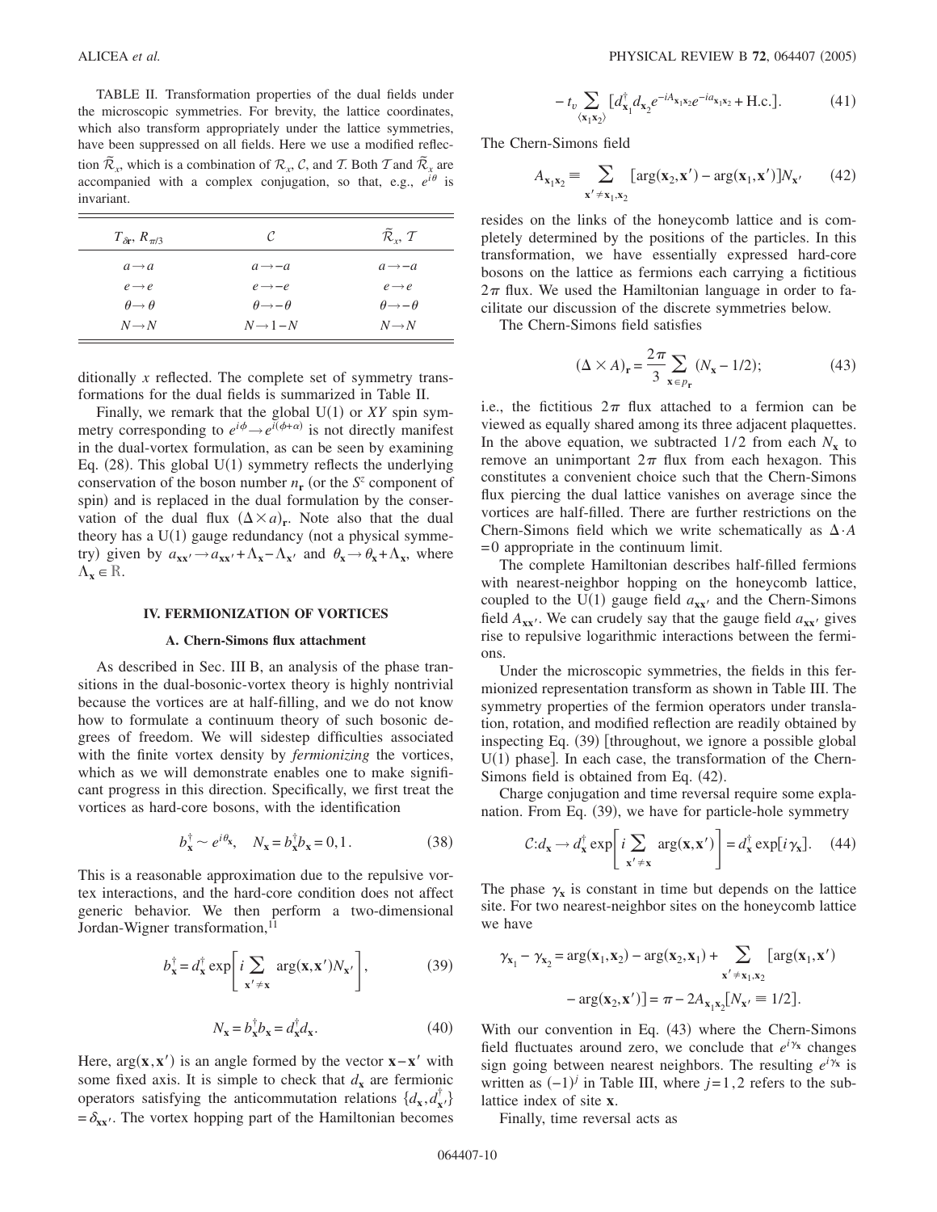TABLE II. Transformation properties of the dual fields under the microscopic symmetries. For brevity, the lattice coordinates, which also transform appropriately under the lattice symmetries, have been suppressed on all fields. Here we use a modified reflection $\tilde{\mathcal{R}}_x$, which is a combination of $\mathcal{R}_x$, $\mathcal{C}$, and $\mathcal{T}$. Both $\mathcal{T}$ and $\tilde{\mathcal{R}}_x$ are accompanied with a complex conjugation, so that, e.g., $e^{i\theta}$ is invariant.

| $T_{\delta\mathbf{r}}$, $R_{\pi/3}$ | $\mathcal{C}$ | $\tilde{\mathcal{R}}_x$, $\mathcal{T}$ |
|---|---|---|
| $a\to a$ | $a\to -a$ | $a\to -a$ |
| $e\to e$ | $e\to -e$ | $e\to e$ |
| $\theta\to\theta$ | $\theta\to -\theta$ | $\theta\to -\theta$ |
| $N\to N$ | $N\to 1-N$ | $N\to N$ |

ditionally $x$ reflected. The complete set of symmetry transformations for the dual fields is summarized in Table II.

Finally, we remark that the global U(1) or $XY$ spin symmetry corresponding to $e^{i\phi}\to e^{i(\phi+\alpha)}$ is not directly manifest in the dual-vortex formulation, as can be seen by examining Eq. (28). This global U(1) symmetry reflects the underlying conservation of the boson number $n_{\mathbf{r}}$ (or the $S^z$ component of spin) and is replaced in the dual formulation by the conservation of the dual flux $(\Delta\times a)_{\mathbf{r}}$. Note also that the dual theory has a U(1) gauge redundancy (not a physical symmetry) given by $a_{\mathbf{x}\mathbf{x}'}\to a_{\mathbf{x}\mathbf{x}'}+\Lambda_{\mathbf{x}}-\Lambda_{\mathbf{x}'}$ and $\theta_{\mathbf{x}}\to\theta_{\mathbf{x}}+\Lambda_{\mathbf{x}}$, where $\Lambda_{\mathbf{x}}\in\mathbb{R}$.

## IV. FERMIONIZATION OF VORTICES

### A. Chern-Simons flux attachment

As described in Sec. III B, an analysis of the phase transitions in the dual-bosonic-vortex theory is highly nontrivial because the vortices are at half-filling, and we do not know how to formulate a continuum theory of such bosonic degrees of freedom. We will sidestep difficulties associated with the finite vortex density by *fermionizing* the vortices, which as we will demonstrate enables one to make significant progress in this direction. Specifically, we first treat the vortices as hard-core bosons, with the identification

$$b_{\mathbf{x}}^{\dagger}\sim e^{i\theta_{\mathbf{x}}},\quad N_{\mathbf{x}}=b_{\mathbf{x}}^{\dagger}b_{\mathbf{x}}=0,1. \tag{38}$$

This is a reasonable approximation due to the repulsive vortex interactions, and the hard-core condition does not affect generic behavior. We then perform a two-dimensional Jordan-Wigner transformation,[11]

$$b_{\mathbf{x}}^{\dagger}=d_{\mathbf{x}}^{\dagger}\exp\left[i\sum_{\mathbf{x}'\neq\mathbf{x}}\arg(\mathbf{x},\mathbf{x}')N_{\mathbf{x}'}\right], \tag{39}$$

$$N_{\mathbf{x}}=b_{\mathbf{x}}^{\dagger}b_{\mathbf{x}}=d_{\mathbf{x}}^{\dagger}d_{\mathbf{x}}. \tag{40}$$

Here, $\arg(\mathbf{x},\mathbf{x}')$ is an angle formed by the vector $\mathbf{x}-\mathbf{x}'$ with some fixed axis. It is simple to check that $d_{\mathbf{x}}$ are fermionic operators satisfying the anticommutation relations $\{d_{\mathbf{x}},d_{\mathbf{x}'}^{\dagger}\}=\delta_{\mathbf{x}\mathbf{x}'}$. The vortex hopping part of the Hamiltonian becomes

$$-t_v\sum_{\langle\mathbf{x}_1\mathbf{x}_2\rangle}[d_{\mathbf{x}_1}^{\dagger}d_{\mathbf{x}_2}e^{-iA_{\mathbf{x}_1\mathbf{x}_2}}e^{-ia_{\mathbf{x}_1\mathbf{x}_2}}+\text{H.c.}]. \tag{41}$$

The Chern-Simons field

$$A_{\mathbf{x}_1\mathbf{x}_2}\equiv\sum_{\mathbf{x}'\neq\mathbf{x}_1,\mathbf{x}_2}[\arg(\mathbf{x}_2,\mathbf{x}')-\arg(\mathbf{x}_1,\mathbf{x}')]N_{\mathbf{x}'} \tag{42}$$

resides on the links of the honeycomb lattice and is completely determined by the positions of the particles. In this transformation, we have essentially expressed hard-core bosons on the lattice as fermions each carrying a fictitious $2\pi$ flux. We used the Hamiltonian language in order to facilitate our discussion of the discrete symmetries below.

The Chern-Simons field satisfies

$$(\Delta\times A)_{\mathbf{r}}=\frac{2\pi}{3}\sum_{\mathbf{x}\in p_{\mathbf{r}}}(N_{\mathbf{x}}-1/2); \tag{43}$$

i.e., the fictitious $2\pi$ flux attached to a fermion can be viewed as equally shared among its three adjacent plaquettes. In the above equation, we subtracted $1/2$ from each $N_{\mathbf{x}}$ to remove an unimportant $2\pi$ flux from each hexagon. This constitutes a convenient choice such that the Chern-Simons flux piercing the dual lattice vanishes on average since the vortices are half-filled. There are further restrictions on the Chern-Simons field which we write schematically as $\Delta\cdot A=0$ appropriate in the continuum limit.

The complete Hamiltonian describes half-filled fermions with nearest-neighbor hopping on the honeycomb lattice, coupled to the U(1) gauge field $a_{\mathbf{x}\mathbf{x}'}$ and the Chern-Simons field $A_{\mathbf{x}\mathbf{x}'}$. We can crudely say that the gauge field $a_{\mathbf{x}\mathbf{x}'}$ gives rise to repulsive logarithmic interactions between the fermions.

Under the microscopic symmetries, the fields in this fermionized representation transform as shown in Table III. The symmetry properties of the fermion operators under translation, rotation, and modified reflection are readily obtained by inspecting Eq. (39) [throughout, we ignore a possible global U(1) phase]. In each case, the transformation of the Chern-Simons field is obtained from Eq. (42).

Charge conjugation and time reversal require some explanation. From Eq. (39), we have for particle-hole symmetry

$$\mathcal{C}:d_{\mathbf{x}}\to d_{\mathbf{x}}^{\dagger}\exp\left[i\sum_{\mathbf{x}'\neq\mathbf{x}}\arg(\mathbf{x},\mathbf{x}')\right]=d_{\mathbf{x}}^{\dagger}\exp[i\gamma_{\mathbf{x}}]. \tag{44}$$

The phase $\gamma_{\mathbf{x}}$ is constant in time but depends on the lattice site. For two nearest-neighbor sites on the honeycomb lattice we have

$$\gamma_{\mathbf{x}_1}-\gamma_{\mathbf{x}_2}=\arg(\mathbf{x}_1,\mathbf{x}_2)-\arg(\mathbf{x}_2,\mathbf{x}_1)+\sum_{\mathbf{x}'\neq\mathbf{x}_1,\mathbf{x}_2}[\arg(\mathbf{x}_1,\mathbf{x}')-\arg(\mathbf{x}_2,\mathbf{x}')]=\pi-2A_{\mathbf{x}_1\mathbf{x}_2}[N_{\mathbf{x}'}\equiv 1/2].$$

With our convention in Eq. (43) where the Chern-Simons field fluctuates around zero, we conclude that $e^{i\gamma_{\mathbf{x}}}$ changes sign going between nearest neighbors. The resulting $e^{i\gamma_{\mathbf{x}}}$ is written as $(-1)^j$ in Table III, where $j=1,2$ refers to the sublattice index of site $\mathbf{x}$.

Finally, time reversal acts as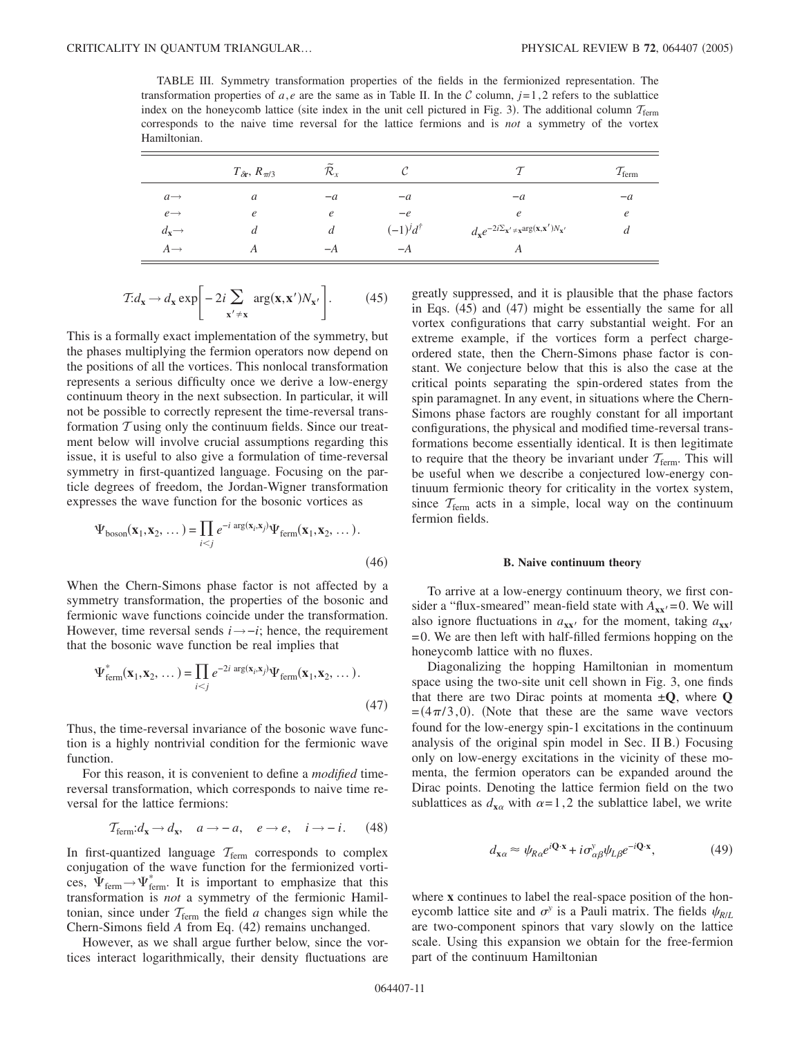TABLE III. Symmetry transformation properties of the fields in the fermionized representation. The transformation properties of $a,e$ are the same as in Table II. In the $\mathcal{C}$ column, $j=1,2$ refers to the sublattice index on the honeycomb lattice (site index in the unit cell pictured in Fig. 3). The additional column $\mathcal{T}_{\text{ferm}}$ corresponds to the naive time reversal for the lattice fermions and is *not* a symmetry of the vortex Hamiltonian.

| | $T_{\delta\mathbf{r}}, R_{\pi/3}$ | $\tilde{\mathcal{R}}_x$ | $\mathcal{C}$ | $\mathcal{T}$ | $\mathcal{T}_{\text{ferm}}$ |
|---|---|---|---|---|---|
| $a\rightarrow$ | $a$ | $-a$ | $-a$ | $-a$ | $-a$ |
| $e\rightarrow$ | $e$ | $e$ | $-e$ | $e$ | $e$ |
| $d_{\mathbf{x}}\rightarrow$ | $d$ | $d$ | $(-1)^j d^\dagger$ | $d_{\mathbf{x}} e^{-2i\sum_{\mathbf{x}'\neq\mathbf{x}}\arg(\mathbf{x},\mathbf{x}')N_{\mathbf{x}'}}$ | $d$ |
| $A\rightarrow$ | $A$ | $-A$ | $-A$ | $A$ | |

$$\mathcal{T}: d_{\mathbf{x}} \rightarrow d_{\mathbf{x}} \exp\left[-2i \sum_{\mathbf{x}'\neq\mathbf{x}} \arg(\mathbf{x},\mathbf{x}') N_{\mathbf{x}'}\right]. \tag{45}$$

This is a formally exact implementation of the symmetry, but the phases multiplying the fermion operators now depend on the positions of all the vortices. This nonlocal transformation represents a serious difficulty once we derive a low-energy continuum theory in the next subsection. In particular, it will not be possible to correctly represent the time-reversal transformation $\mathcal{T}$ using only the continuum fields. Since our treatment below will involve crucial assumptions regarding this issue, it is useful to also give a formulation of time-reversal symmetry in first-quantized language. Focusing on the particle degrees of freedom, the Jordan-Wigner transformation expresses the wave function for the bosonic vortices as

$$\Psi_{\text{boson}}(\mathbf{x}_1,\mathbf{x}_2,\ldots) = \prod_{i<j} e^{-i\arg(\mathbf{x}_i,\mathbf{x}_j)} \Psi_{\text{ferm}}(\mathbf{x}_1,\mathbf{x}_2,\ldots). \tag{46}$$

When the Chern-Simons phase factor is not affected by a symmetry transformation, the properties of the bosonic and fermionic wave functions coincide under the transformation. However, time reversal sends $i\rightarrow -i$; hence, the requirement that the bosonic wave function be real implies that

$$\Psi^*_{\text{ferm}}(\mathbf{x}_1,\mathbf{x}_2,\ldots) = \prod_{i<j} e^{-2i\arg(\mathbf{x}_i,\mathbf{x}_j)} \Psi_{\text{ferm}}(\mathbf{x}_1,\mathbf{x}_2,\ldots). \tag{47}$$

Thus, the time-reversal invariance of the bosonic wave function is a highly nontrivial condition for the fermionic wave function.

For this reason, it is convenient to define a *modified* time-reversal transformation, which corresponds to naive time reversal for the lattice fermions:

$$\mathcal{T}_{\text{ferm}}: d_{\mathbf{x}} \rightarrow d_{\mathbf{x}}, \quad a \rightarrow -a, \quad e \rightarrow e, \quad i \rightarrow -i. \tag{48}$$

In first-quantized language $\mathcal{T}_{\text{ferm}}$ corresponds to complex conjugation of the wave function for the fermionized vortices, $\Psi_{\text{ferm}} \rightarrow \Psi^*_{\text{ferm}}$. It is important to emphasize that this transformation is *not* a symmetry of the fermionic Hamiltonian, since under $\mathcal{T}_{\text{ferm}}$ the field $a$ changes sign while the Chern-Simons field $A$ from Eq. (42) remains unchanged.

However, as we shall argue further below, since the vortices interact logarithmically, their density fluctuations are greatly suppressed, and it is plausible that the phase factors in Eqs. (45) and (47) might be essentially the same for all vortex configurations that carry substantial weight. For an extreme example, if the vortices form a perfect charge-ordered state, then the Chern-Simons phase factor is constant. We conjecture below that this is also the case at the critical points separating the spin-ordered states from the spin paramagnet. In any event, in situations where the Chern-Simons phase factors are roughly constant for all important configurations, the physical and modified time-reversal transformations become essentially identical. It is then legitimate to require that the theory be invariant under $\mathcal{T}_{\text{ferm}}$. This will be useful when we describe a conjectured low-energy continuum fermionic theory for criticality in the vortex system, since $\mathcal{T}_{\text{ferm}}$ acts in a simple, local way on the continuum fermion fields.

### B. Naive continuum theory

To arrive at a low-energy continuum theory, we first consider a "flux-smeared" mean-field state with $A_{\mathbf{x}\mathbf{x}'}=0$. We will also ignore fluctuations in $a_{\mathbf{x}\mathbf{x}'}$ for the moment, taking $a_{\mathbf{x}\mathbf{x}'}=0$. We are then left with half-filled fermions hopping on the honeycomb lattice with no fluxes.

Diagonalizing the hopping Hamiltonian in momentum space using the two-site unit cell shown in Fig. 3, one finds that there are two Dirac points at momenta $\pm\mathbf{Q}$, where $\mathbf{Q}=(4\pi/3,0)$. (Note that these are the same wave vectors found for the low-energy spin-1 excitations in the continuum analysis of the original spin model in Sec. II B.) Focusing only on low-energy excitations in the vicinity of these momenta, the fermion operators can be expanded around the Dirac points. Denoting the lattice fermion field on the two sublattices as $d_{\mathbf{x}\alpha}$ with $\alpha=1,2$ the sublattice label, we write

$$d_{\mathbf{x}\alpha} \approx \psi_{R\alpha} e^{i\mathbf{Q}\cdot\mathbf{x}} + i\sigma^y_{\alpha\beta}\psi_{L\beta} e^{-i\mathbf{Q}\cdot\mathbf{x}}, \tag{49}$$

where $\mathbf{x}$ continues to label the real-space position of the honeycomb lattice site and $\sigma^y$ is a Pauli matrix. The fields $\psi_{R/L}$ are two-component spinors that vary slowly on the lattice scale. Using this expansion we obtain for the free-fermion part of the continuum Hamiltonian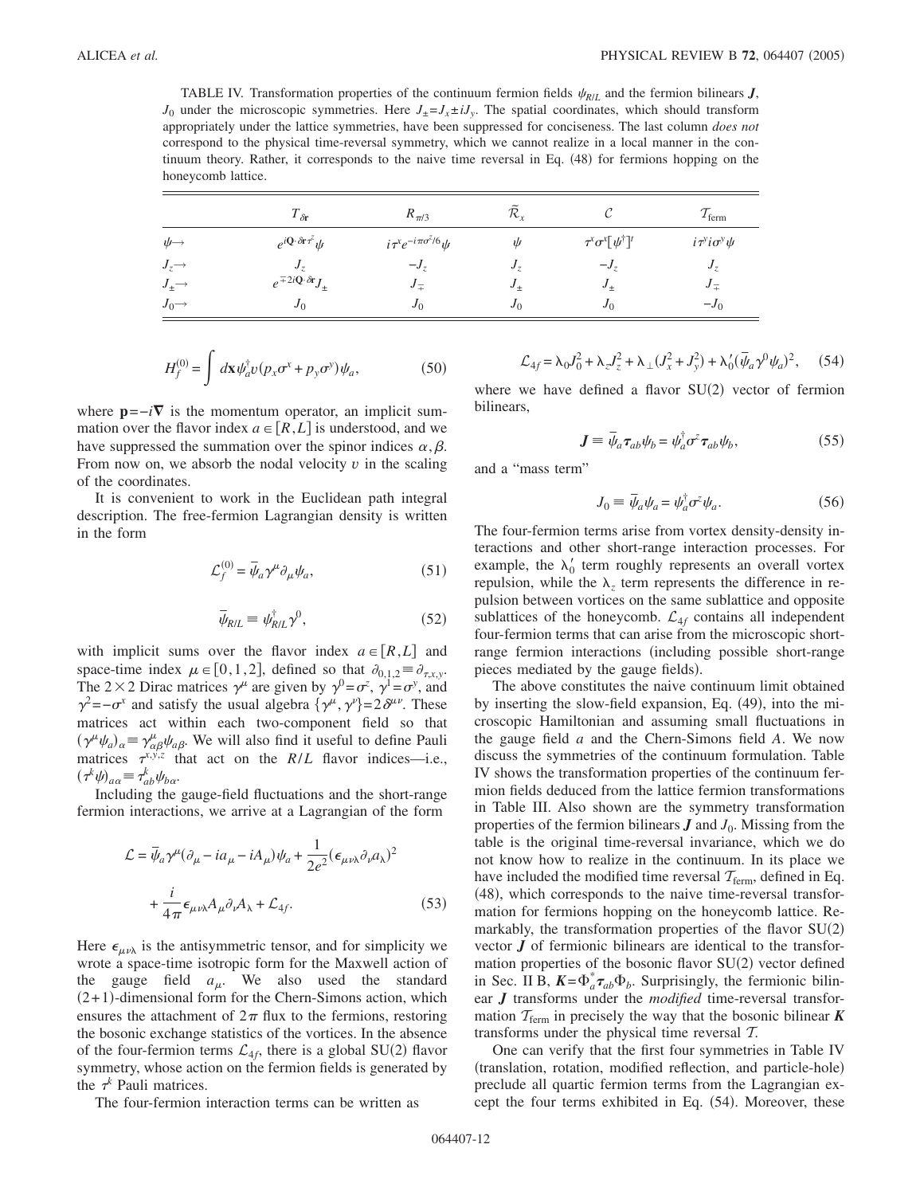TABLE IV. Transformation properties of the continuum fermion fields $\psi_{R/L}$ and the fermion bilinears $\boldsymbol{J}$, $J_0$ under the microscopic symmetries. Here $J_\pm = J_x \pm iJ_y$. The spatial coordinates, which should transform appropriately under the lattice symmetries, have been suppressed for conciseness. The last column *does not* correspond to the physical time-reversal symmetry, which we cannot realize in a local manner in the continuum theory. Rather, it corresponds to the naive time reversal in Eq. (48) for fermions hopping on the honeycomb lattice.

| | $T_{\delta\mathbf{r}}$ | $R_{\pi/3}$ | $\tilde{\mathcal{R}}_x$ | $\mathcal{C}$ | $\mathcal{T}_{\text{ferm}}$ |
|---|---|---|---|---|---|
| $\psi\to$ | $e^{i\mathbf{Q}\cdot\delta\mathbf{r}\tau^z}\psi$ | $i\tau^x e^{-i\pi\sigma^z/6}\psi$ | $\psi$ | $\tau^x\sigma^x[\psi^\dagger]^t$ | $i\tau^y i\sigma^y\psi$ |
| $J_z\to$ | $J_z$ | $-J_z$ | $J_z$ | $-J_z$ | $J_z$ |
| $J_\pm\to$ | $e^{\mp 2i\mathbf{Q}\cdot\delta\mathbf{r}}J_\pm$ | $J_\mp$ | $J_\pm$ | $J_\pm$ | $J_\mp$ |
| $J_0\to$ | $J_0$ | $J_0$ | $J_0$ | $J_0$ | $-J_0$ |

$$H_f^{(0)} = \int d\mathbf{x}\,\psi_a^\dagger v(p_x\sigma^x + p_y\sigma^y)\psi_a, \tag{50}$$

where $\mathbf{p} = -i\nabla$ is the momentum operator, an implicit summation over the flavor index $a \in [R,L]$ is understood, and we have suppressed the summation over the spinor indices $\alpha,\beta$. From now on, we absorb the nodal velocity $v$ in the scaling of the coordinates.

It is convenient to work in the Euclidean path integral description. The free-fermion Lagrangian density is written in the form

$$\mathcal{L}_f^{(0)} = \bar{\psi}_a\gamma^\mu\partial_\mu\psi_a, \tag{51}$$

$$\bar{\psi}_{R/L} \equiv \psi_{R/L}^\dagger\gamma^0, \tag{52}$$

with implicit sums over the flavor index $a \in [R,L]$ and space-time index $\mu \in [0,1,2]$, defined so that $\partial_{0,1,2} \equiv \partial_{\tau,x,y}$. The $2\times 2$ Dirac matrices $\gamma^\mu$ are given by $\gamma^0 = \sigma^z$, $\gamma^1 = \sigma^y$, and $\gamma^2 = -\sigma^x$ and satisfy the usual algebra $\{\gamma^\mu,\gamma^\nu\} = 2\delta^{\mu\nu}$. These matrices act within each two-component field so that $(\gamma^\mu\psi_a)_\alpha \equiv \gamma^\mu_{\alpha\beta}\psi_{a\beta}$. We will also find it useful to define Pauli matrices $\tau^{x,y,z}$ that act on the $R/L$ flavor indices—i.e., $(\tau^k\psi)_{a\alpha} \equiv \tau^k_{ab}\psi_{b\alpha}$.

Including the gauge-field fluctuations and the short-range fermion interactions, we arrive at a Lagrangian of the form

$$\mathcal{L} = \bar{\psi}_a\gamma^\mu(\partial_\mu - ia_\mu - iA_\mu)\psi_a + \frac{1}{2e^2}(\epsilon_{\mu\nu\lambda}\partial_\nu a_\lambda)^2 + \frac{i}{4\pi}\epsilon_{\mu\nu\lambda}A_\mu\partial_\nu A_\lambda + \mathcal{L}_{4f}. \tag{53}$$

Here $\epsilon_{\mu\nu\lambda}$ is the antisymmetric tensor, and for simplicity we wrote a space-time isotropic form for the Maxwell action of the gauge field $a_\mu$. We also used the standard (2+1)-dimensional form for the Chern-Simons action, which ensures the attachment of $2\pi$ flux to the fermions, restoring the bosonic exchange statistics of the vortices. In the absence of the four-fermion terms $\mathcal{L}_{4f}$, there is a global SU(2) flavor symmetry, whose action on the fermion fields is generated by the $\tau^k$ Pauli matrices.

The four-fermion interaction terms can be written as

$$\mathcal{L}_{4f} = \lambda_0 J_0^2 + \lambda_z J_z^2 + \lambda_\perp(J_x^2 + J_y^2) + \lambda_0'(\bar{\psi}_a\gamma^0\psi_a)^2, \tag{54}$$

where we have defined a flavor SU(2) vector of fermion bilinears,

$$\boldsymbol{J} \equiv \bar{\psi}_a\boldsymbol{\tau}_{ab}\psi_b = \psi_a^\dagger\sigma^z\boldsymbol{\tau}_{ab}\psi_b, \tag{55}$$

and a "mass term"

$$J_0 \equiv \bar{\psi}_a\psi_a = \psi_a^\dagger\sigma^z\psi_a. \tag{56}$$

The four-fermion terms arise from vortex density-density interactions and other short-range interaction processes. For example, the $\lambda_0'$ term roughly represents an overall vortex repulsion, while the $\lambda_z$ term represents the difference in repulsion between vortices on the same sublattice and opposite sublattices of the honeycomb. $\mathcal{L}_{4f}$ contains all independent four-fermion terms that can arise from the microscopic short-range fermion interactions (including possible short-range pieces mediated by the gauge fields).

The above constitutes the naive continuum limit obtained by inserting the slow-field expansion, Eq. (49), into the microscopic Hamiltonian and assuming small fluctuations in the gauge field $a$ and the Chern-Simons field $A$. We now discuss the symmetries of the continuum formulation. Table IV shows the transformation properties of the continuum fermion fields deduced from the lattice fermion transformations in Table III. Also shown are the symmetry transformation properties of the fermion bilinears $\boldsymbol{J}$ and $J_0$. Missing from the table is the original time-reversal invariance, which we do not know how to realize in the continuum. In its place we have included the modified time reversal $\mathcal{T}_{\text{ferm}}$, defined in Eq. (48), which corresponds to the naive time-reversal transformation for fermions hopping on the honeycomb lattice. Remarkably, the transformation properties of the flavor SU(2) vector $\boldsymbol{J}$ of fermionic bilinears are identical to the transformation properties of the bosonic flavor SU(2) vector defined in Sec. II B, $\boldsymbol{K} = \Phi_a^*\boldsymbol{\tau}_{ab}\Phi_b$. Surprisingly, the fermionic bilinear $\boldsymbol{J}$ transforms under the *modified* time-reversal transformation $\mathcal{T}_{\text{ferm}}$ in precisely the way that the bosonic bilinear $\boldsymbol{K}$ transforms under the physical time reversal $\mathcal{T}$.

One can verify that the first four symmetries in Table IV (translation, rotation, modified reflection, and particle-hole) preclude all quartic fermion terms from the Lagrangian except the four terms exhibited in Eq. (54). Moreover, these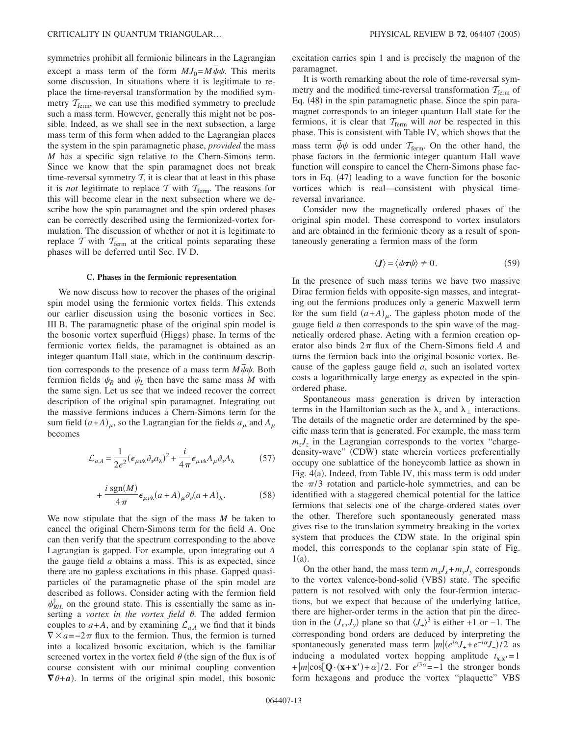symmetries prohibit all fermionic bilinears in the Lagrangian except a mass term of the form $MJ_0 = M\bar{\psi}\psi$. This merits some discussion. In situations where it is legitimate to replace the time-reversal transformation by the modified symmetry $\mathcal{T}_{\text{ferm}}$, we can use this modified symmetry to preclude such a mass term. However, generally this might not be possible. Indeed, as we shall see in the next subsection, a large mass term of this form when added to the Lagrangian places the system in the spin paramagnetic phase, *provided* the mass $M$ has a specific sign relative to the Chern-Simons term. Since we know that the spin paramagnet does not break time-reversal symmetry $\mathcal{T}$, it is clear that at least in this phase it is *not* legitimate to replace $\mathcal{T}$ with $\mathcal{T}_{\text{ferm}}$. The reasons for this will become clear in the next subsection where we describe how the spin paramagnet and the spin ordered phases can be correctly described using the fermionized-vortex formulation. The discussion of whether or not it is legitimate to replace $\mathcal{T}$ with $\mathcal{T}_{\text{ferm}}$ at the critical points separating these phases will be deferred until Sec. IV D.

### C. Phases in the fermionic representation

We now discuss how to recover the phases of the original spin model using the fermionic vortex fields. This extends our earlier discussion using the bosonic vortices in Sec. III B. The paramagnetic phase of the original spin model is the bosonic vortex superfluid (Higgs) phase. In terms of the fermionic vortex fields, the paramagnet is obtained as an integer quantum Hall state, which in the continuum description corresponds to the presence of a mass term $M\bar{\psi}\psi$. Both fermion fields $\psi_R$ and $\psi_L$ then have the same mass $M$ with the same sign. Let us see that we indeed recover the correct description of the original spin paramagnet. Integrating out the massive fermions induces a Chern-Simons term for the sum field $(a+A)_\mu$, so the Lagrangian for the fields $a_\mu$ and $A_\mu$ becomes

$$\mathcal{L}_{a,A} = \frac{1}{2e^2}(\epsilon_{\mu\nu\lambda}\partial_\nu a_\lambda)^2 + \frac{i}{4\pi}\epsilon_{\mu\nu\lambda}A_\mu\partial_\nu A_\lambda \tag{57}$$

$$+ \frac{i\,\text{sgn}(M)}{4\pi}\epsilon_{\mu\nu\lambda}(a+A)_\mu\partial_\nu(a+A)_\lambda. \tag{58}$$

We now stipulate that the sign of the mass $M$ be taken to cancel the original Chern-Simons term for the field $A$. One can then verify that the spectrum corresponding to the above Lagrangian is gapped. For example, upon integrating out $A$ the gauge field $a$ obtains a mass. This is as expected, since there are no gapless excitations in this phase. Gapped quasiparticles of the paramagnetic phase of the spin model are described as follows. Consider acting with the fermion field $\psi_{R/L}^\dagger$ on the ground state. This is essentially the same as inserting a *vortex in the vortex field $\theta$*. The added fermion couples to $a+A$, and by examining $\mathcal{L}_{a,A}$ we find that it binds $\nabla\times a = -2\pi$ flux to the fermion. Thus, the fermion is turned into a localized bosonic excitation, which is the familiar screened vortex in the vortex field $\theta$ (the sign of the flux is of course consistent with our minimal coupling convention $\boldsymbol{\nabla}\theta + \boldsymbol{a}$). In terms of the original spin model, this bosonic excitation carries spin 1 and is precisely the magnon of the paramagnet.

It is worth remarking about the role of time-reversal symmetry and the modified time-reversal transformation $\mathcal{T}_{\text{ferm}}$ of Eq. (48) in the spin paramagnetic phase. Since the spin paramagnet corresponds to an integer quantum Hall state for the fermions, it is clear that $\mathcal{T}_{\text{ferm}}$ will *not* be respected in this phase. This is consistent with Table IV, which shows that the mass term $\bar{\psi}\psi$ is odd under $\mathcal{T}_{\text{ferm}}$. On the other hand, the phase factors in the fermionic integer quantum Hall wave function will conspire to cancel the Chern-Simons phase factors in Eq. (47) leading to a wave function for the bosonic vortices which is real—consistent with physical time-reversal invariance.

Consider now the magnetically ordered phases of the original spin model. These correspond to vortex insulators and are obtained in the fermionic theory as a result of spontaneously generating a fermion mass of the form

$$\langle \boldsymbol{J} \rangle = \langle \bar{\psi}\boldsymbol{\tau}\psi \rangle \neq 0. \tag{59}$$

In the presence of such mass terms we have two massive Dirac fermion fields with opposite-sign masses, and integrating out the fermions produces only a generic Maxwell term for the sum field $(a+A)_\mu$. The gapless photon mode of the gauge field $a$ then corresponds to the spin wave of the magnetically ordered phase. Acting with a fermion creation operator also binds $2\pi$ flux of the Chern-Simons field $A$ and turns the fermion back into the original bosonic vortex. Because of the gapless gauge field $a$, such an isolated vortex costs a logarithmically large energy as expected in the spin-ordered phase.

Spontaneous mass generation is driven by interaction terms in the Hamiltonian such as the $\lambda_z$ and $\lambda_\perp$ interactions. The details of the magnetic order are determined by the specific mass term that is generated. For example, the mass term $m_z J_z$ in the Lagrangian corresponds to the vortex "charge-density-wave" (CDW) state wherein vortices preferentially occupy one sublattice of the honeycomb lattice as shown in Fig. 4(a). Indeed, from Table IV, this mass term is odd under the $\pi/3$ rotation and particle-hole symmetries, and can be identified with a staggered chemical potential for the lattice fermions that selects one of the charge-ordered states over the other. Therefore such spontaneously generated mass gives rise to the translation symmetry breaking in the vortex system that produces the CDW state. In the original spin model, this corresponds to the coplanar spin state of Fig. 1(a).

On the other hand, the mass term $m_x J_x + m_y J_y$ corresponds to the vortex valence-bond-solid (VBS) state. The specific pattern is not resolved with only the four-fermion interactions, but we expect that because of the underlying lattice, there are higher-order terms in the action that pin the direction in the $(J_x, J_y)$ plane so that $\langle J_+\rangle^3$ is either $+1$ or $-1$. The corresponding bond orders are deduced by interpreting the spontaneously generated mass term $|m|(e^{i\alpha}J_+ + e^{-i\alpha}J_-)/2$ as inducing a modulated vortex hopping amplitude $t_{\mathbf{x},\mathbf{x}'} = 1 + |m|\cos[\mathbf{Q}\cdot(\mathbf{x}+\mathbf{x}') + \alpha]/2$. For $e^{i3\alpha} = -1$ the stronger bonds form hexagons and produce the vortex "plaquette" VBS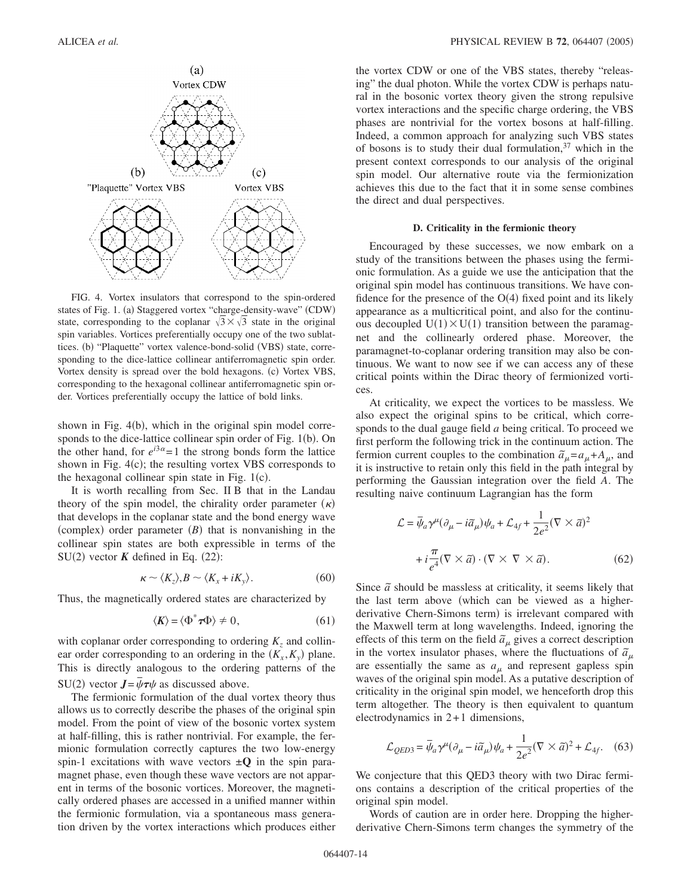FIG. 4. Vortex insulators that correspond to the spin-ordered states of Fig. 1. (a) Staggered vortex "charge-density-wave" (CDW) state, corresponding to the coplanar $\sqrt{3}\times\sqrt{3}$ state in the original spin variables. Vortices preferentially occupy one of the two sublattices. (b) "Plaquette" vortex valence-bond-solid (VBS) state, corresponding to the dice-lattice collinear antiferromagnetic spin order. Vortex density is spread over the bold hexagons. (c) Vortex VBS, corresponding to the hexagonal collinear antiferromagnetic spin order. Vortices preferentially occupy the lattice of bold links.

shown in Fig. 4(b), which in the original spin model corresponds to the dice-lattice collinear spin order of Fig. 1(b). On the other hand, for $e^{i3\alpha}=1$ the strong bonds form the lattice shown in Fig. 4(c); the resulting vortex VBS corresponds to the hexagonal collinear spin state in Fig. 1(c).

It is worth recalling from Sec. II B that in the Landau theory of the spin model, the chirality order parameter ($\kappa$) that develops in the coplanar state and the bond energy wave (complex) order parameter ($B$) that is nonvanishing in the collinear spin states are both expressible in terms of the SU(2) vector $\boldsymbol{K}$ defined in Eq. (22):

$$\kappa \sim \langle K_z \rangle, B \sim \langle K_x + iK_y \rangle. \tag{60}$$

Thus, the magnetically ordered states are characterized by

$$\langle \boldsymbol{K} \rangle = \langle \Phi^* \boldsymbol{\tau} \Phi \rangle \neq 0, \tag{61}$$

with coplanar order corresponding to ordering $K_z$ and collinear order corresponding to an ordering in the $(K_x, K_y)$ plane. This is directly analogous to the ordering patterns of the SU(2) vector $\boldsymbol{J}=\bar{\psi}\boldsymbol{\tau}\psi$ as discussed above.

The fermionic formulation of the dual vortex theory thus allows us to correctly describe the phases of the original spin model. From the point of view of the bosonic vortex system at half-filling, this is rather nontrivial. For example, the fermionic formulation correctly captures the two low-energy spin-1 excitations with wave vectors $\pm\mathbf{Q}$ in the spin paramagnet phase, even though these wave vectors are not apparent in terms of the bosonic vortices. Moreover, the magnetically ordered phases are accessed in a unified manner within the fermionic formulation, via a spontaneous mass generation driven by the vortex interactions which produces either the vortex CDW or one of the VBS states, thereby "releasing" the dual photon. While the vortex CDW is perhaps natural in the bosonic vortex theory given the strong repulsive vortex interactions and the specific charge ordering, the VBS phases are nontrivial for the vortex bosons at half-filling. Indeed, a common approach for analyzing such VBS states of bosons is to study their dual formulation,[37] which in the present context corresponds to our analysis of the original spin model. Our alternative route via the fermionization achieves this due to the fact that it in some sense combines the direct and dual perspectives.

### D. Criticality in the fermionic theory

Encouraged by these successes, we now embark on a study of the transitions between the phases using the fermionic formulation. As a guide we use the anticipation that the original spin model has continuous transitions. We have confidence for the presence of the O(4) fixed point and its likely appearance as a multicritical point, and also for the continuous decoupled $U(1)\times U(1)$ transition between the paramagnet and the collinearly ordered phase. Moreover, the paramagnet-to-coplanar ordering transition may also be continuous. We want to now see if we can access any of these critical points within the Dirac theory of fermionized vortices.

At criticality, we expect the vortices to be massless. We also expect the original spins to be critical, which corresponds to the dual gauge field $a$ being critical. To proceed we first perform the following trick in the continuum action. The fermion current couples to the combination $\tilde{a}_\mu = a_\mu + A_\mu$, and it is instructive to retain only this field in the path integral by performing the Gaussian integration over the field $A$. The resulting naive continuum Lagrangian has the form

$$\mathcal{L} = \bar{\psi}_a \gamma^\mu (\partial_\mu - i\tilde{a}_\mu)\psi_a + \mathcal{L}_{4f} + \frac{1}{2e^2}(\nabla \times \tilde{a})^2 + i\frac{\pi}{e^4}(\nabla \times \tilde{a}) \cdot (\nabla \times \nabla \times \tilde{a}). \tag{62}$$

Since $\tilde{a}$ should be massless at criticality, it seems likely that the last term above (which can be viewed as a higher-derivative Chern-Simons term) is irrelevant compared with the Maxwell term at long wavelengths. Indeed, ignoring the effects of this term on the field $\tilde{a}_\mu$ gives a correct description in the vortex insulator phases, where the fluctuations of $\tilde{a}_\mu$ are essentially the same as $a_\mu$ and represent gapless spin waves of the original spin model. As a putative description of criticality in the original spin model, we henceforth drop this term altogether. The theory is then equivalent to quantum electrodynamics in 2+1 dimensions,

$$\mathcal{L}_{QED3} = \bar{\psi}_a \gamma^\mu (\partial_\mu - i\tilde{a}_\mu)\psi_a + \frac{1}{2e^2}(\nabla \times \tilde{a})^2 + \mathcal{L}_{4f}. \tag{63}$$

We conjecture that this QED3 theory with two Dirac fermions contains a description of the critical properties of the original spin model.

Words of caution are in order here. Dropping the higher-derivative Chern-Simons term changes the symmetry of the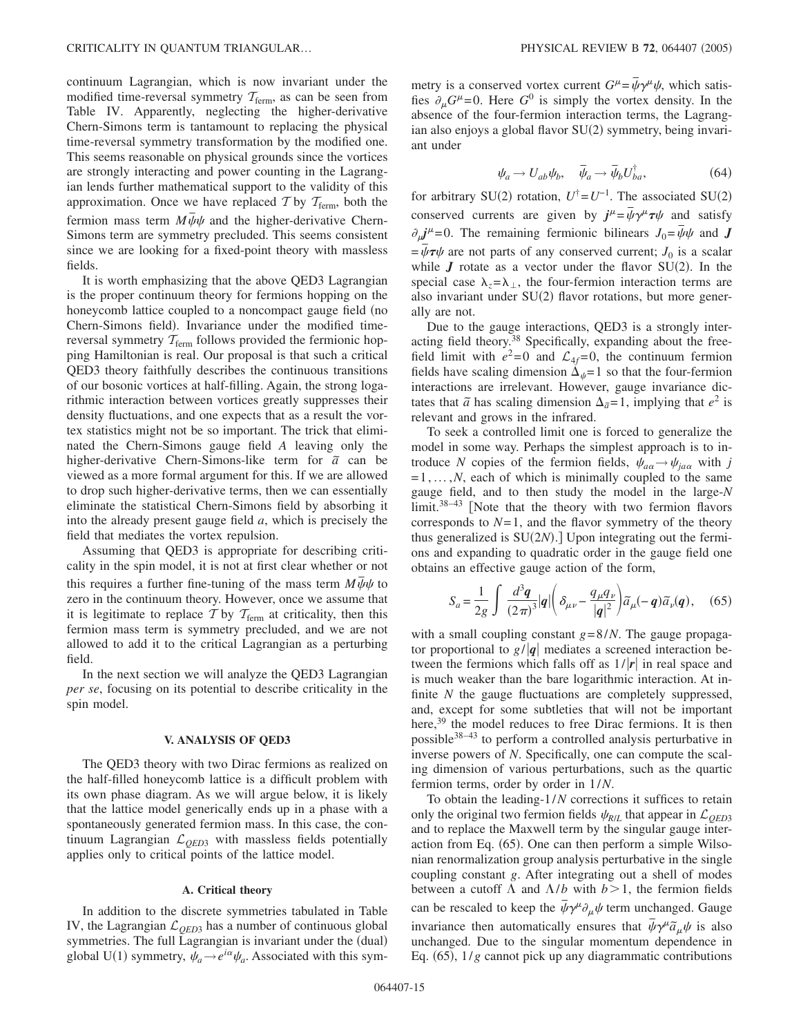continuum Lagrangian, which is now invariant under the modified time-reversal symmetry $\mathcal{T}_{\text{ferm}}$, as can be seen from Table IV. Apparently, neglecting the higher-derivative Chern-Simons term is tantamount to replacing the physical time-reversal symmetry transformation by the modified one. This seems reasonable on physical grounds since the vortices are strongly interacting and power counting in the Lagrangian lends further mathematical support to the validity of this approximation. Once we have replaced $\mathcal{T}$ by $\mathcal{T}_{\text{ferm}}$, both the fermion mass term $M\bar{\psi}\psi$ and the higher-derivative Chern-Simons term are symmetry precluded. This seems consistent since we are looking for a fixed-point theory with massless fields.

It is worth emphasizing that the above QED3 Lagrangian is the proper continuum theory for fermions hopping on the honeycomb lattice coupled to a noncompact gauge field (no Chern-Simons field). Invariance under the modified time-reversal symmetry $\mathcal{T}_{\text{ferm}}$ follows provided the fermionic hopping Hamiltonian is real. Our proposal is that such a critical QED3 theory faithfully describes the continuous transitions of our bosonic vortices at half-filling. Again, the strong logarithmic interaction between vortices greatly suppresses their density fluctuations, and one expects that as a result the vortex statistics might not be so important. The trick that eliminated the Chern-Simons gauge field $A$ leaving only the higher-derivative Chern-Simons-like term for $\tilde{a}$ can be viewed as a more formal argument for this. If we are allowed to drop such higher-derivative terms, then we can essentially eliminate the statistical Chern-Simons field by absorbing it into the already present gauge field $a$, which is precisely the field that mediates the vortex repulsion.

Assuming that QED3 is appropriate for describing criticality in the spin model, it is not at first clear whether or not this requires a further fine-tuning of the mass term $M\bar{\psi}\psi$ to zero in the continuum theory. However, once we assume that it is legitimate to replace $\mathcal{T}$ by $\mathcal{T}_{\text{ferm}}$ at criticality, then this fermion mass term is symmetry precluded, and we are not allowed to add it to the critical Lagrangian as a perturbing field.

In the next section we will analyze the QED3 Lagrangian *per se*, focusing on its potential to describe criticality in the spin model.

## V. ANALYSIS OF QED3

The QED3 theory with two Dirac fermions as realized on the half-filled honeycomb lattice is a difficult problem with its own phase diagram. As we will argue below, it is likely that the lattice model generically ends up in a phase with a spontaneously generated fermion mass. In this case, the continuum Lagrangian $\mathcal{L}_{QED3}$ with massless fields potentially applies only to critical points of the lattice model.

### A. Critical theory

In addition to the discrete symmetries tabulated in Table IV, the Lagrangian $\mathcal{L}_{QED3}$ has a number of continuous global symmetries. The full Lagrangian is invariant under the (dual) global U(1) symmetry, $\psi_a \to e^{i\alpha}\psi_a$. Associated with this symmetry is a conserved vortex current $G^\mu = \bar{\psi}\gamma^\mu\psi$, which satisfies $\partial_\mu G^\mu = 0$. Here $G^0$ is simply the vortex density. In the absence of the four-fermion interaction terms, the Lagrangian also enjoys a global flavor SU(2) symmetry, being invariant under

$$\psi_a \to U_{ab}\psi_b, \quad \bar{\psi}_a \to \bar{\psi}_b U^\dagger_{ba}, \tag{64}$$

for arbitrary SU(2) rotation, $U^\dagger = U^{-1}$. The associated SU(2) conserved currents are given by $\boldsymbol{j}^\mu = \bar{\psi}\gamma^\mu\boldsymbol{\tau}\psi$ and satisfy $\partial_\mu \boldsymbol{j}^\mu = 0$. The remaining fermionic bilinears $J_0 = \bar{\psi}\psi$ and $\boldsymbol{J} = \bar{\psi}\boldsymbol{\tau}\psi$ are not parts of any conserved current; $J_0$ is a scalar while $\boldsymbol{J}$ rotate as a vector under the flavor SU(2). In the special case $\lambda_z = \lambda_\perp$, the four-fermion interaction terms are also invariant under SU(2) flavor rotations, but more generally are not.

Due to the gauge interactions, QED3 is a strongly interacting field theory.[38] Specifically, expanding about the free-field limit with $e^2 = 0$ and $\mathcal{L}_{4f} = 0$, the continuum fermion fields have scaling dimension $\Delta_\psi = 1$ so that the four-fermion interactions are irrelevant. However, gauge invariance dictates that $\tilde{a}$ has scaling dimension $\Delta_{\tilde{a}} = 1$, implying that $e^2$ is relevant and grows in the infrared.

To seek a controlled limit one is forced to generalize the model in some way. Perhaps the simplest approach is to introduce $N$ copies of the fermion fields, $\psi_{a\alpha} \to \psi_{ja\alpha}$ with $j = 1, \ldots, N$, each of which is minimally coupled to the same gauge field, and to then study the model in the large-$N$ limit.[38–43] [Note that the theory with two fermion flavors corresponds to $N=1$, and the flavor symmetry of the theory thus generalized is SU($2N$).] Upon integrating out the fermions and expanding to quadratic order in the gauge field one obtains an effective gauge action of the form,

$$S_a = \frac{1}{2g}\int \frac{d^3\boldsymbol{q}}{(2\pi)^3}|\boldsymbol{q}|\left(\delta_{\mu\nu} - \frac{q_\mu q_\nu}{|\boldsymbol{q}|^2}\right)\tilde{a}_\mu(-\boldsymbol{q})\tilde{a}_\nu(\boldsymbol{q}), \tag{65}$$

with a small coupling constant $g = 8/N$. The gauge propagator proportional to $g/|\boldsymbol{q}|$ mediates a screened interaction between the fermions which falls off as $1/|\boldsymbol{r}|$ in real space and is much weaker than the bare logarithmic interaction. At infinite $N$ the gauge fluctuations are completely suppressed, and, except for some subtleties that will not be important here,[39] the model reduces to free Dirac fermions. It is then possible[38–43] to perform a controlled analysis perturbative in inverse powers of $N$. Specifically, one can compute the scaling dimension of various perturbations, such as the quartic fermion terms, order by order in $1/N$.

To obtain the leading-$1/N$ corrections it suffices to retain only the original two fermion fields $\psi_{R/L}$ that appear in $\mathcal{L}_{QED3}$ and to replace the Maxwell term by the singular gauge interaction from Eq. (65). One can then perform a simple Wilsonian renormalization group analysis perturbative in the single coupling constant $g$. After integrating out a shell of modes between a cutoff $\Lambda$ and $\Lambda/b$ with $b>1$, the fermion fields can be rescaled to keep the $\bar{\psi}\gamma^\mu\partial_\mu\psi$ term unchanged. Gauge invariance then automatically ensures that $\bar{\psi}\gamma^\mu\tilde{a}_\mu\psi$ is also unchanged. Due to the singular momentum dependence in Eq. (65), $1/g$ cannot pick up any diagrammatic contributions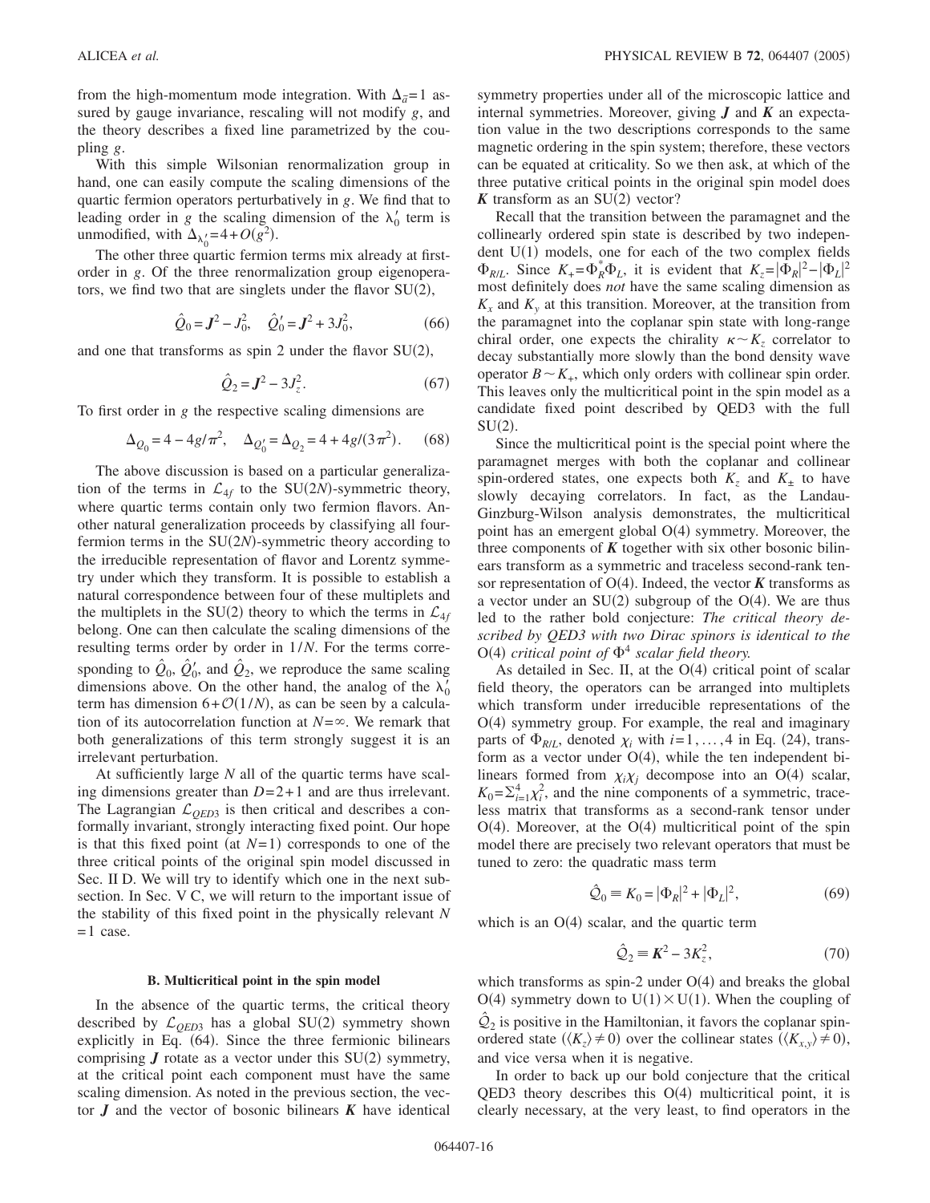from the high-momentum mode integration. With $\Delta_{\vec{a}}=1$ assured by gauge invariance, rescaling will not modify $g$, and the theory describes a fixed line parametrized by the coupling $g$.

With this simple Wilsonian renormalization group in hand, one can easily compute the scaling dimensions of the quartic fermion operators perturbatively in $g$. We find that to leading order in $g$ the scaling dimension of the $\lambda_0'$ term is unmodified, with $\Delta_{\lambda_0'}=4+O(g^2)$.

The other three quartic fermion terms mix already at first-order in $g$. Of the three renormalization group eigenoperators, we find two that are singlets under the flavor SU(2),

$$\hat{Q}_0 = \boldsymbol{J}^2 - J_0^2, \quad \hat{Q}_0' = \boldsymbol{J}^2 + 3J_0^2, \tag{66}$$

and one that transforms as spin 2 under the flavor SU(2),

$$\hat{Q}_2 = \boldsymbol{J}^2 - 3J_z^2. \tag{67}$$

To first order in $g$ the respective scaling dimensions are

$$\Delta_{Q_0} = 4 - 4g/\pi^2, \quad \Delta_{Q_0'} = \Delta_{Q_2} = 4 + 4g/(3\pi^2). \tag{68}$$

The above discussion is based on a particular generalization of the terms in $\mathcal{L}_{4f}$ to the SU($2N$)-symmetric theory, where quartic terms contain only two fermion flavors. Another natural generalization proceeds by classifying all four-fermion terms in the SU($2N$)-symmetric theory according to the irreducible representation of flavor and Lorentz symmetry under which they transform. It is possible to establish a natural correspondence between four of these multiplets and the multiplets in the SU(2) theory to which the terms in $\mathcal{L}_{4f}$ belong. One can then calculate the scaling dimensions of the resulting terms order by order in $1/N$. For the terms corresponding to $\hat{Q}_0$, $\hat{Q}_0'$, and $\hat{Q}_2$, we reproduce the same scaling dimensions above. On the other hand, the analog of the $\lambda_0'$ term has dimension $6+\mathcal{O}(1/N)$, as can be seen by a calculation of its autocorrelation function at $N=\infty$. We remark that both generalizations of this term strongly suggest it is an irrelevant perturbation.

At sufficiently large $N$ all of the quartic terms have scaling dimensions greater than $D=2+1$ and are thus irrelevant. The Lagrangian $\mathcal{L}_{QED3}$ is then critical and describes a conformally invariant, strongly interacting fixed point. Our hope is that this fixed point (at $N=1$) corresponds to one of the three critical points of the original spin model discussed in Sec. II D. We will try to identify which one in the next subsection. In Sec. V C, we will return to the important issue of the stability of this fixed point in the physically relevant $N=1$ case.

### B. Multicritical point in the spin model

In the absence of the quartic terms, the critical theory described by $\mathcal{L}_{QED3}$ has a global SU(2) symmetry shown explicitly in Eq. (64). Since the three fermionic bilinears comprising $\boldsymbol{J}$ rotate as a vector under this SU(2) symmetry, at the critical point each component must have the same scaling dimension. As noted in the previous section, the vector $\boldsymbol{J}$ and the vector of bosonic bilinears $\boldsymbol{K}$ have identical symmetry properties under all of the microscopic lattice and internal symmetries. Moreover, giving $\boldsymbol{J}$ and $\boldsymbol{K}$ an expectation value in the two descriptions corresponds to the same magnetic ordering in the spin system; therefore, these vectors can be equated at criticality. So we then ask, at which of the three putative critical points in the original spin model does $\boldsymbol{K}$ transform as an SU(2) vector?

Recall that the transition between the paramagnet and the collinearly ordered spin state is described by two independent U(1) models, one for each of the two complex fields $\Phi_{R/L}$. Since $K_+ = \Phi_R^* \Phi_L$, it is evident that $K_z = |\Phi_R|^2 - |\Phi_L|^2$ most definitely does *not* have the same scaling dimension as $K_x$ and $K_y$ at this transition. Moreover, at the transition from the paramagnet into the coplanar spin state with long-range chiral order, one expects the chirality $\kappa \sim K_z$ correlator to decay substantially more slowly than the bond density wave operator $B \sim K_+$, which only orders with collinear spin order. This leaves only the multicritical point in the spin model as a candidate fixed point described by QED3 with the full SU(2).

Since the multicritical point is the special point where the paramagnet merges with both the coplanar and collinear spin-ordered states, one expects both $K_z$ and $K_\pm$ to have slowly decaying correlators. In fact, as the Landau-Ginzburg-Wilson analysis demonstrates, the multicritical point has an emergent global O(4) symmetry. Moreover, the three components of $\boldsymbol{K}$ together with six other bosonic bilinears transform as a symmetric and traceless second-rank tensor representation of O(4). Indeed, the vector $\boldsymbol{K}$ transforms as a vector under an SU(2) subgroup of the O(4). We are thus led to the rather bold conjecture: *The critical theory described by QED3 with two Dirac spinors is identical to the* O(4) *critical point of* $\Phi^4$ *scalar field theory.*

As detailed in Sec. II, at the O(4) critical point of scalar field theory, the operators can be arranged into multiplets which transform under irreducible representations of the O(4) symmetry group. For example, the real and imaginary parts of $\Phi_{R/L}$, denoted $\chi_i$ with $i=1,\ldots,4$ in Eq. (24), transform as a vector under O(4), while the ten independent bilinears formed from $\chi_i\chi_j$ decompose into an O(4) scalar, $K_0 = \Sigma_{i=1}^4 \chi_i^2$, and the nine components of a symmetric, traceless matrix that transforms as a second-rank tensor under O(4). Moreover, at the O(4) multicritical point of the spin model there are precisely two relevant operators that must be tuned to zero: the quadratic mass term

$$\hat{\mathcal{Q}}_0 \equiv K_0 = |\Phi_R|^2 + |\Phi_L|^2, \tag{69}$$

which is an O(4) scalar, and the quartic term

$$\hat{\mathcal{Q}}_2 \equiv \boldsymbol{K}^2 - 3K_z^2, \tag{70}$$

which transforms as spin-2 under O(4) and breaks the global O(4) symmetry down to U(1)×U(1). When the coupling of $\hat{\mathcal{Q}}_2$ is positive in the Hamiltonian, it favors the coplanar spin-ordered state ($\langle K_z \rangle \neq 0$) over the collinear states ($\langle K_{x,y} \rangle \neq 0$), and vice versa when it is negative.

In order to back up our bold conjecture that the critical QED3 theory describes this O(4) multicritical point, it is clearly necessary, at the very least, to find operators in the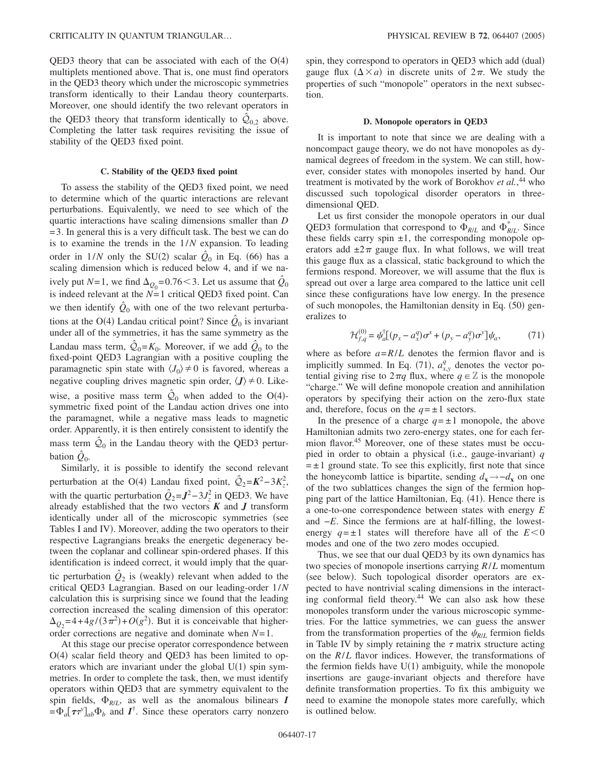QED3 theory that can be associated with each of the O(4) multiplets mentioned above. That is, one must find operators in the QED3 theory which under the microscopic symmetries transform identically to their Landau theory counterparts. Moreover, one should identify the two relevant operators in the QED3 theory that transform identically to $\hat{\mathcal{Q}}_{0,2}$ above. Completing the latter task requires revisiting the issue of stability of the QED3 fixed point.

### C. Stability of the QED3 fixed point

To assess the stability of the QED3 fixed point, we need to determine which of the quartic interactions are relevant perturbations. Equivalently, we need to see which of the quartic interactions have scaling dimensions smaller than $D=3$. In general this is a very difficult task. The best we can do is to examine the trends in the $1/N$ expansion. To leading order in $1/N$ only the SU(2) scalar $\hat{Q}_0$ in Eq. (66) has a scaling dimension which is reduced below 4, and if we naively put $N=1$, we find $\Delta_{Q_0}=0.76<3$. Let us assume that $\hat{Q}_0$ is indeed relevant at the $N=1$ critical QED3 fixed point. Can we then identify $\hat{Q}_0$ with one of the two relevant perturbations at the O(4) Landau critical point? Since $\hat{Q}_0$ is invariant under all of the symmetries, it has the same symmetry as the Landau mass term, $\hat{\mathcal{Q}}_0=K_0$. Moreover, if we add $\hat{Q}_0$ to the fixed-point QED3 Lagrangian with a positive coupling the paramagnetic spin state with $\langle J_0\rangle\neq 0$ is favored, whereas a negative coupling drives magnetic spin order, $\langle \boldsymbol{J}\rangle \neq 0$. Likewise, a positive mass term $\hat{\mathcal{Q}}_0$ when added to the O(4)-symmetric fixed point of the Landau action drives one into the paramagnet, while a negative mass leads to magnetic order. Apparently, it is then entirely consistent to identify the mass term $\hat{\mathcal{Q}}_0$ in the Landau theory with the QED3 perturbation $\hat{Q}_0$.

Similarly, it is possible to identify the second relevant perturbation at the O(4) Landau fixed point, $\hat{\mathcal{Q}}_2=\boldsymbol{K}^2-3K_z^2$, with the quartic perturbation $\hat{Q}_2=\boldsymbol{J}^2-3J_z^2$ in QED3. We have already established that the two vectors $\boldsymbol{K}$ and $\boldsymbol{J}$ transform identically under all of the microscopic symmetries (see Tables I and IV). Moreover, adding the two operators to their respective Lagrangians breaks the energetic degeneracy between the coplanar and collinear spin-ordered phases. If this identification is indeed correct, it would imply that the quartic perturbation $\hat{Q}_2$ is (weakly) relevant when added to the critical QED3 Lagrangian. Based on our leading-order $1/N$ calculation this is surprising since we found that the leading correction increased the scaling dimension of this operator: $\Delta_{Q_2}=4+4g/(3\pi^2)+O(g^2)$. But it is conceivable that higher-order corrections are negative and dominate when $N=1$.

At this stage our precise operator correspondence between O(4) scalar field theory and QED3 has been limited to operators which are invariant under the global U(1) spin symmetries. In order to complete the task, then, we must identify operators within QED3 that are symmetry equivalent to the spin fields, $\Phi_{R/L}$, as well as the anomalous bilinears $\boldsymbol{I}=\Phi_a[\boldsymbol{\tau}\tau^y]_{ab}\Phi_b$ and $\boldsymbol{I}^\dagger$. Since these operators carry nonzero spin, they correspond to operators in QED3 which add (dual) gauge flux $(\Delta\times a)$ in discrete units of $2\pi$. We study the properties of such "monopole" operators in the next subsection.

### D. Monopole operators in QED3

It is important to note that since we are dealing with a noncompact gauge theory, we do not have monopoles as dynamical degrees of freedom in the system. We can still, however, consider states with monopoles inserted by hand. Our treatment is motivated by the work of Borokhov *et al.*,[44] who discussed such topological disorder operators in three-dimensional QED.

Let us first consider the monopole operators in our dual QED3 formulation that correspond to $\Phi_{R/L}$ and $\Phi^*_{R/L}$. Since these fields carry spin $\pm 1$, the corresponding monopole operators add $\pm 2\pi$ gauge flux. In what follows, we will treat this gauge flux as a classical, static background to which the fermions respond. Moreover, we will assume that the flux is spread out over a large area compared to the lattice unit cell since these configurations have low energy. In the presence of such monopoles, the Hamiltonian density in Eq. (50) generalizes to

$$\mathcal{H}^{(0)}_{f,q}=\psi_a^\dagger[(p_x-a_x^q)\sigma^x+(p_y-a_y^q)\sigma^y]\psi_a, \tag{71}$$

where as before $a=R/L$ denotes the fermion flavor and is implicitly summed. In Eq. (71), $a^q_{x,y}$ denotes the vector potential giving rise to $2\pi q$ flux, where $q\in\mathbb{Z}$ is the monopole "charge." We will define monopole creation and annihilation operators by specifying their action on the zero-flux state and, therefore, focus on the $q=\pm 1$ sectors.

In the presence of a charge $q=\pm 1$ monopole, the above Hamiltonian admits two zero-energy states, one for each fermion flavor.[45] Moreover, one of these states must be occupied in order to obtain a physical (i.e., gauge-invariant) $q=\pm 1$ ground state. To see this explicitly, first note that since the honeycomb lattice is bipartite, sending $d_{\mathbf{x}}\to -d_{\mathbf{x}}$ on one of the two sublattices changes the sign of the fermion hopping part of the lattice Hamiltonian, Eq. (41). Hence there is a one-to-one correspondence between states with energy $E$ and $-E$. Since the fermions are at half-filling, the lowest-energy $q=\pm 1$ states will therefore have all of the $E<0$ modes and one of the two zero modes occupied.

Thus, we see that our dual QED3 by its own dynamics has two species of monopole insertions carrying $R/L$ momentum (see below). Such topological disorder operators are expected to have nontrivial scaling dimensions in the interacting conformal field theory.[44] We can also ask how these monopoles transform under the various microscopic symmetries. For the lattice symmetries, we can guess the answer from the transformation properties of the $\psi_{R/L}$ fermion fields in Table IV by simply retaining the $\tau$ matrix structure acting on the $R/L$ flavor indices. However, the transformations of the fermion fields have U(1) ambiguity, while the monopole insertions are gauge-invariant objects and therefore have definite transformation properties. To fix this ambiguity we need to examine the monopole states more carefully, which is outlined below.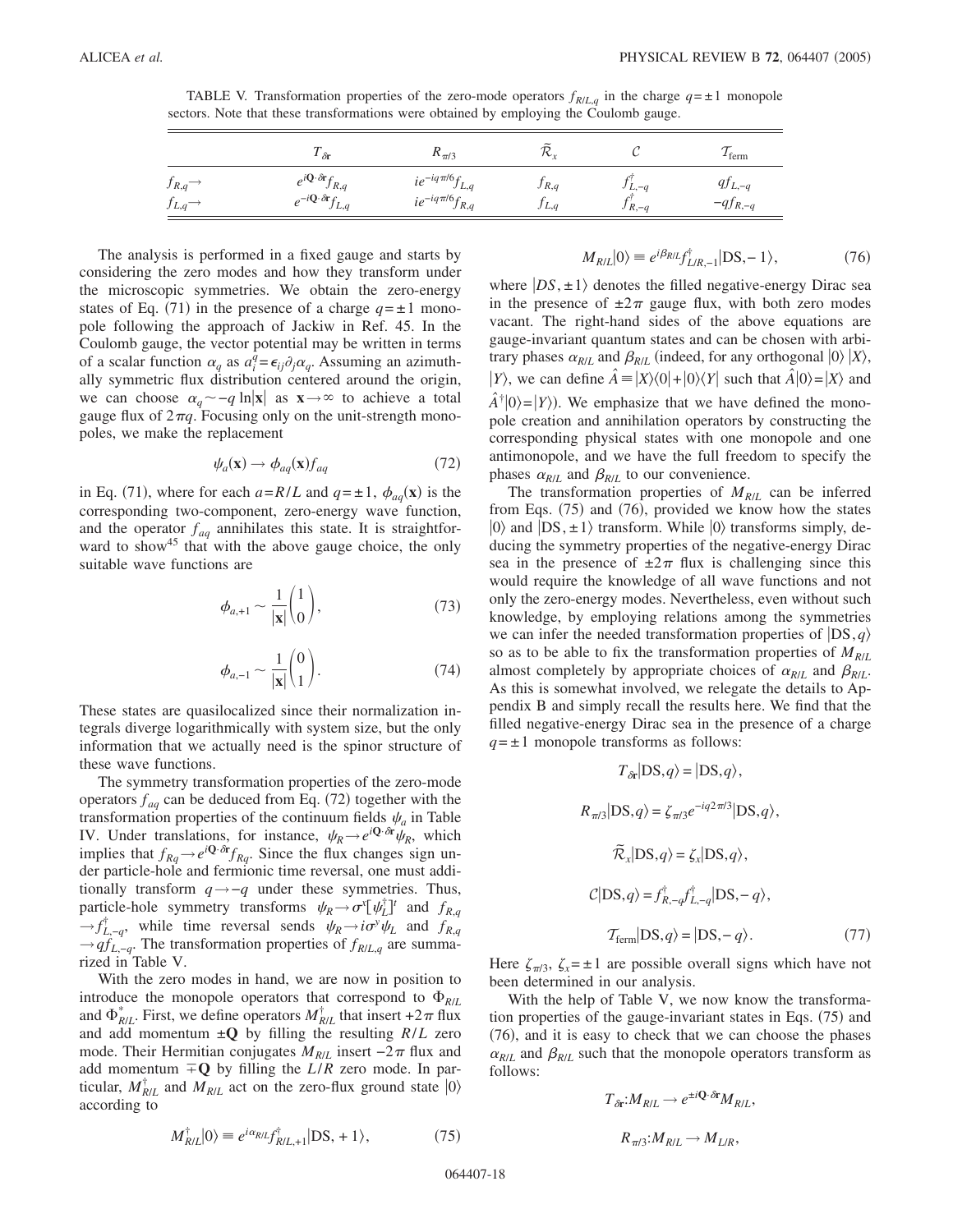TABLE V. Transformation properties of the zero-mode operators $f_{R/L,q}$ in the charge $q=\pm1$ monopole sectors. Note that these transformations were obtained by employing the Coulomb gauge.

| | $T_{\delta\mathbf{r}}$ | $R_{\pi/3}$ | $\widetilde{\mathcal{R}}_x$ | $\mathcal{C}$ | $\mathcal{T}_{\text{ferm}}$ |
|---|---|---|---|---|---|
| $f_{R,q}\rightarrow$ | $e^{i\mathbf{Q}\cdot\delta\mathbf{r}}f_{R,q}$ | $ie^{-iq\pi/6}f_{L,q}$ | $f_{R,q}$ | $f^{\dagger}_{L,-q}$ | $qf_{L,-q}$ |
| $f_{L,q}\rightarrow$ | $e^{-i\mathbf{Q}\cdot\delta\mathbf{r}}f_{L,q}$ | $ie^{-iq\pi/6}f_{R,q}$ | $f_{L,q}$ | $f^{\dagger}_{R,-q}$ | $-qf_{R,-q}$ |

The analysis is performed in a fixed gauge and starts by considering the zero modes and how they transform under the microscopic symmetries. We obtain the zero-energy states of Eq. (71) in the presence of a charge $q=\pm1$ monopole following the approach of Jackiw in Ref. 45. In the Coulomb gauge, the vector potential may be written in terms of a scalar function $\alpha_q$ as $a_i^q=\epsilon_{ij}\partial_j\alpha_q$. Assuming an azimuthally symmetric flux distribution centered around the origin, we can choose $\alpha_q\sim -q\ln|\mathbf{x}|$ as $\mathbf{x}\rightarrow\infty$ to achieve a total gauge flux of $2\pi q$. Focusing only on the unit-strength monopoles, we make the replacement

$$\psi_a(\mathbf{x})\rightarrow\phi_{aq}(\mathbf{x})f_{aq} \tag{72}$$

in Eq. (71), where for each $a=R/L$ and $q=\pm1$, $\phi_{aq}(\mathbf{x})$ is the corresponding two-component, zero-energy wave function, and the operator $f_{aq}$ annihilates this state. It is straightforward to show[45] that with the above gauge choice, the only suitable wave functions are

$$\phi_{a,+1}\sim\frac{1}{|\mathbf{x}|}\begin{pmatrix}1\\0\end{pmatrix}, \tag{73}$$

$$\phi_{a,-1}\sim\frac{1}{|\mathbf{x}|}\begin{pmatrix}0\\1\end{pmatrix}. \tag{74}$$

These states are quasilocalized since their normalization integrals diverge logarithmically with system size, but the only information that we actually need is the spinor structure of these wave functions.

The symmetry transformation properties of the zero-mode operators $f_{aq}$ can be deduced from Eq. (72) together with the transformation properties of the continuum fields $\psi_a$ in Table IV. Under translations, for instance, $\psi_R\rightarrow e^{i\mathbf{Q}\cdot\delta\mathbf{r}}\psi_R$, which implies that $f_{Rq}\rightarrow e^{i\mathbf{Q}\cdot\delta\mathbf{r}}f_{Rq}$. Since the flux changes sign under particle-hole and fermionic time reversal, one must additionally transform $q\rightarrow -q$ under these symmetries. Thus, particle-hole symmetry transforms $\psi_R\rightarrow\sigma^x[\psi_L^{\dagger}]^t$ and $f_{R,q}\rightarrow f^{\dagger}_{L,-q}$, while time reversal sends $\psi_R\rightarrow i\sigma^y\psi_L$ and $f_{R,q}\rightarrow qf_{L,-q}$. The transformation properties of $f_{R/L,q}$ are summarized in Table V.

With the zero modes in hand, we are now in position to introduce the monopole operators that correspond to $\Phi_{R/L}$ and $\Phi^*_{R/L}$. First, we define operators $M^{\dagger}_{R/L}$ that insert $+2\pi$ flux and add momentum $\pm\mathbf{Q}$ by filling the resulting $R/L$ zero mode. Their Hermitian conjugates $M_{R/L}$ insert $-2\pi$ flux and add momentum $\mp\mathbf{Q}$ by filling the $L/R$ zero mode. In particular, $M^{\dagger}_{R/L}$ and $M_{R/L}$ act on the zero-flux ground state $|0\rangle$ according to

$$M^{\dagger}_{R/L}|0\rangle\equiv e^{i\alpha_{R/L}}f^{\dagger}_{R/L,+1}|\mathrm{DS},+1\rangle, \tag{75}$$

$$M_{R/L}|0\rangle\equiv e^{i\beta_{R/L}}f^{\dagger}_{L/R,-1}|\mathrm{DS},-1\rangle, \tag{76}$$

where $|DS,\pm1\rangle$ denotes the filled negative-energy Dirac sea in the presence of $\pm2\pi$ gauge flux, with both zero modes vacant. The right-hand sides of the above equations are gauge-invariant quantum states and can be chosen with arbitrary phases $\alpha_{R/L}$ and $\beta_{R/L}$ (indeed, for any orthogonal $|0\rangle$ $|X\rangle$, $|Y\rangle$, we can define $\hat{A}\equiv|X\rangle\langle0|+|0\rangle\langle Y|$ such that $\hat{A}|0\rangle=|X\rangle$ and $\hat{A}^{\dagger}|0\rangle=|Y\rangle$). We emphasize that we have defined the monopole creation and annihilation operators by constructing the corresponding physical states with one monopole and one antimonopole, and we have the full freedom to specify the phases $\alpha_{R/L}$ and $\beta_{R/L}$ to our convenience.

The transformation properties of $M_{R/L}$ can be inferred from Eqs. (75) and (76), provided we know how the states $|0\rangle$ and $|\mathrm{DS},\pm1\rangle$ transform. While $|0\rangle$ transforms simply, deducing the symmetry properties of the negative-energy Dirac sea in the presence of $\pm2\pi$ flux is challenging since this would require the knowledge of all wave functions and not only the zero-energy modes. Nevertheless, even without such knowledge, by employing relations among the symmetries we can infer the needed transformation properties of $|\mathrm{DS},q\rangle$ so as to be able to fix the transformation properties of $M_{R/L}$ almost completely by appropriate choices of $\alpha_{R/L}$ and $\beta_{R/L}$. As this is somewhat involved, we relegate the details to Appendix B and simply recall the results here. We find that the filled negative-energy Dirac sea in the presence of a charge $q=\pm1$ monopole transforms as follows:

$$T_{\delta\mathbf{r}}|\mathrm{DS},q\rangle=|\mathrm{DS},q\rangle,$$

$$R_{\pi/3}|\mathrm{DS},q\rangle=\zeta_{\pi/3}e^{-iq2\pi/3}|\mathrm{DS},q\rangle,$$

$$\widetilde{\mathcal{R}}_x|\mathrm{DS},q\rangle=\zeta_x|\mathrm{DS},q\rangle,$$

$$\mathcal{C}|\mathrm{DS},q\rangle=f^{\dagger}_{R,-q}f^{\dagger}_{L,-q}|\mathrm{DS},-q\rangle,$$

$$\mathcal{T}_{\text{ferm}}|\mathrm{DS},q\rangle=|\mathrm{DS},-q\rangle. \tag{77}$$

Here $\zeta_{\pi/3}$, $\zeta_x=\pm1$ are possible overall signs which have not been determined in our analysis.

With the help of Table V, we now know the transformation properties of the gauge-invariant states in Eqs. (75) and (76), and it is easy to check that we can choose the phases $\alpha_{R/L}$ and $\beta_{R/L}$ such that the monopole operators transform as follows:

$$T_{\delta\mathbf{r}}:M_{R/L}\rightarrow e^{\pm i\mathbf{Q}\cdot\delta\mathbf{r}}M_{R/L},$$

$$R_{\pi/3}:M_{R/L}\rightarrow M_{L/R},$$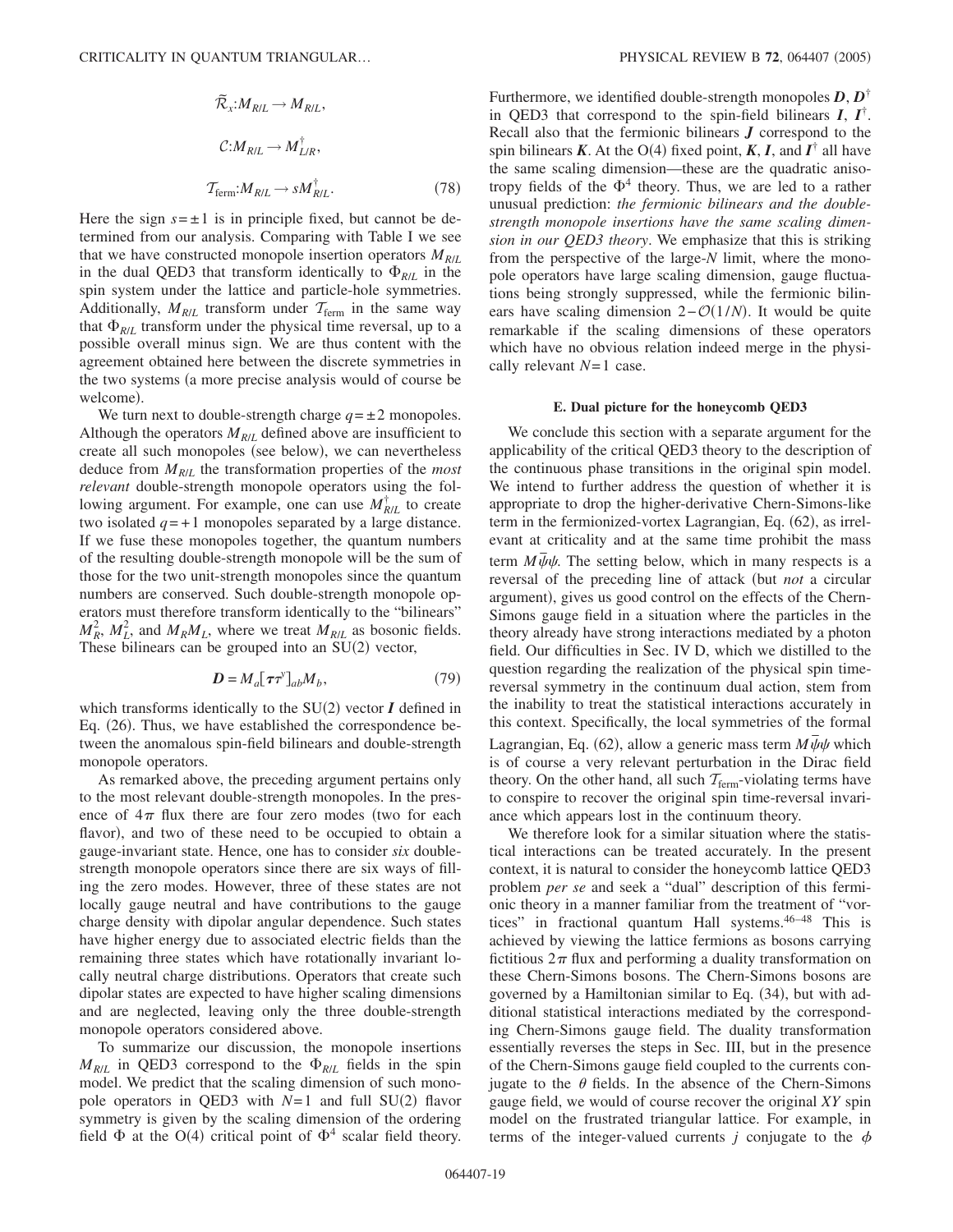$$\tilde{\mathcal{R}}_x : M_{R/L} \to M_{R/L},$$

$$\mathcal{C} : M_{R/L} \to M^{\dagger}_{L/R},$$

$$\mathcal{T}_{\text{ferm}} : M_{R/L} \to s M^{\dagger}_{R/L}. \tag{78}$$

Here the sign $s = \pm 1$ is in principle fixed, but cannot be determined from our analysis. Comparing with Table I we see that we have constructed monopole insertion operators $M_{R/L}$ in the dual QED3 that transform identically to $\Phi_{R/L}$ in the spin system under the lattice and particle-hole symmetries. Additionally, $M_{R/L}$ transform under $\mathcal{T}_{\text{ferm}}$ in the same way that $\Phi_{R/L}$ transform under the physical time reversal, up to a possible overall minus sign. We are thus content with the agreement obtained here between the discrete symmetries in the two systems (a more precise analysis would of course be welcome).

We turn next to double-strength charge $q = \pm 2$ monopoles. Although the operators $M_{R/L}$ defined above are insufficient to create all such monopoles (see below), we can nevertheless deduce from $M_{R/L}$ the transformation properties of the *most relevant* double-strength monopole operators using the following argument. For example, one can use $M^{\dagger}_{R/L}$ to create two isolated $q = +1$ monopoles separated by a large distance. If we fuse these monopoles together, the quantum numbers of the resulting double-strength monopole will be the sum of those for the two unit-strength monopoles since the quantum numbers are conserved. Such double-strength monopole operators must therefore transform identically to the "bilinears" $M_R^2$, $M_L^2$, and $M_R M_L$, where we treat $M_{R/L}$ as bosonic fields. These bilinears can be grouped into an SU(2) vector,

$$\boldsymbol{D} = M_a [\boldsymbol{\tau} \tau^y]_{ab} M_b, \tag{79}$$

which transforms identically to the SU(2) vector $\boldsymbol{I}$ defined in Eq. (26). Thus, we have established the correspondence between the anomalous spin-field bilinears and double-strength monopole operators.

As remarked above, the preceding argument pertains only to the most relevant double-strength monopoles. In the presence of $4\pi$ flux there are four zero modes (two for each flavor), and two of these need to be occupied to obtain a gauge-invariant state. Hence, one has to consider *six* double-strength monopole operators since there are six ways of filling the zero modes. However, three of these states are not locally gauge neutral and have contributions to the gauge charge density with dipolar angular dependence. Such states have higher energy due to associated electric fields than the remaining three states which have rotationally invariant locally neutral charge distributions. Operators that create such dipolar states are expected to have higher scaling dimensions and are neglected, leaving only the three double-strength monopole operators considered above.

To summarize our discussion, the monopole insertions $M_{R/L}$ in QED3 correspond to the $\Phi_{R/L}$ fields in the spin model. We predict that the scaling dimension of such monopole operators in QED3 with $N=1$ and full SU(2) flavor symmetry is given by the scaling dimension of the ordering field $\Phi$ at the O(4) critical point of $\Phi^4$ scalar field theory. Furthermore, we identified double-strength monopoles $\boldsymbol{D}, \boldsymbol{D}^{\dagger}$ in QED3 that correspond to the spin-field bilinears $\boldsymbol{I}$, $\boldsymbol{I}^{\dagger}$. Recall also that the fermionic bilinears $\boldsymbol{J}$ correspond to the spin bilinears $\boldsymbol{K}$. At the O(4) fixed point, $\boldsymbol{K}$, $\boldsymbol{I}$, and $\boldsymbol{I}^{\dagger}$ all have the same scaling dimension—these are the quadratic anisotropy fields of the $\Phi^4$ theory. Thus, we are led to a rather unusual prediction: *the fermionic bilinears and the double-strength monopole insertions have the same scaling dimension in our QED3 theory*. We emphasize that this is striking from the perspective of the large-$N$ limit, where the monopole operators have large scaling dimension, gauge fluctuations being strongly suppressed, while the fermionic bilinears have scaling dimension $2 - \mathcal{O}(1/N)$. It would be quite remarkable if the scaling dimensions of these operators which have no obvious relation indeed merge in the physically relevant $N=1$ case.

### E. Dual picture for the honeycomb QED3

We conclude this section with a separate argument for the applicability of the critical QED3 theory to the description of the continuous phase transitions in the original spin model. We intend to further address the question of whether it is appropriate to drop the higher-derivative Chern-Simons-like term in the fermionized-vortex Lagrangian, Eq. (62), as irrelevant at criticality and at the same time prohibit the mass term $M\bar{\psi}\psi$. The setting below, which in many respects is a reversal of the preceding line of attack (but *not* a circular argument), gives us good control on the effects of the Chern-Simons gauge field in a situation where the particles in the theory already have strong interactions mediated by a photon field. Our difficulties in Sec. IV D, which we distilled to the question regarding the realization of the physical spin time-reversal symmetry in the continuum dual action, stem from the inability to treat the statistical interactions accurately in this context. Specifically, the local symmetries of the formal Lagrangian, Eq. (62), allow a generic mass term $M\bar{\psi}\psi$ which is of course a very relevant perturbation in the Dirac field theory. On the other hand, all such $\mathcal{T}_{\text{ferm}}$-violating terms have to conspire to recover the original spin time-reversal invariance which appears lost in the continuum theory.

We therefore look for a similar situation where the statistical interactions can be treated accurately. In the present context, it is natural to consider the honeycomb lattice QED3 problem *per se* and seek a "dual" description of this fermionic theory in a manner familiar from the treatment of "vortices" in fractional quantum Hall systems.[46–48] This is achieved by viewing the lattice fermions as bosons carrying fictitious $2\pi$ flux and performing a duality transformation on these Chern-Simons bosons. The Chern-Simons bosons are governed by a Hamiltonian similar to Eq. (34), but with additional statistical interactions mediated by the corresponding Chern-Simons gauge field. The duality transformation essentially reverses the steps in Sec. III, but in the presence of the Chern-Simons gauge field coupled to the currents conjugate to the $\theta$ fields. In the absence of the Chern-Simons gauge field, we would of course recover the original *XY* spin model on the frustrated triangular lattice. For example, in terms of the integer-valued currents $j$ conjugate to the $\phi$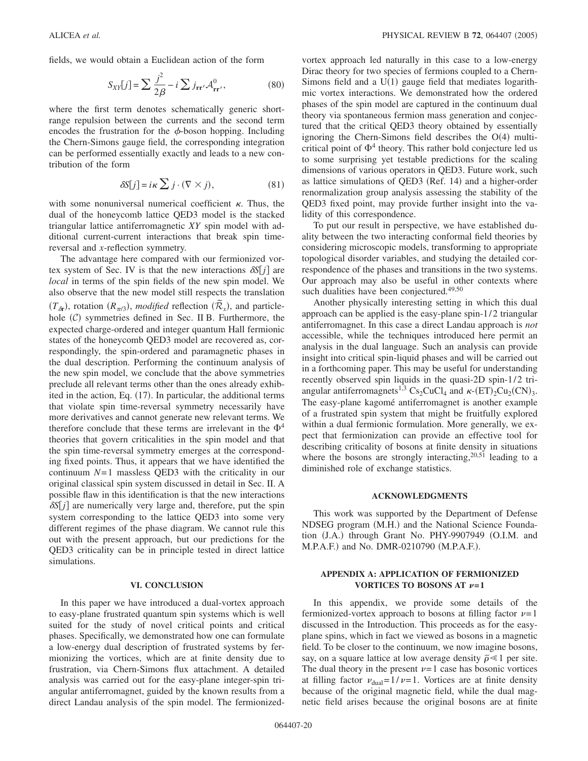fields, we would obtain a Euclidean action of the form

$$S_{XY}[j] = \sum \frac{j^2}{2\beta} - i \sum j_{\mathbf{r}\mathbf{r}'} \mathcal{A}^0_{\mathbf{r}\mathbf{r}'}, \tag{80}$$

where the first term denotes schematically generic short-range repulsion between the currents and the second term encodes the frustration for the $\phi$-boson hopping. Including the Chern-Simons gauge field, the corresponding integration can be performed essentially exactly and leads to a new contribution of the form

$$\delta S[j] = i\kappa \sum j \cdot (\nabla \times j), \tag{81}$$

with some nonuniversal numerical coefficient $\kappa$. Thus, the dual of the honeycomb lattice QED3 model is the stacked triangular lattice antiferromagnetic *XY* spin model with additional current-current interactions that break spin time-reversal and *x*-reflection symmetry.

The advantage here compared with our fermionized vortex system of Sec. IV is that the new interactions $\delta S[j]$ are *local* in terms of the spin fields of the new spin model. We also observe that the new model still respects the translation ($T_{\delta\mathbf{r}}$), rotation ($R_{\pi/3}$), *modified* reflection ($\tilde{\mathcal{R}}_x$), and particle-hole ($\mathcal{C}$) symmetries defined in Sec. II B. Furthermore, the expected charge-ordered and integer quantum Hall fermionic states of the honeycomb QED3 model are recovered as, correspondingly, the spin-ordered and paramagnetic phases in the dual description. Performing the continuum analysis of the new spin model, we conclude that the above symmetries preclude all relevant terms other than the ones already exhibited in the action, Eq. (17). In particular, the additional terms that violate spin time-reversal symmetry necessarily have more derivatives and cannot generate new relevant terms. We therefore conclude that these terms are irrelevant in the $\Phi^4$ theories that govern criticalities in the spin model and that the spin time-reversal symmetry emerges at the corresponding fixed points. Thus, it appears that we have identified the continuum $N=1$ massless QED3 with the criticality in our original classical spin system discussed in detail in Sec. II. A possible flaw in this identification is that the new interactions $\delta S[j]$ are numerically very large and, therefore, put the spin system corresponding to the lattice QED3 into some very different regimes of the phase diagram. We cannot rule this out with the present approach, but our predictions for the QED3 criticality can be in principle tested in direct lattice simulations.

## VI. CONCLUSION

In this paper we have introduced a dual-vortex approach to easy-plane frustrated quantum spin systems which is well suited for the study of novel critical points and critical phases. Specifically, we demonstrated how one can formulate a low-energy dual description of frustrated systems by fermionizing the vortices, which are at finite density due to frustration, via Chern-Simons flux attachment. A detailed analysis was carried out for the easy-plane integer-spin triangular antiferromagnet, guided by the known results from a direct Landau analysis of the spin model. The fermionized-vortex approach led naturally in this case to a low-energy Dirac theory for two species of fermions coupled to a Chern-Simons field and a U(1) gauge field that mediates logarithmic vortex interactions. We demonstrated how the ordered phases of the spin model are captured in the continuum dual theory via spontaneous fermion mass generation and conjectured that the critical QED3 theory obtained by essentially ignoring the Chern-Simons field describes the O(4) multicritical point of $\Phi^4$ theory. This rather bold conjecture led us to some surprising yet testable predictions for the scaling dimensions of various operators in QED3. Future work, such as lattice simulations of QED3 (Ref. 14) and a higher-order renormalization group analysis assessing the stability of the QED3 fixed point, may provide further insight into the validity of this correspondence.

To put our result in perspective, we have established duality between the two interacting conformal field theories by considering microscopic models, transforming to appropriate topological disorder variables, and studying the detailed correspondence of the phases and transitions in the two systems. Our approach may also be useful in other contexts where such dualities have been conjectured.[49,50]

Another physically interesting setting in which this dual approach can be applied is the easy-plane spin-1/2 triangular antiferromagnet. In this case a direct Landau approach is *not* accessible, while the techniques introduced here permit an analysis in the dual language. Such an analysis can provide insight into critical spin-liquid phases and will be carried out in a forthcoming paper. This may be useful for understanding recently observed spin liquids in the quasi-2D spin-1/2 triangular antiferromagnets[1,3] $Cs_2CuCl_4$ and $\kappa$-$(ET)_2Cu_2(CN)_3$. The easy-plane kagomé antiferromagnet is another example of a frustrated spin system that might be fruitfully explored within a dual fermionic formulation. More generally, we expect that fermionization can provide an effective tool for describing criticality of bosons at finite density in situations where the bosons are strongly interacting,[20,51] leading to a diminished role of exchange statistics.

## ACKNOWLEDGMENTS

This work was supported by the Department of Defense NDSEG program (M.H.) and the National Science Foundation (J.A.) through Grant No. PHY-9907949 (O.I.M. and M.P.A.F.) and No. DMR-0210790 (M.P.A.F.).

## APPENDIX A: APPLICATION OF FERMIONIZED VORTICES TO BOSONS AT $\nu=1$

In this appendix, we provide some details of the fermionized-vortex approach to bosons at filling factor $\nu=1$ discussed in the Introduction. This proceeds as for the easy-plane spins, which in fact we viewed as bosons in a magnetic field. To be closer to the continuum, we now imagine bosons, say, on a square lattice at low average density $\bar{\rho} \ll 1$ per site. The dual theory in the present $\nu=1$ case has bosonic vortices at filling factor $\nu_{\text{dual}}=1/\nu=1$. Vortices are at finite density because of the original magnetic field, while the dual magnetic field arises because the original bosons are at finite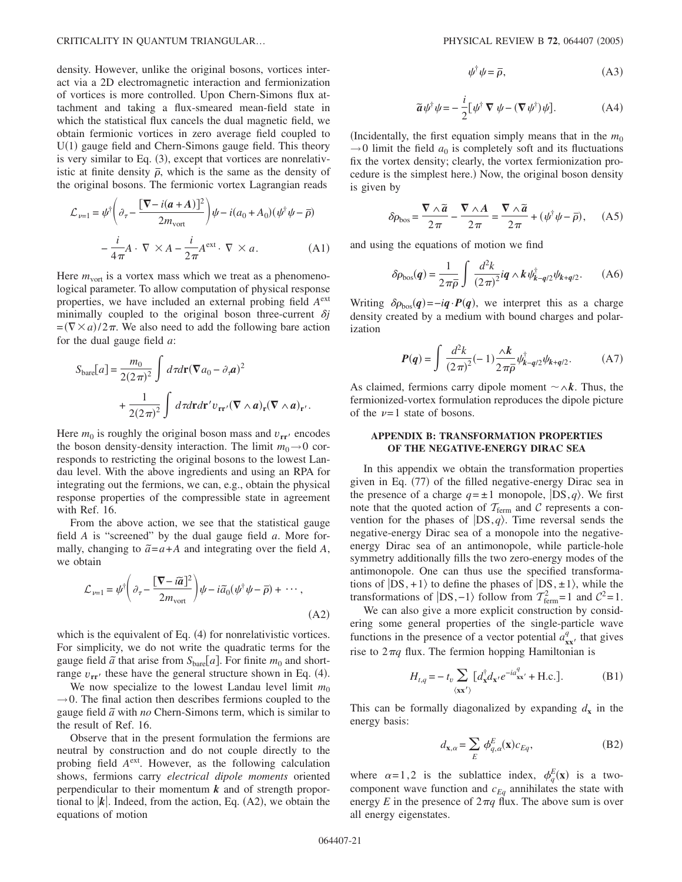density. However, unlike the original bosons, vortices interact via a 2D electromagnetic interaction and fermionization of vortices is more controlled. Upon Chern-Simons flux attachment and taking a flux-smeared mean-field state in which the statistical flux cancels the dual magnetic field, we obtain fermionic vortices in zero average field coupled to U(1) gauge field and Chern-Simons gauge field. This theory is very similar to Eq. (3), except that vortices are nonrelativistic at finite density $\bar{\rho}$, which is the same as the density of the original bosons. The fermionic vortex Lagrangian reads

$$\mathcal{L}_{\nu=1} = \psi^\dagger\left(\partial_\tau - \frac{[\boldsymbol{\nabla} - i(\boldsymbol{a}+\boldsymbol{A})]^2}{2m_{\rm vort}}\right)\psi - i(a_0 + A_0)(\psi^\dagger\psi - \bar{\rho}) - \frac{i}{4\pi}A \cdot \nabla \times A - \frac{i}{2\pi}A^{\rm ext} \cdot \nabla \times a. \tag{A1}$$

Here $m_{\rm vort}$ is a vortex mass which we treat as a phenomenological parameter. To allow computation of physical response properties, we have included an external probing field $A^{\rm ext}$ minimally coupled to the original boson three-current $\delta j = (\nabla \times a)/2\pi$. We also need to add the following bare action for the dual gauge field $a$:

$$S_{\rm bare}[a] = \frac{m_0}{2(2\pi)^2}\int d\tau d\mathbf{r}(\boldsymbol{\nabla} a_0 - \partial_\tau \boldsymbol{a})^2 + \frac{1}{2(2\pi)^2}\int d\tau d\mathbf{r} d\mathbf{r}' v_{\mathbf{rr}'}(\boldsymbol{\nabla}\wedge \boldsymbol{a})_{\mathbf{r}}(\boldsymbol{\nabla}\wedge\boldsymbol{a})_{\mathbf{r}'}.$$

Here $m_0$ is roughly the original boson mass and $v_{\mathbf{rr}'}$ encodes the boson density-density interaction. The limit $m_0 \to 0$ corresponds to restricting the original bosons to the lowest Landau level. With the above ingredients and using an RPA for integrating out the fermions, we can, e.g., obtain the physical response properties of the compressible state in agreement with Ref. 16.

From the above action, we see that the statistical gauge field $A$ is "screened" by the dual gauge field $a$. More formally, changing to $\tilde{a} = a + A$ and integrating over the field $A$, we obtain

$$\mathcal{L}_{\nu=1} = \psi^\dagger\left(\partial_\tau - \frac{[\boldsymbol{\nabla} - i\tilde{\boldsymbol{a}}]^2}{2m_{\rm vort}}\right)\psi - i\tilde{a}_0(\psi^\dagger\psi - \bar{\rho}) + \cdots, \tag{A2}$$

which is the equivalent of Eq. (4) for nonrelativistic vortices. For simplicity, we do not write the quadratic terms for the gauge field $\tilde{a}$ that arise from $S_{\rm bare}[a]$. For finite $m_0$ and short-range $v_{\mathbf{rr}'}$ these have the general structure shown in Eq. (4).

We now specialize to the lowest Landau level limit $m_0 \to 0$. The final action then describes fermions coupled to the gauge field $\tilde{a}$ with *no* Chern-Simons term, which is similar to the result of Ref. 16.

Observe that in the present formulation the fermions are neutral by construction and do not couple directly to the probing field $A^{\rm ext}$. However, as the following calculation shows, fermions carry *electrical dipole moments* oriented perpendicular to their momentum $\boldsymbol{k}$ and of strength proportional to $|\boldsymbol{k}|$. Indeed, from the action, Eq. (A2), we obtain the equations of motion

$$\psi^\dagger\psi = \bar{\rho}, \tag{A3}$$

$$\tilde{\boldsymbol{a}}\psi^\dagger\psi = -\frac{i}{2}[\psi^\dagger \boldsymbol{\nabla}\psi - (\boldsymbol{\nabla}\psi^\dagger)\psi]. \tag{A4}$$

(Incidentally, the first equation simply means that in the $m_0 \to 0$ limit the field $a_0$ is completely soft and its fluctuations fix the vortex density; clearly, the vortex fermionization procedure is the simplest here.) Now, the original boson density is given by

$$\delta\rho_{\rm bos} = \frac{\boldsymbol{\nabla}\wedge\tilde{\boldsymbol{a}}}{2\pi} - \frac{\boldsymbol{\nabla}\wedge\boldsymbol{A}}{2\pi} = \frac{\boldsymbol{\nabla}\wedge\tilde{\boldsymbol{a}}}{2\pi} + (\psi^\dagger\psi - \bar{\rho}), \tag{A5}$$

and using the equations of motion we find

$$\delta\rho_{\rm bos}(\boldsymbol{q}) = \frac{1}{2\pi\bar{\rho}}\int\frac{d^2k}{(2\pi)^2} i\boldsymbol{q}\wedge\boldsymbol{k}\,\psi^\dagger_{\boldsymbol{k}-\boldsymbol{q}/2}\psi_{\boldsymbol{k}+\boldsymbol{q}/2}. \tag{A6}$$

Writing $\delta\rho_{\rm bos}(\boldsymbol{q}) = -i\boldsymbol{q}\cdot\boldsymbol{P}(\boldsymbol{q})$, we interpret this as a charge density created by a medium with bound charges and polarization

$$\boldsymbol{P}(\boldsymbol{q}) = \int\frac{d^2k}{(2\pi)^2}(-1)\frac{\wedge\boldsymbol{k}}{2\pi\bar{\rho}}\psi^\dagger_{\boldsymbol{k}-\boldsymbol{q}/2}\psi_{\boldsymbol{k}+\boldsymbol{q}/2}. \tag{A7}$$

As claimed, fermions carry dipole moment $\sim \wedge\boldsymbol{k}$. Thus, the fermionized-vortex formulation reproduces the dipole picture of the $\nu = 1$ state of bosons.

## APPENDIX B: TRANSFORMATION PROPERTIES OF THE NEGATIVE-ENERGY DIRAC SEA

In this appendix we obtain the transformation properties given in Eq. (77) of the filled negative-energy Dirac sea in the presence of a charge $q = \pm 1$ monopole, $|{\rm DS}, q\rangle$. We first note that the quoted action of $\mathcal{T}_{\rm ferm}$ and $\mathcal{C}$ represents a convention for the phases of $|{\rm DS}, q\rangle$. Time reversal sends the negative-energy Dirac sea of a monopole into the negative-energy Dirac sea of an antimonopole, while particle-hole symmetry additionally fills the two zero-energy modes of the antimonopole. One can thus use the specified transformations of $|{\rm DS}, +1\rangle$ to define the phases of $|{\rm DS}, \pm 1\rangle$, while the transformations of $|{\rm DS}, -1\rangle$ follow from $\mathcal{T}_{\rm ferm}^2 = 1$ and $\mathcal{C}^2 = 1$.

We can also give a more explicit construction by considering some general properties of the single-particle wave functions in the presence of a vector potential $a^q_{\mathbf{xx}'}$ that gives rise to $2\pi q$ flux. The fermion hopping Hamiltonian is

$$H_{t,q} = -t_v\sum_{\langle\mathbf{xx}'\rangle}[d^\dagger_{\mathbf{x}}d_{\mathbf{x}'}e^{-ia^q_{\mathbf{xx}'}} + \text{H.c.}]. \tag{B1}$$

This can be formally diagonalized by expanding $d_{\mathbf{x}}$ in the energy basis:

$$d_{\mathbf{x},\alpha} = \sum_E \phi^E_{q,\alpha}(\mathbf{x})c_{Eq}, \tag{B2}$$

where $\alpha = 1, 2$ is the sublattice index, $\phi^E_q(\mathbf{x})$ is a two-component wave function and $c_{Eq}$ annihilates the state with energy $E$ in the presence of $2\pi q$ flux. The above sum is over all energy eigenstates.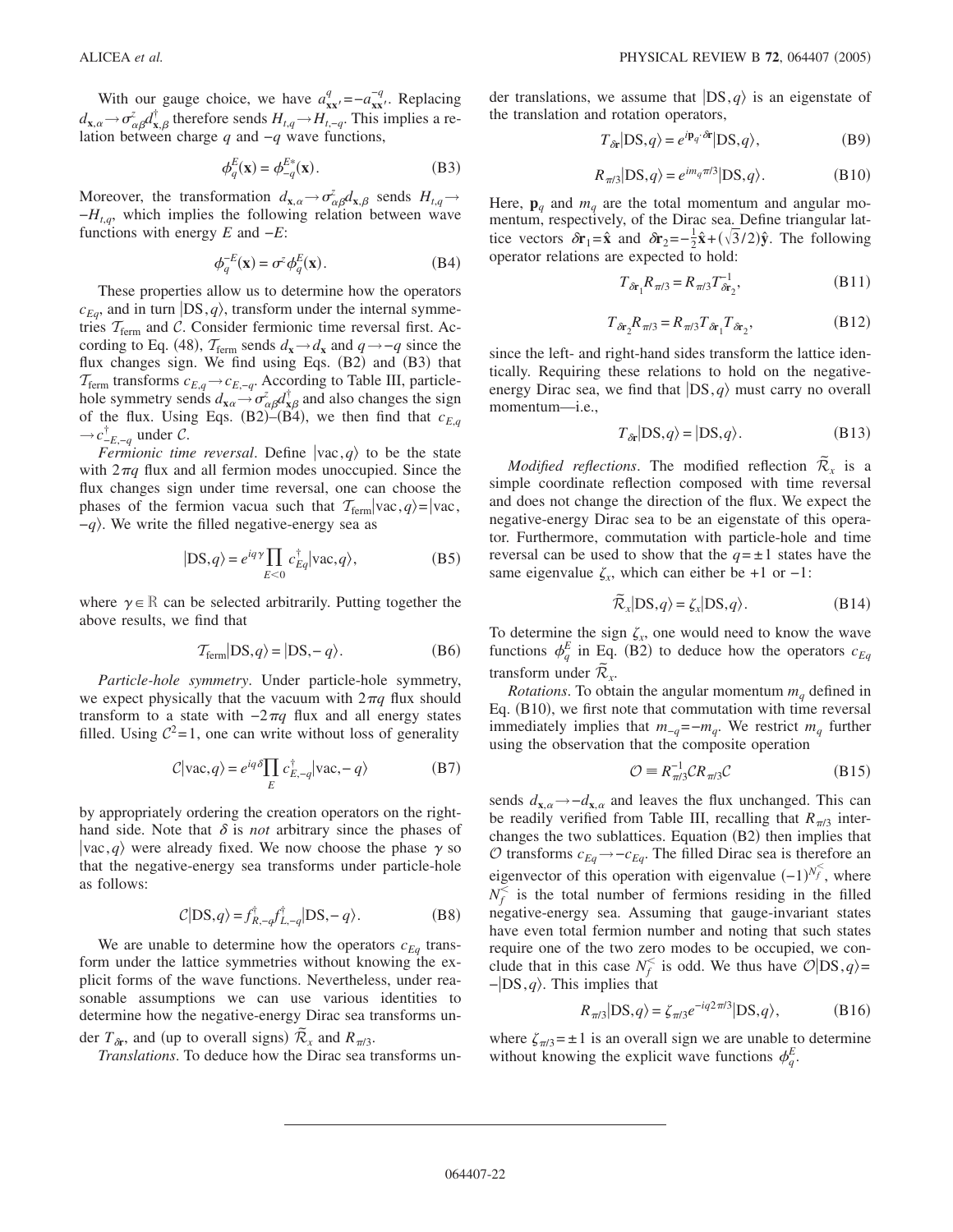With our gauge choice, we have $a^q_{\mathbf{x}\mathbf{x}'} = -a^{-q}_{\mathbf{x}\mathbf{x}'}$. Replacing $d_{\mathbf{x},\alpha} \to \sigma^z_{\alpha\beta} d^\dagger_{\mathbf{x},\beta}$ therefore sends $H_{t,q} \to H_{t,-q}$. This implies a relation between charge $q$ and $-q$ wave functions,

$$\phi^E_q(\mathbf{x}) = \phi^{E*}_{-q}(\mathbf{x}). \tag{B3}$$

Moreover, the transformation $d_{\mathbf{x},\alpha} \to \sigma^z_{\alpha\beta} d_{\mathbf{x},\beta}$ sends $H_{t,q} \to -H_{t,q}$, which implies the following relation between wave functions with energy $E$ and $-E$:

$$\phi^{-E}_q(\mathbf{x}) = \sigma^z \phi^E_q(\mathbf{x}). \tag{B4}$$

These properties allow us to determine how the operators $c_{Eq}$, and in turn $|\mathrm{DS}, q\rangle$, transform under the internal symmetries $\mathcal{T}_{\mathrm{ferm}}$ and $\mathcal{C}$. Consider fermionic time reversal first. According to Eq. (48), $\mathcal{T}_{\mathrm{ferm}}$ sends $d_{\mathbf{x}} \to d_{\mathbf{x}}$ and $q \to -q$ since the flux changes sign. We find using Eqs. (B2) and (B3) that $\mathcal{T}_{\mathrm{ferm}}$ transforms $c_{E,q} \to c_{E,-q}$. According to Table III, particle-hole symmetry sends $d_{\mathbf{x}\alpha} \to \sigma^z_{\alpha\beta} d^\dagger_{\mathbf{x}\beta}$ and also changes the sign of the flux. Using Eqs. (B2)–(B4), we then find that $c_{E,q} \to c^\dagger_{-E,-q}$ under $\mathcal{C}$.

*Fermionic time reversal*. Define $|\mathrm{vac}, q\rangle$ to be the state with $2\pi q$ flux and all fermion modes unoccupied. Since the flux changes sign under time reversal, one can choose the phases of the fermion vacua such that $\mathcal{T}_{\mathrm{ferm}}|\mathrm{vac}, q\rangle = |\mathrm{vac}, -q\rangle$. We write the filled negative-energy sea as

$$|\mathrm{DS}, q\rangle = e^{iq\gamma} \prod_{E<0} c^\dagger_{Eq} |\mathrm{vac}, q\rangle, \tag{B5}$$

where $\gamma \in \mathbb{R}$ can be selected arbitrarily. Putting together the above results, we find that

$$\mathcal{T}_{\mathrm{ferm}}|\mathrm{DS}, q\rangle = |\mathrm{DS}, -q\rangle. \tag{B6}$$

*Particle-hole symmetry*. Under particle-hole symmetry, we expect physically that the vacuum with $2\pi q$ flux should transform to a state with $-2\pi q$ flux and all energy states filled. Using $\mathcal{C}^2 = 1$, one can write without loss of generality

$$\mathcal{C}|\mathrm{vac}, q\rangle = e^{iq\delta} \prod_E c^\dagger_{E,-q} |\mathrm{vac}, -q\rangle \tag{B7}$$

by appropriately ordering the creation operators on the right-hand side. Note that $\delta$ is *not* arbitrary since the phases of $|\mathrm{vac}, q\rangle$ were already fixed. We now choose the phase $\gamma$ so that the negative-energy sea transforms under particle-hole as follows:

$$\mathcal{C}|\mathrm{DS}, q\rangle = f^\dagger_{R,-q} f^\dagger_{L,-q} |\mathrm{DS}, -q\rangle. \tag{B8}$$

We are unable to determine how the operators $c_{Eq}$ transform under the lattice symmetries without knowing the explicit forms of the wave functions. Nevertheless, under reasonable assumptions we can use various identities to determine how the negative-energy Dirac sea transforms under $T_{\delta\mathbf{r}}$, and (up to overall signs) $\tilde{\mathcal{R}}_x$ and $R_{\pi/3}$.

*Translations*. To deduce how the Dirac sea transforms under translations, we assume that $|\mathrm{DS}, q\rangle$ is an eigenstate of the translation and rotation operators,

$$T_{\delta\mathbf{r}}|\mathrm{DS}, q\rangle = e^{i\mathbf{p}_q \cdot \delta\mathbf{r}} |\mathrm{DS}, q\rangle, \tag{B9}$$

$$R_{\pi/3}|\mathrm{DS}, q\rangle = e^{im_q \pi/3} |\mathrm{DS}, q\rangle. \tag{B10}$$

Here, $\mathbf{p}_q$ and $m_q$ are the total momentum and angular momentum, respectively, of the Dirac sea. Define triangular lattice vectors $\delta\mathbf{r}_1 = \hat{\mathbf{x}}$ and $\delta\mathbf{r}_2 = -\frac{1}{2}\hat{\mathbf{x}} + (\sqrt{3}/2)\hat{\mathbf{y}}$. The following operator relations are expected to hold:

$$T_{\delta\mathbf{r}_1} R_{\pi/3} = R_{\pi/3} T^{-1}_{\delta\mathbf{r}_2}, \tag{B11}$$

$$T_{\delta\mathbf{r}_2} R_{\pi/3} = R_{\pi/3} T_{\delta\mathbf{r}_1} T_{\delta\mathbf{r}_2}, \tag{B12}$$

since the left- and right-hand sides transform the lattice identically. Requiring these relations to hold on the negative-energy Dirac sea, we find that $|\mathrm{DS}, q\rangle$ must carry no overall momentum—i.e.,

$$T_{\delta\mathbf{r}}|\mathrm{DS}, q\rangle = |\mathrm{DS}, q\rangle. \tag{B13}$$

*Modified reflections*. The modified reflection $\tilde{\mathcal{R}}_x$ is a simple coordinate reflection composed with time reversal and does not change the direction of the flux. We expect the negative-energy Dirac sea to be an eigenstate of this operator. Furthermore, commutation with particle-hole and time reversal can be used to show that the $q = \pm 1$ states have the same eigenvalue $\zeta_x$, which can either be $+1$ or $-1$:

$$\tilde{\mathcal{R}}_x|\mathrm{DS}, q\rangle = \zeta_x |\mathrm{DS}, q\rangle. \tag{B14}$$

To determine the sign $\zeta_x$, one would need to know the wave functions $\phi^E_q$ in Eq. (B2) to deduce how the operators $c_{Eq}$ transform under $\tilde{\mathcal{R}}_x$.

*Rotations*. To obtain the angular momentum $m_q$ defined in Eq. (B10), we first note that commutation with time reversal immediately implies that $m_{-q} = -m_q$. We restrict $m_q$ further using the observation that the composite operation

$$\mathcal{O} \equiv R^{-1}_{\pi/3} \mathcal{C} R_{\pi/3} \mathcal{C} \tag{B15}$$

sends $d_{\mathbf{x},\alpha} \to -d_{\mathbf{x},\alpha}$ and leaves the flux unchanged. This can be readily verified from Table III, recalling that $R_{\pi/3}$ interchanges the two sublattices. Equation (B2) then implies that $\mathcal{O}$ transforms $c_{Eq} \to -c_{Eq}$. The filled Dirac sea is therefore an eigenvector of this operation with eigenvalue $(-1)^{N_f^<}$, where $N_f^<$ is the total number of fermions residing in the filled negative-energy sea. Assuming that gauge-invariant states have even total fermion number and noting that such states require one of the two zero modes to be occupied, we conclude that in this case $N_f^<$ is odd. We thus have $\mathcal{O}|\mathrm{DS}, q\rangle = -|\mathrm{DS}, q\rangle$. This implies that

$$R_{\pi/3}|\mathrm{DS}, q\rangle = \zeta_{\pi/3} e^{-iq2\pi/3} |\mathrm{DS}, q\rangle, \tag{B16}$$

where $\zeta_{\pi/3} = \pm 1$ is an overall sign we are unable to determine without knowing the explicit wave functions $\phi^E_q$.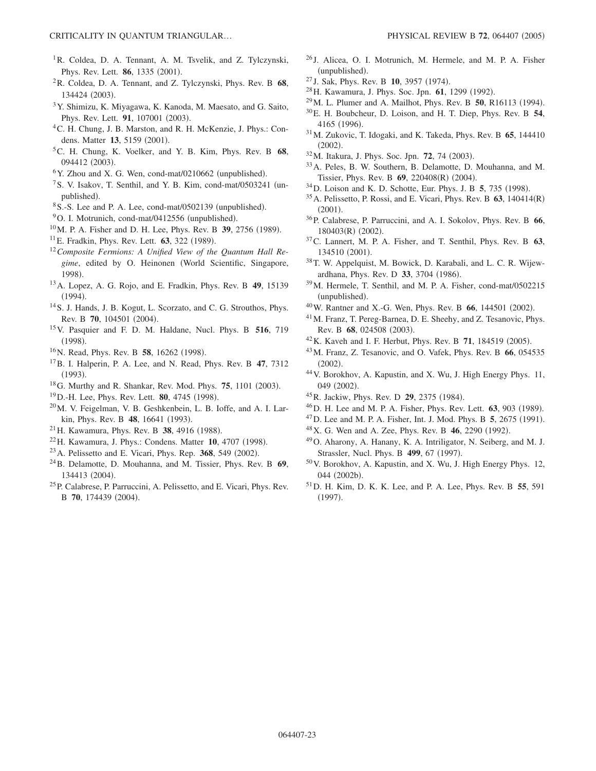[1] R. Coldea, D. A. Tennant, A. M. Tsvelik, and Z. Tylczynski, Phys. Rev. Lett. **86**, 1335 (2001).

[2] R. Coldea, D. A. Tennant, and Z. Tylczynski, Phys. Rev. B **68**, 134424 (2003).

[3] Y. Shimizu, K. Miyagawa, K. Kanoda, M. Maesato, and G. Saito, Phys. Rev. Lett. **91**, 107001 (2003).

[4] C. H. Chung, J. B. Marston, and R. H. McKenzie, J. Phys.: Condens. Matter **13**, 5159 (2001).

[5] C. H. Chung, K. Voelker, and Y. B. Kim, Phys. Rev. B **68**, 094412 (2003).

[6] Y. Zhou and X. G. Wen, cond-mat/0210662 (unpublished).

[7] S. V. Isakov, T. Senthil, and Y. B. Kim, cond-mat/0503241 (unpublished).

[8] S.-S. Lee and P. A. Lee, cond-mat/0502139 (unpublished).

[9] O. I. Motrunich, cond-mat/0412556 (unpublished).

[10] M. P. A. Fisher and D. H. Lee, Phys. Rev. B **39**, 2756 (1989).

[11] E. Fradkin, Phys. Rev. Lett. **63**, 322 (1989).

[12] *Composite Fermions: A Unified View of the Quantum Hall Regime*, edited by O. Heinonen (World Scientific, Singapore, 1998).

[13] A. Lopez, A. G. Rojo, and E. Fradkin, Phys. Rev. B **49**, 15139 (1994).

[14] S. J. Hands, J. B. Kogut, L. Scorzato, and C. G. Strouthos, Phys. Rev. B **70**, 104501 (2004).

[15] V. Pasquier and F. D. M. Haldane, Nucl. Phys. B **516**, 719 (1998).

[16] N. Read, Phys. Rev. B **58**, 16262 (1998).

[17] B. I. Halperin, P. A. Lee, and N. Read, Phys. Rev. B **47**, 7312 (1993).

[18] G. Murthy and R. Shankar, Rev. Mod. Phys. **75**, 1101 (2003).

[19] D.-H. Lee, Phys. Rev. Lett. **80**, 4745 (1998).

[20] M. V. Feigelman, V. B. Geshkenbein, L. B. Ioffe, and A. I. Larkin, Phys. Rev. B **48**, 16641 (1993).

[21] H. Kawamura, Phys. Rev. B **38**, 4916 (1988).

[22] H. Kawamura, J. Phys.: Condens. Matter **10**, 4707 (1998).

[23] A. Pelissetto and E. Vicari, Phys. Rep. **368**, 549 (2002).

[24] B. Delamotte, D. Mouhanna, and M. Tissier, Phys. Rev. B **69**, 134413 (2004).

[25] P. Calabrese, P. Parruccini, A. Pelissetto, and E. Vicari, Phys. Rev. B **70**, 174439 (2004).

[26] J. Alicea, O. I. Motrunich, M. Hermele, and M. P. A. Fisher (unpublished).

[27] J. Sak, Phys. Rev. B **10**, 3957 (1974).

[28] H. Kawamura, J. Phys. Soc. Jpn. **61**, 1299 (1992).

[29] M. L. Plumer and A. Mailhot, Phys. Rev. B **50**, R16113 (1994).

[30] E. H. Boubcheur, D. Loison, and H. T. Diep, Phys. Rev. B **54**, 4165 (1996).

[31] M. Zukovic, T. Idogaki, and K. Takeda, Phys. Rev. B **65**, 144410 (2002).

[32] M. Itakura, J. Phys. Soc. Jpn. **72**, 74 (2003).

[33] A. Peles, B. W. Southern, B. Delamotte, D. Mouhanna, and M. Tissier, Phys. Rev. B **69**, 220408(R) (2004).

[34] D. Loison and K. D. Schotte, Eur. Phys. J. B **5**, 735 (1998).

[35] A. Pelissetto, P. Rossi, and E. Vicari, Phys. Rev. B **63**, 140414(R) (2001).

[36] P. Calabrese, P. Parruccini, and A. I. Sokolov, Phys. Rev. B **66**, 180403(R) (2002).

[37] C. Lannert, M. P. A. Fisher, and T. Senthil, Phys. Rev. B **63**, 134510 (2001).

[38] T. W. Appelquist, M. Bowick, D. Karabali, and L. C. R. Wijewardhana, Phys. Rev. D **33**, 3704 (1986).

[39] M. Hermele, T. Senthil, and M. P. A. Fisher, cond-mat/0502215 (unpublished).

[40] W. Rantner and X.-G. Wen, Phys. Rev. B **66**, 144501 (2002).

[41] M. Franz, T. Pereg-Barnea, D. E. Sheehy, and Z. Tesanovic, Phys. Rev. B **68**, 024508 (2003).

[42] K. Kaveh and I. F. Herbut, Phys. Rev. B **71**, 184519 (2005).

[43] M. Franz, Z. Tesanovic, and O. Vafek, Phys. Rev. B **66**, 054535 (2002).

[44] V. Borokhov, A. Kapustin, and X. Wu, J. High Energy Phys. 11, 049 (2002).

[45] R. Jackiw, Phys. Rev. D **29**, 2375 (1984).

[46] D. H. Lee and M. P. A. Fisher, Phys. Rev. Lett. **63**, 903 (1989).

[47] D. Lee and M. P. A. Fisher, Int. J. Mod. Phys. B **5**, 2675 (1991).

[48] X. G. Wen and A. Zee, Phys. Rev. B **46**, 2290 (1992).

[49] O. Aharony, A. Hanany, K. A. Intriligator, N. Seiberg, and M. J. Strassler, Nucl. Phys. B **499**, 67 (1997).

[50] V. Borokhov, A. Kapustin, and X. Wu, J. High Energy Phys. 12, 044 (2002b).

[51] D. H. Kim, D. K. K. Lee, and P. A. Lee, Phys. Rev. B **55**, 591 (1997).